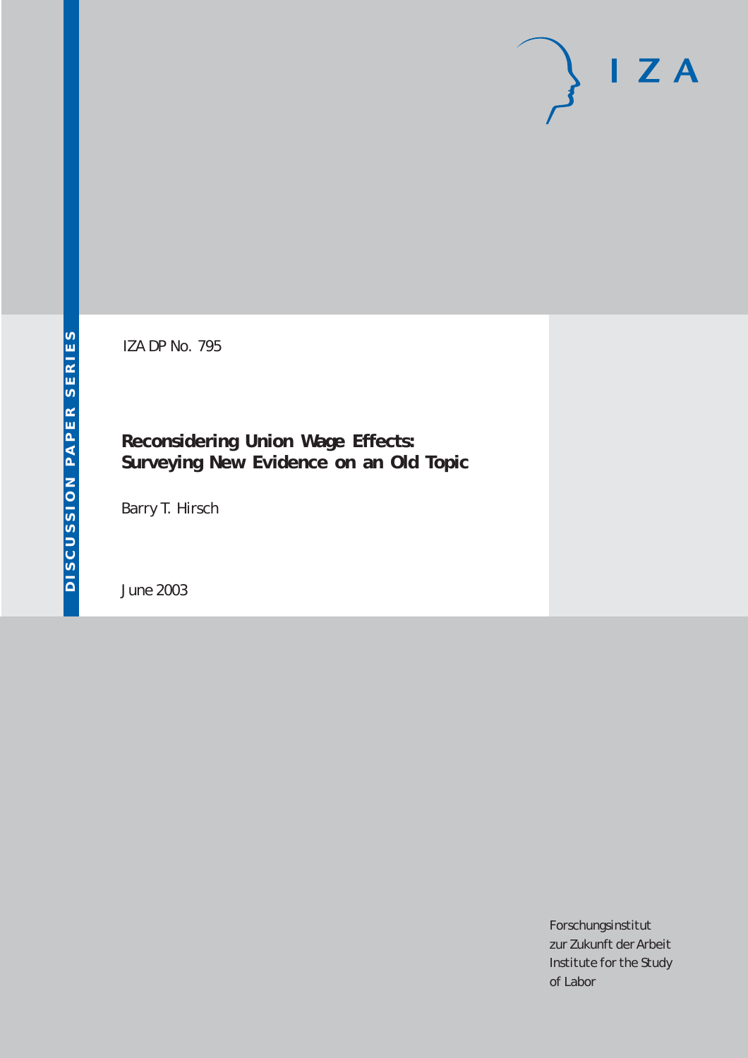DISCUSSION PAPER SERIES

IZA

IZA DP No. 795

# Reconsidering Union Wage Effects: Surveying New Evidence on an Old Topic

Barry T. Hirsch

June 2003

Forschungsinstitut
zur Zukunft der Arbeit
Institute for the Study
of Labor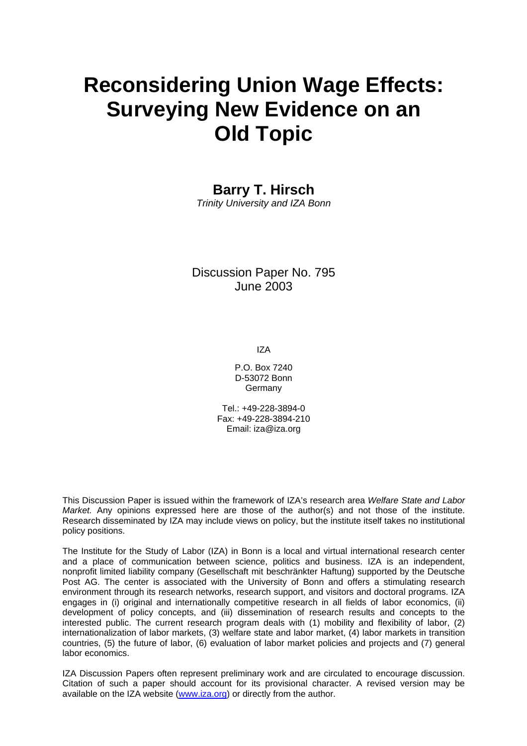# Reconsidering Union Wage Effects: Surveying New Evidence on an Old Topic

**Barry T. Hirsch**

*Trinity University and IZA Bonn*

Discussion Paper No. 795
June 2003

IZA

P.O. Box 7240
D-53072 Bonn
Germany

Tel.: +49-228-3894-0
Fax: +49-228-3894-210
Email: iza@iza.org

This Discussion Paper is issued within the framework of IZA's research area *Welfare State and Labor Market.* Any opinions expressed here are those of the author(s) and not those of the institute. Research disseminated by IZA may include views on policy, but the institute itself takes no institutional policy positions.

The Institute for the Study of Labor (IZA) in Bonn is a local and virtual international research center and a place of communication between science, politics and business. IZA is an independent, nonprofit limited liability company (Gesellschaft mit beschränkter Haftung) supported by the Deutsche Post AG. The center is associated with the University of Bonn and offers a stimulating research environment through its research networks, research support, and visitors and doctoral programs. IZA engages in (i) original and internationally competitive research in all fields of labor economics, (ii) development of policy concepts, and (iii) dissemination of research results and concepts to the interested public. The current research program deals with (1) mobility and flexibility of labor, (2) internationalization of labor markets, (3) welfare state and labor market, (4) labor markets in transition countries, (5) the future of labor, (6) evaluation of labor market policies and projects and (7) general labor economics.

IZA Discussion Papers often represent preliminary work and are circulated to encourage discussion. Citation of such a paper should account for its provisional character. A revised version may be available on the IZA website (www.iza.org) or directly from the author.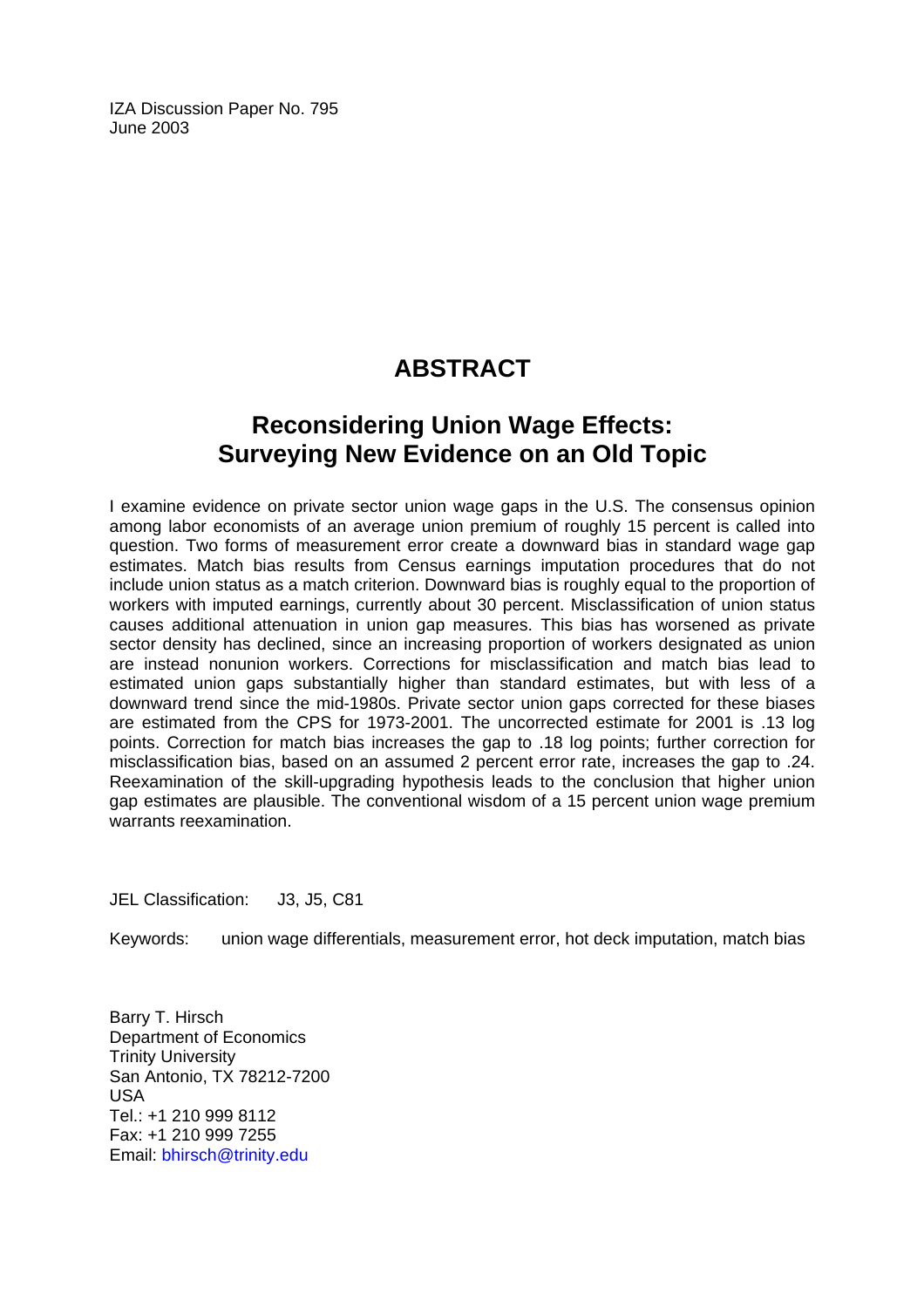IZA Discussion Paper No. 795
June 2003

# ABSTRACT

## Reconsidering Union Wage Effects: Surveying New Evidence on an Old Topic

I examine evidence on private sector union wage gaps in the U.S. The consensus opinion among labor economists of an average union premium of roughly 15 percent is called into question. Two forms of measurement error create a downward bias in standard wage gap estimates. Match bias results from Census earnings imputation procedures that do not include union status as a match criterion. Downward bias is roughly equal to the proportion of workers with imputed earnings, currently about 30 percent. Misclassification of union status causes additional attenuation in union gap measures. This bias has worsened as private sector density has declined, since an increasing proportion of workers designated as union are instead nonunion workers. Corrections for misclassification and match bias lead to estimated union gaps substantially higher than standard estimates, but with less of a downward trend since the mid-1980s. Private sector union gaps corrected for these biases are estimated from the CPS for 1973-2001. The uncorrected estimate for 2001 is .13 log points. Correction for match bias increases the gap to .18 log points; further correction for misclassification bias, based on an assumed 2 percent error rate, increases the gap to .24. Reexamination of the skill-upgrading hypothesis leads to the conclusion that higher union gap estimates are plausible. The conventional wisdom of a 15 percent union wage premium warrants reexamination.

JEL Classification: J3, J5, C81

Keywords: union wage differentials, measurement error, hot deck imputation, match bias

Barry T. Hirsch
Department of Economics
Trinity University
San Antonio, TX 78212-7200
USA
Tel.: +1 210 999 8112
Fax: +1 210 999 7255
Email: bhirsch@trinity.edu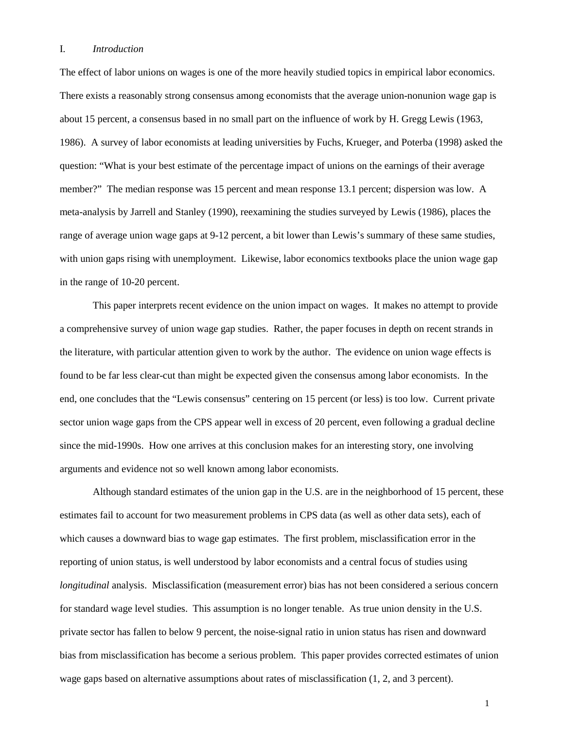## I. *Introduction*

The effect of labor unions on wages is one of the more heavily studied topics in empirical labor economics. There exists a reasonably strong consensus among economists that the average union-nonunion wage gap is about 15 percent, a consensus based in no small part on the influence of work by H. Gregg Lewis (1963, 1986). A survey of labor economists at leading universities by Fuchs, Krueger, and Poterba (1998) asked the question: "What is your best estimate of the percentage impact of unions on the earnings of their average member?" The median response was 15 percent and mean response 13.1 percent; dispersion was low. A meta-analysis by Jarrell and Stanley (1990), reexamining the studies surveyed by Lewis (1986), places the range of average union wage gaps at 9-12 percent, a bit lower than Lewis's summary of these same studies, with union gaps rising with unemployment. Likewise, labor economics textbooks place the union wage gap in the range of 10-20 percent.

This paper interprets recent evidence on the union impact on wages. It makes no attempt to provide a comprehensive survey of union wage gap studies. Rather, the paper focuses in depth on recent strands in the literature, with particular attention given to work by the author. The evidence on union wage effects is found to be far less clear-cut than might be expected given the consensus among labor economists. In the end, one concludes that the "Lewis consensus" centering on 15 percent (or less) is too low. Current private sector union wage gaps from the CPS appear well in excess of 20 percent, even following a gradual decline since the mid-1990s. How one arrives at this conclusion makes for an interesting story, one involving arguments and evidence not so well known among labor economists.

Although standard estimates of the union gap in the U.S. are in the neighborhood of 15 percent, these estimates fail to account for two measurement problems in CPS data (as well as other data sets), each of which causes a downward bias to wage gap estimates. The first problem, misclassification error in the reporting of union status, is well understood by labor economists and a central focus of studies using *longitudinal* analysis. Misclassification (measurement error) bias has not been considered a serious concern for standard wage level studies. This assumption is no longer tenable. As true union density in the U.S. private sector has fallen to below 9 percent, the noise-signal ratio in union status has risen and downward bias from misclassification has become a serious problem. This paper provides corrected estimates of union wage gaps based on alternative assumptions about rates of misclassification (1, 2, and 3 percent).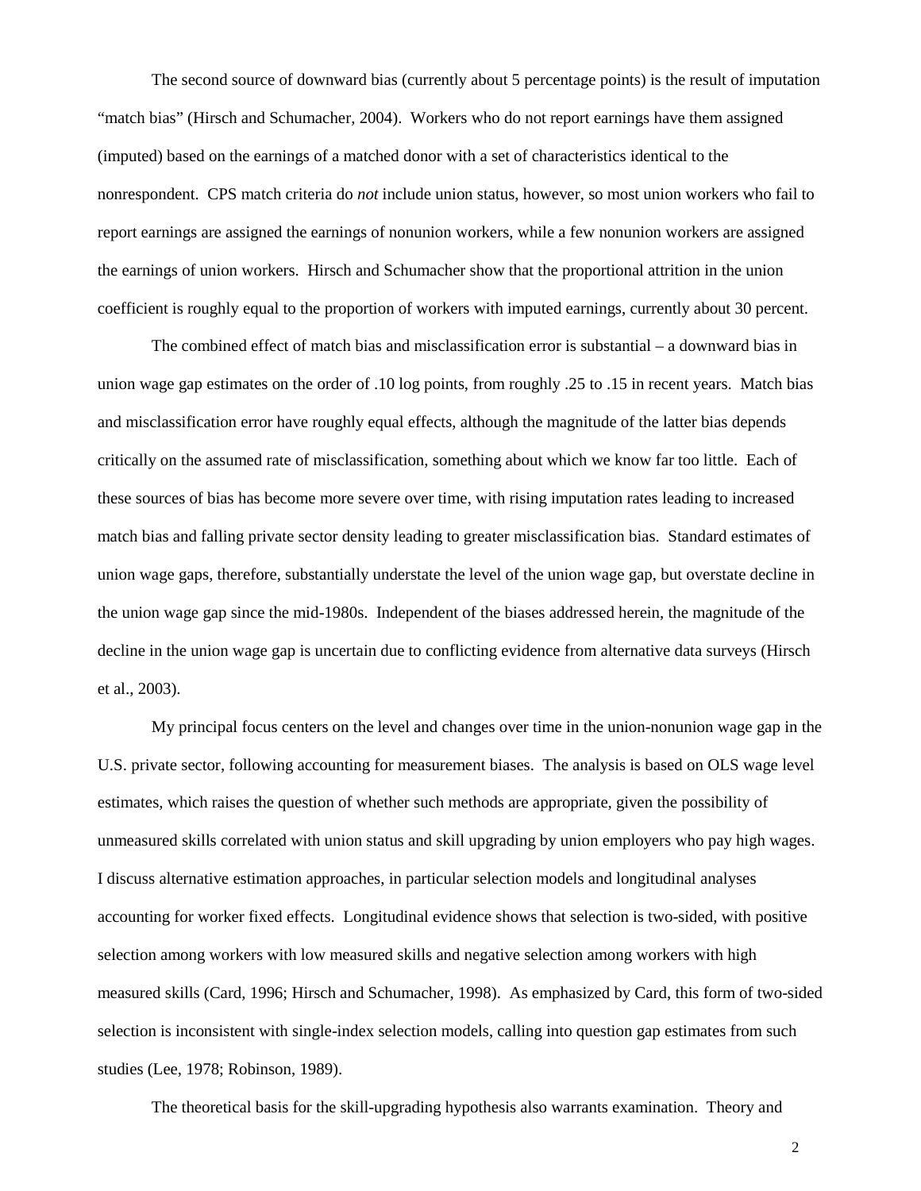The second source of downward bias (currently about 5 percentage points) is the result of imputation "match bias" (Hirsch and Schumacher, 2004). Workers who do not report earnings have them assigned (imputed) based on the earnings of a matched donor with a set of characteristics identical to the nonrespondent. CPS match criteria do *not* include union status, however, so most union workers who fail to report earnings are assigned the earnings of nonunion workers, while a few nonunion workers are assigned the earnings of union workers. Hirsch and Schumacher show that the proportional attrition in the union coefficient is roughly equal to the proportion of workers with imputed earnings, currently about 30 percent.

The combined effect of match bias and misclassification error is substantial – a downward bias in union wage gap estimates on the order of .10 log points, from roughly .25 to .15 in recent years. Match bias and misclassification error have roughly equal effects, although the magnitude of the latter bias depends critically on the assumed rate of misclassification, something about which we know far too little. Each of these sources of bias has become more severe over time, with rising imputation rates leading to increased match bias and falling private sector density leading to greater misclassification bias. Standard estimates of union wage gaps, therefore, substantially understate the level of the union wage gap, but overstate decline in the union wage gap since the mid-1980s. Independent of the biases addressed herein, the magnitude of the decline in the union wage gap is uncertain due to conflicting evidence from alternative data surveys (Hirsch et al., 2003).

My principal focus centers on the level and changes over time in the union-nonunion wage gap in the U.S. private sector, following accounting for measurement biases. The analysis is based on OLS wage level estimates, which raises the question of whether such methods are appropriate, given the possibility of unmeasured skills correlated with union status and skill upgrading by union employers who pay high wages. I discuss alternative estimation approaches, in particular selection models and longitudinal analyses accounting for worker fixed effects. Longitudinal evidence shows that selection is two-sided, with positive selection among workers with low measured skills and negative selection among workers with high measured skills (Card, 1996; Hirsch and Schumacher, 1998). As emphasized by Card, this form of two-sided selection is inconsistent with single-index selection models, calling into question gap estimates from such studies (Lee, 1978; Robinson, 1989).

The theoretical basis for the skill-upgrading hypothesis also warrants examination. Theory and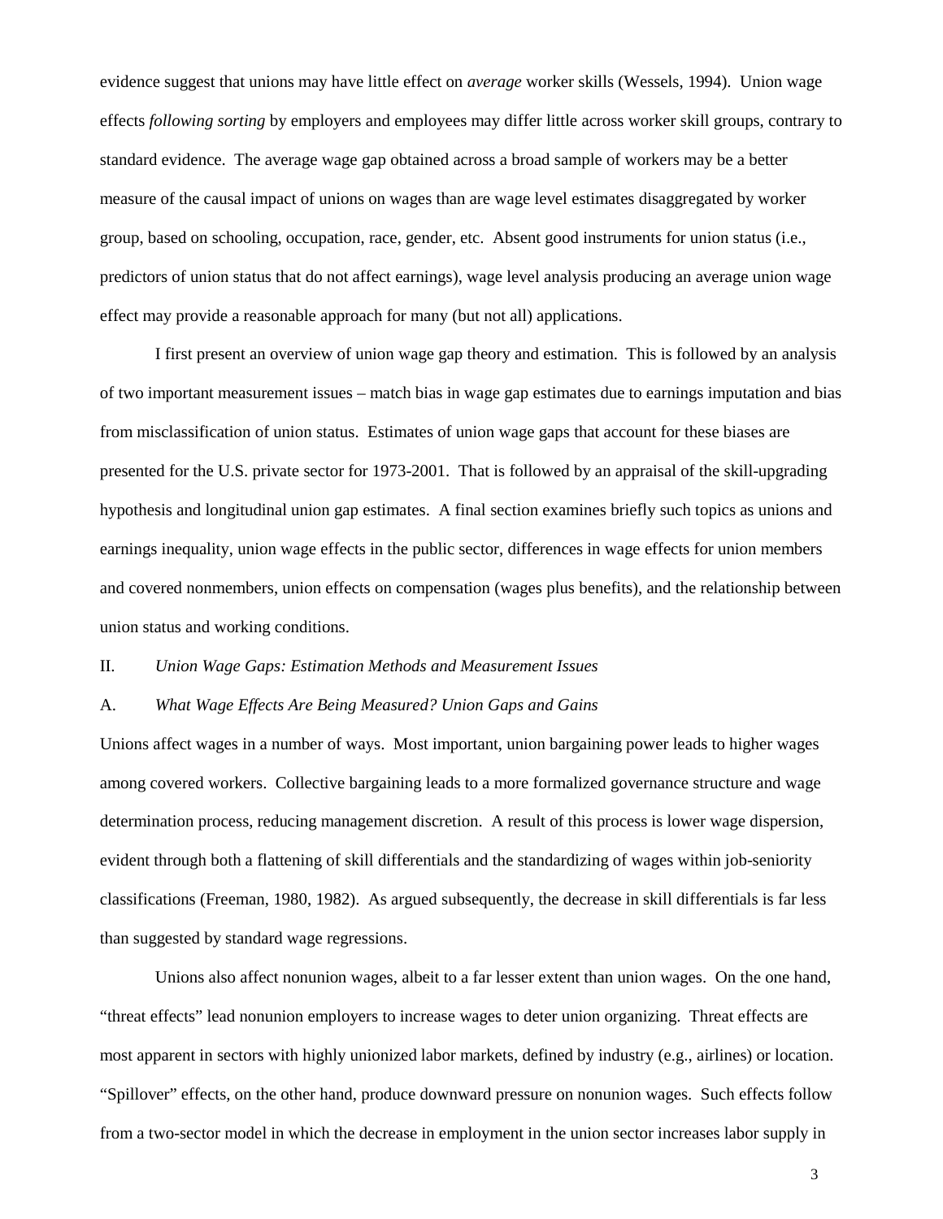evidence suggest that unions may have little effect on *average* worker skills (Wessels, 1994). Union wage effects *following sorting* by employers and employees may differ little across worker skill groups, contrary to standard evidence. The average wage gap obtained across a broad sample of workers may be a better measure of the causal impact of unions on wages than are wage level estimates disaggregated by worker group, based on schooling, occupation, race, gender, etc. Absent good instruments for union status (i.e., predictors of union status that do not affect earnings), wage level analysis producing an average union wage effect may provide a reasonable approach for many (but not all) applications.

I first present an overview of union wage gap theory and estimation. This is followed by an analysis of two important measurement issues – match bias in wage gap estimates due to earnings imputation and bias from misclassification of union status. Estimates of union wage gaps that account for these biases are presented for the U.S. private sector for 1973-2001. That is followed by an appraisal of the skill-upgrading hypothesis and longitudinal union gap estimates. A final section examines briefly such topics as unions and earnings inequality, union wage effects in the public sector, differences in wage effects for union members and covered nonmembers, union effects on compensation (wages plus benefits), and the relationship between union status and working conditions.

## II. *Union Wage Gaps: Estimation Methods and Measurement Issues*

### A. *What Wage Effects Are Being Measured? Union Gaps and Gains*

Unions affect wages in a number of ways. Most important, union bargaining power leads to higher wages among covered workers. Collective bargaining leads to a more formalized governance structure and wage determination process, reducing management discretion. A result of this process is lower wage dispersion, evident through both a flattening of skill differentials and the standardizing of wages within job-seniority classifications (Freeman, 1980, 1982). As argued subsequently, the decrease in skill differentials is far less than suggested by standard wage regressions.

Unions also affect nonunion wages, albeit to a far lesser extent than union wages. On the one hand, "threat effects" lead nonunion employers to increase wages to deter union organizing. Threat effects are most apparent in sectors with highly unionized labor markets, defined by industry (e.g., airlines) or location. "Spillover" effects, on the other hand, produce downward pressure on nonunion wages. Such effects follow from a two-sector model in which the decrease in employment in the union sector increases labor supply in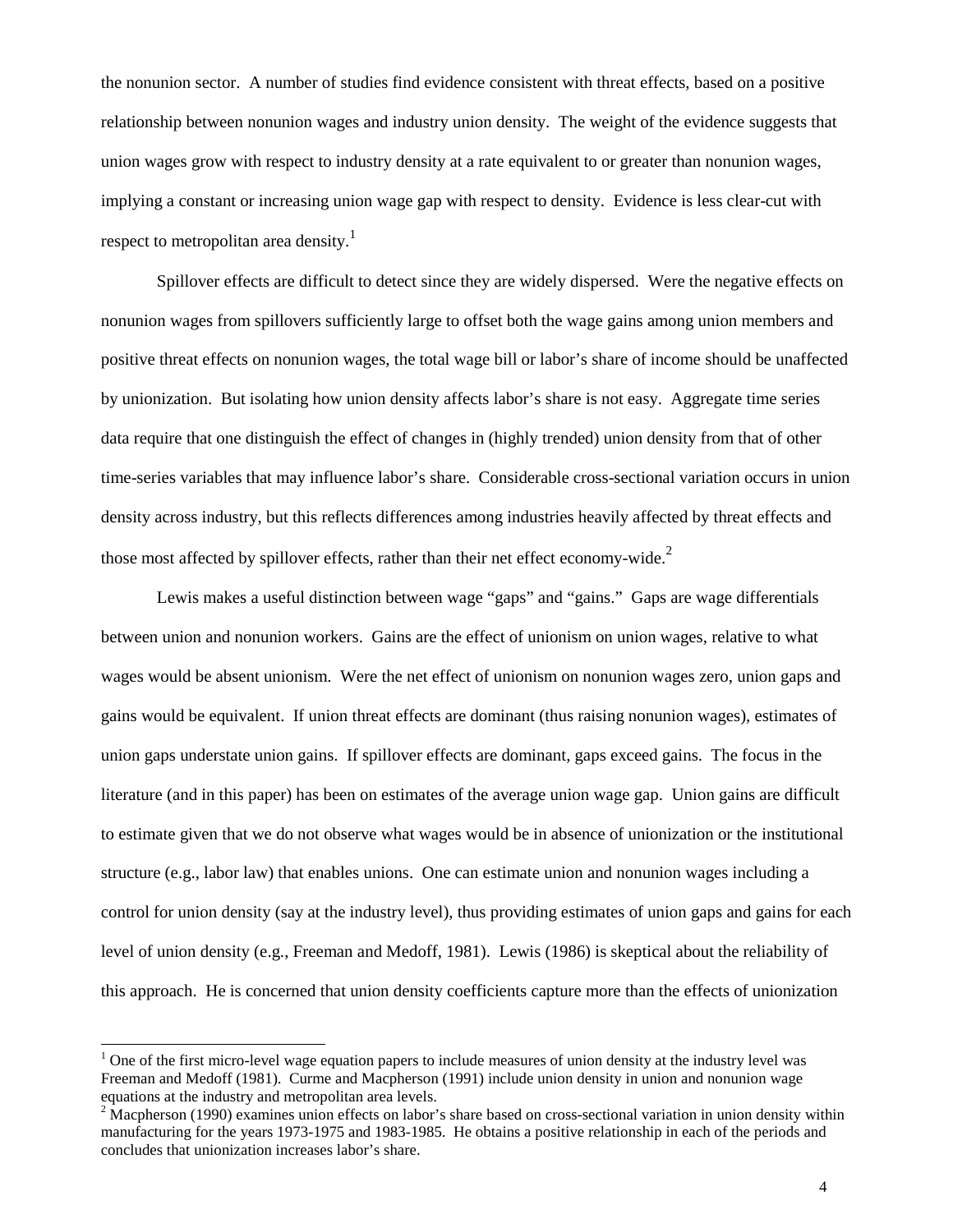the nonunion sector. A number of studies find evidence consistent with threat effects, based on a positive relationship between nonunion wages and industry union density. The weight of the evidence suggests that union wages grow with respect to industry density at a rate equivalent to or greater than nonunion wages, implying a constant or increasing union wage gap with respect to density. Evidence is less clear-cut with respect to metropolitan area density.[1]

Spillover effects are difficult to detect since they are widely dispersed. Were the negative effects on nonunion wages from spillovers sufficiently large to offset both the wage gains among union members and positive threat effects on nonunion wages, the total wage bill or labor's share of income should be unaffected by unionization. But isolating how union density affects labor's share is not easy. Aggregate time series data require that one distinguish the effect of changes in (highly trended) union density from that of other time-series variables that may influence labor's share. Considerable cross-sectional variation occurs in union density across industry, but this reflects differences among industries heavily affected by threat effects and those most affected by spillover effects, rather than their net effect economy-wide.[2]

Lewis makes a useful distinction between wage "gaps" and "gains." Gaps are wage differentials between union and nonunion workers. Gains are the effect of unionism on union wages, relative to what wages would be absent unionism. Were the net effect of unionism on nonunion wages zero, union gaps and gains would be equivalent. If union threat effects are dominant (thus raising nonunion wages), estimates of union gaps understate union gains. If spillover effects are dominant, gaps exceed gains. The focus in the literature (and in this paper) has been on estimates of the average union wage gap. Union gains are difficult to estimate given that we do not observe what wages would be in absence of unionization or the institutional structure (e.g., labor law) that enables unions. One can estimate union and nonunion wages including a control for union density (say at the industry level), thus providing estimates of union gaps and gains for each level of union density (e.g., Freeman and Medoff, 1981). Lewis (1986) is skeptical about the reliability of this approach. He is concerned that union density coefficients capture more than the effects of unionization

---

[1] One of the first micro-level wage equation papers to include measures of union density at the industry level was Freeman and Medoff (1981). Curme and Macpherson (1991) include union density in union and nonunion wage equations at the industry and metropolitan area levels.

[2] Macpherson (1990) examines union effects on labor's share based on cross-sectional variation in union density within manufacturing for the years 1973-1975 and 1983-1985. He obtains a positive relationship in each of the periods and concludes that unionization increases labor's share.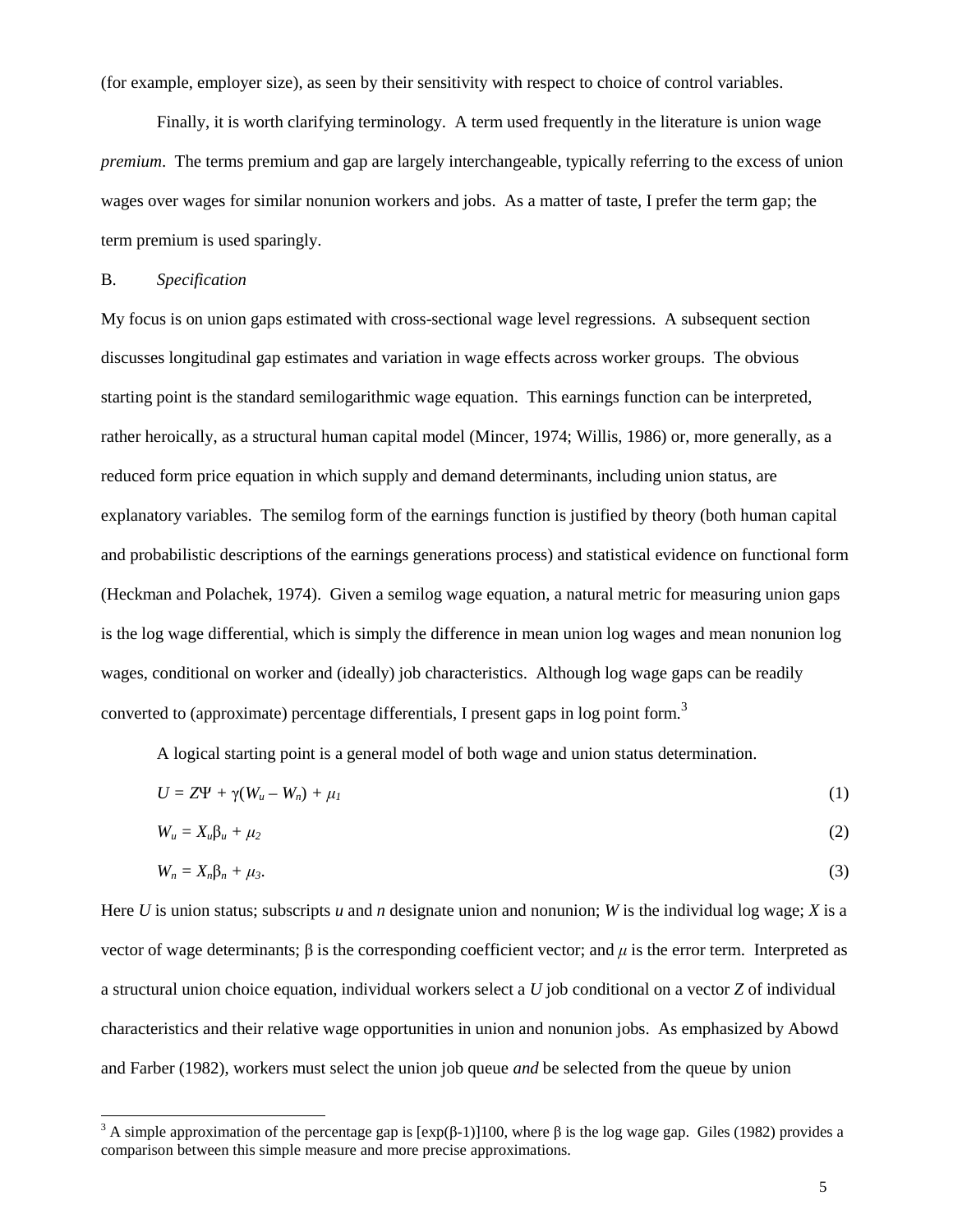(for example, employer size), as seen by their sensitivity with respect to choice of control variables.

Finally, it is worth clarifying terminology. A term used frequently in the literature is union wage *premium*. The terms premium and gap are largely interchangeable, typically referring to the excess of union wages over wages for similar nonunion workers and jobs. As a matter of taste, I prefer the term gap; the term premium is used sparingly.

B. *Specification*

My focus is on union gaps estimated with cross-sectional wage level regressions. A subsequent section discusses longitudinal gap estimates and variation in wage effects across worker groups. The obvious starting point is the standard semilogarithmic wage equation. This earnings function can be interpreted, rather heroically, as a structural human capital model (Mincer, 1974; Willis, 1986) or, more generally, as a reduced form price equation in which supply and demand determinants, including union status, are explanatory variables. The semilog form of the earnings function is justified by theory (both human capital and probabilistic descriptions of the earnings generations process) and statistical evidence on functional form (Heckman and Polachek, 1974). Given a semilog wage equation, a natural metric for measuring union gaps is the log wage differential, which is simply the difference in mean union log wages and mean nonunion log wages, conditional on worker and (ideally) job characteristics. Although log wage gaps can be readily converted to (approximate) percentage differentials, I present gaps in log point form.[3]

A logical starting point is a general model of both wage and union status determination.

$$U = Z\Psi + \gamma(W_u - W_n) + \mu_1 \tag{1}$$

$$W_u = X_u\beta_u + \mu_2 \tag{2}$$

$$W_n = X_n\beta_n + \mu_3. \tag{3}$$

Here $U$ is union status; subscripts $u$ and $n$ designate union and nonunion; $W$ is the individual log wage; $X$ is a vector of wage determinants; $\beta$ is the corresponding coefficient vector; and $\mu$ is the error term. Interpreted as a structural union choice equation, individual workers select a $U$ job conditional on a vector $Z$ of individual characteristics and their relative wage opportunities in union and nonunion jobs. As emphasized by Abowd and Farber (1982), workers must select the union job queue *and* be selected from the queue by union

[3] A simple approximation of the percentage gap is $[\exp(\beta\text{-}1)]100$, where $\beta$ is the log wage gap. Giles (1982) provides a comparison between this simple measure and more precise approximations.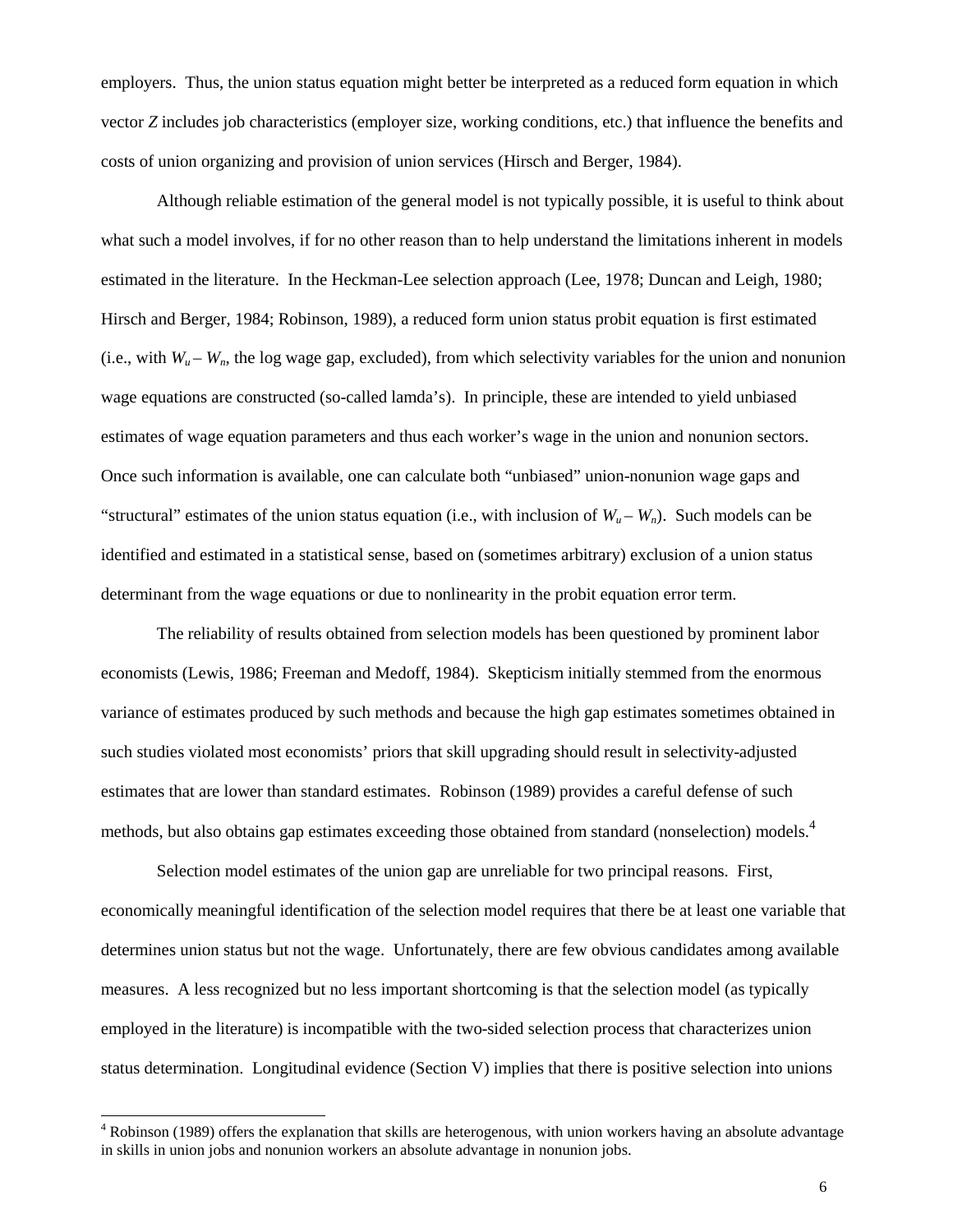employers. Thus, the union status equation might better be interpreted as a reduced form equation in which vector *Z* includes job characteristics (employer size, working conditions, etc.) that influence the benefits and costs of union organizing and provision of union services (Hirsch and Berger, 1984).

Although reliable estimation of the general model is not typically possible, it is useful to think about what such a model involves, if for no other reason than to help understand the limitations inherent in models estimated in the literature. In the Heckman-Lee selection approach (Lee, 1978; Duncan and Leigh, 1980; Hirsch and Berger, 1984; Robinson, 1989), a reduced form union status probit equation is first estimated (i.e., with $W_u - W_n$, the log wage gap, excluded), from which selectivity variables for the union and nonunion wage equations are constructed (so-called lamda's). In principle, these are intended to yield unbiased estimates of wage equation parameters and thus each worker's wage in the union and nonunion sectors. Once such information is available, one can calculate both "unbiased" union-nonunion wage gaps and "structural" estimates of the union status equation (i.e., with inclusion of $W_u - W_n$). Such models can be identified and estimated in a statistical sense, based on (sometimes arbitrary) exclusion of a union status determinant from the wage equations or due to nonlinearity in the probit equation error term.

The reliability of results obtained from selection models has been questioned by prominent labor economists (Lewis, 1986; Freeman and Medoff, 1984). Skepticism initially stemmed from the enormous variance of estimates produced by such methods and because the high gap estimates sometimes obtained in such studies violated most economists' priors that skill upgrading should result in selectivity-adjusted estimates that are lower than standard estimates. Robinson (1989) provides a careful defense of such methods, but also obtains gap estimates exceeding those obtained from standard (nonselection) models.[4]

Selection model estimates of the union gap are unreliable for two principal reasons. First, economically meaningful identification of the selection model requires that there be at least one variable that determines union status but not the wage. Unfortunately, there are few obvious candidates among available measures. A less recognized but no less important shortcoming is that the selection model (as typically employed in the literature) is incompatible with the two-sided selection process that characterizes union status determination. Longitudinal evidence (Section V) implies that there is positive selection into unions

[4] Robinson (1989) offers the explanation that skills are heterogenous, with union workers having an absolute advantage in skills in union jobs and nonunion workers an absolute advantage in nonunion jobs.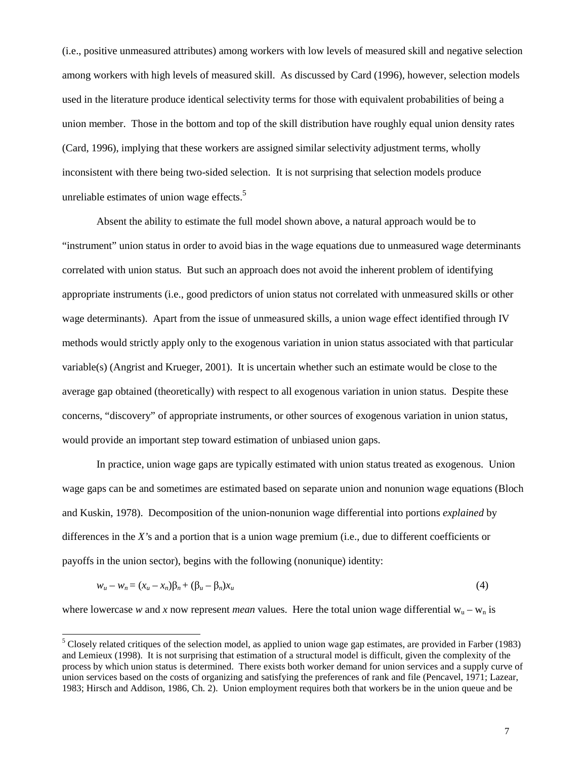(i.e., positive unmeasured attributes) among workers with low levels of measured skill and negative selection among workers with high levels of measured skill. As discussed by Card (1996), however, selection models used in the literature produce identical selectivity terms for those with equivalent probabilities of being a union member. Those in the bottom and top of the skill distribution have roughly equal union density rates (Card, 1996), implying that these workers are assigned similar selectivity adjustment terms, wholly inconsistent with there being two-sided selection. It is not surprising that selection models produce unreliable estimates of union wage effects.[5]

Absent the ability to estimate the full model shown above, a natural approach would be to "instrument" union status in order to avoid bias in the wage equations due to unmeasured wage determinants correlated with union status. But such an approach does not avoid the inherent problem of identifying appropriate instruments (i.e., good predictors of union status not correlated with unmeasured skills or other wage determinants). Apart from the issue of unmeasured skills, a union wage effect identified through IV methods would strictly apply only to the exogenous variation in union status associated with that particular variable(s) (Angrist and Krueger, 2001). It is uncertain whether such an estimate would be close to the average gap obtained (theoretically) with respect to all exogenous variation in union status. Despite these concerns, "discovery" of appropriate instruments, or other sources of exogenous variation in union status, would provide an important step toward estimation of unbiased union gaps.

In practice, union wage gaps are typically estimated with union status treated as exogenous. Union wage gaps can be and sometimes are estimated based on separate union and nonunion wage equations (Bloch and Kuskin, 1978). Decomposition of the union-nonunion wage differential into portions *explained* by differences in the *X*'s and a portion that is a union wage premium (i.e., due to different coefficients or payoffs in the union sector), begins with the following (nonunique) identity:

$$w_u - w_n = (x_u - x_n)\beta_n + (\beta_u - \beta_n)x_u \tag{4}$$

where lowercase $w$ and $x$ now represent *mean* values. Here the total union wage differential $w_u - w_n$ is

[5] Closely related critiques of the selection model, as applied to union wage gap estimates, are provided in Farber (1983) and Lemieux (1998). It is not surprising that estimation of a structural model is difficult, given the complexity of the process by which union status is determined. There exists both worker demand for union services and a supply curve of union services based on the costs of organizing and satisfying the preferences of rank and file (Pencavel, 1971; Lazear, 1983; Hirsch and Addison, 1986, Ch. 2). Union employment requires both that workers be in the union queue and be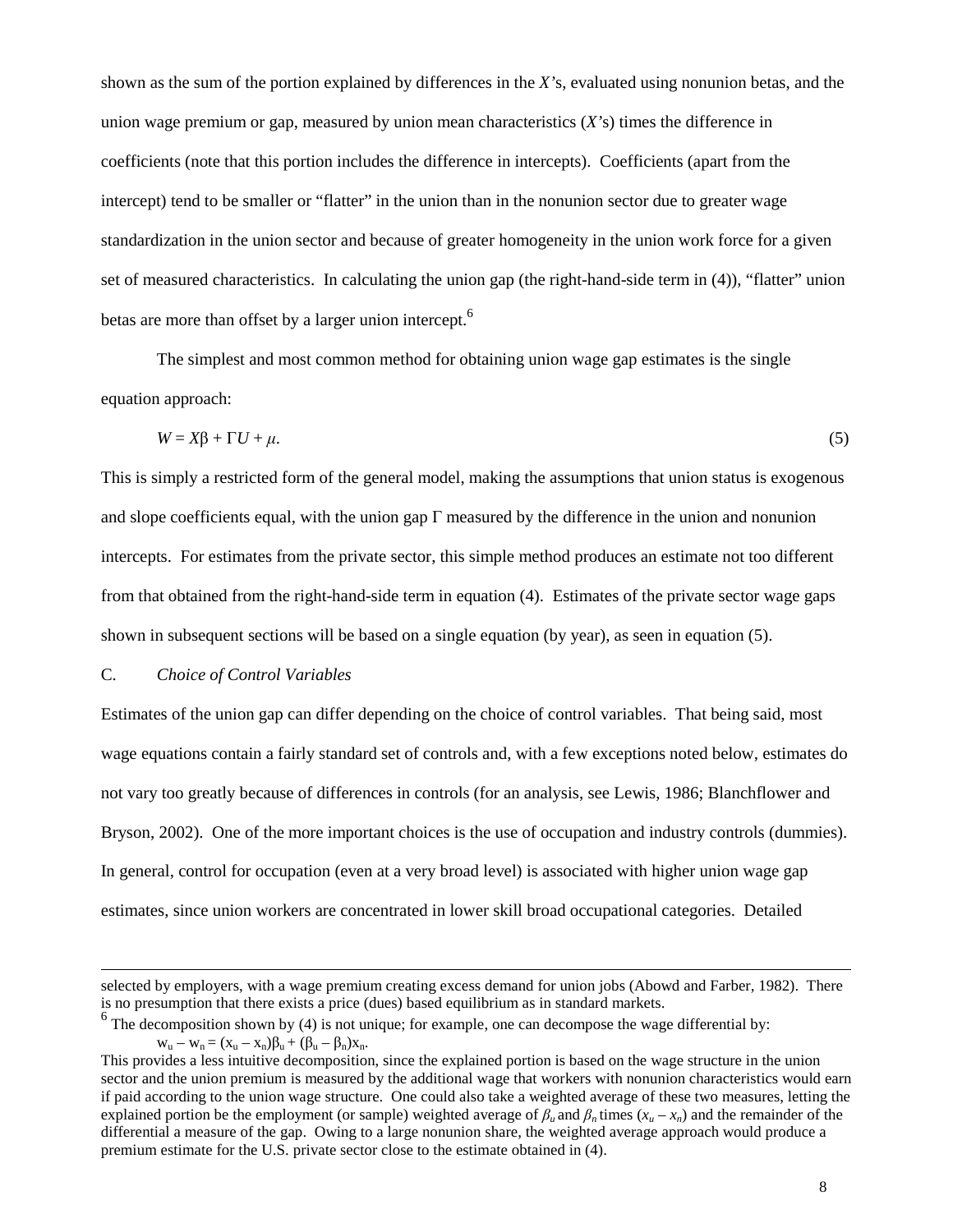shown as the sum of the portion explained by differences in the *X'*s, evaluated using nonunion betas, and the union wage premium or gap, measured by union mean characteristics (*X'*s) times the difference in coefficients (note that this portion includes the difference in intercepts). Coefficients (apart from the intercept) tend to be smaller or "flatter" in the union than in the nonunion sector due to greater wage standardization in the union sector and because of greater homogeneity in the union work force for a given set of measured characteristics. In calculating the union gap (the right-hand-side term in (4)), "flatter" union betas are more than offset by a larger union intercept.[6]

The simplest and most common method for obtaining union wage gap estimates is the single equation approach:

$$W = X\beta + \Gamma U + \mu. \tag{5}$$

This is simply a restricted form of the general model, making the assumptions that union status is exogenous and slope coefficients equal, with the union gap $\Gamma$ measured by the difference in the union and nonunion intercepts. For estimates from the private sector, this simple method produces an estimate not too different from that obtained from the right-hand-side term in equation (4). Estimates of the private sector wage gaps shown in subsequent sections will be based on a single equation (by year), as seen in equation (5).

## C. *Choice of Control Variables*

Estimates of the union gap can differ depending on the choice of control variables. That being said, most wage equations contain a fairly standard set of controls and, with a few exceptions noted below, estimates do not vary too greatly because of differences in controls (for an analysis, see Lewis, 1986; Blanchflower and Bryson, 2002). One of the more important choices is the use of occupation and industry controls (dummies). In general, control for occupation (even at a very broad level) is associated with higher union wage gap estimates, since union workers are concentrated in lower skill broad occupational categories. Detailed

---

selected by employers, with a wage premium creating excess demand for union jobs (Abowd and Farber, 1982). There is no presumption that there exists a price (dues) based equilibrium as in standard markets.

[6] The decomposition shown by (4) is not unique; for example, one can decompose the wage differential by:

$$w_u - w_n = (x_u - x_n)\beta_u + (\beta_u - \beta_n)x_n.$$

This provides a less intuitive decomposition, since the explained portion is based on the wage structure in the union sector and the union premium is measured by the additional wage that workers with nonunion characteristics would earn if paid according to the union wage structure. One could also take a weighted average of these two measures, letting the explained portion be the employment (or sample) weighted average of $\beta_u$ and $\beta_n$ times $(x_u - x_n)$ and the remainder of the differential a measure of the gap. Owing to a large nonunion share, the weighted average approach would produce a premium estimate for the U.S. private sector close to the estimate obtained in (4).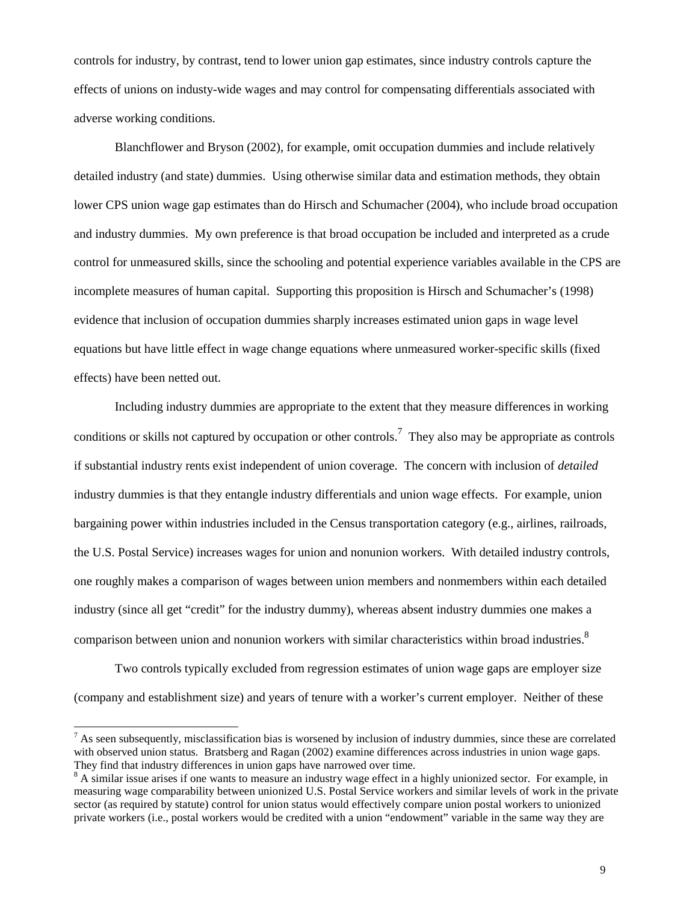controls for industry, by contrast, tend to lower union gap estimates, since industry controls capture the effects of unions on industy-wide wages and may control for compensating differentials associated with adverse working conditions.

Blanchflower and Bryson (2002), for example, omit occupation dummies and include relatively detailed industry (and state) dummies. Using otherwise similar data and estimation methods, they obtain lower CPS union wage gap estimates than do Hirsch and Schumacher (2004), who include broad occupation and industry dummies. My own preference is that broad occupation be included and interpreted as a crude control for unmeasured skills, since the schooling and potential experience variables available in the CPS are incomplete measures of human capital. Supporting this proposition is Hirsch and Schumacher's (1998) evidence that inclusion of occupation dummies sharply increases estimated union gaps in wage level equations but have little effect in wage change equations where unmeasured worker-specific skills (fixed effects) have been netted out.

Including industry dummies are appropriate to the extent that they measure differences in working conditions or skills not captured by occupation or other controls.[7] They also may be appropriate as controls if substantial industry rents exist independent of union coverage. The concern with inclusion of *detailed* industry dummies is that they entangle industry differentials and union wage effects. For example, union bargaining power within industries included in the Census transportation category (e.g., airlines, railroads, the U.S. Postal Service) increases wages for union and nonunion workers. With detailed industry controls, one roughly makes a comparison of wages between union members and nonmembers within each detailed industry (since all get "credit" for the industry dummy), whereas absent industry dummies one makes a comparison between union and nonunion workers with similar characteristics within broad industries.[8]

Two controls typically excluded from regression estimates of union wage gaps are employer size (company and establishment size) and years of tenure with a worker's current employer. Neither of these

[7] As seen subsequently, misclassification bias is worsened by inclusion of industry dummies, since these are correlated with observed union status. Bratsberg and Ragan (2002) examine differences across industries in union wage gaps. They find that industry differences in union gaps have narrowed over time.

[8] A similar issue arises if one wants to measure an industry wage effect in a highly unionized sector. For example, in measuring wage comparability between unionized U.S. Postal Service workers and similar levels of work in the private sector (as required by statute) control for union status would effectively compare union postal workers to unionized private workers (i.e., postal workers would be credited with a union "endowment" variable in the same way they are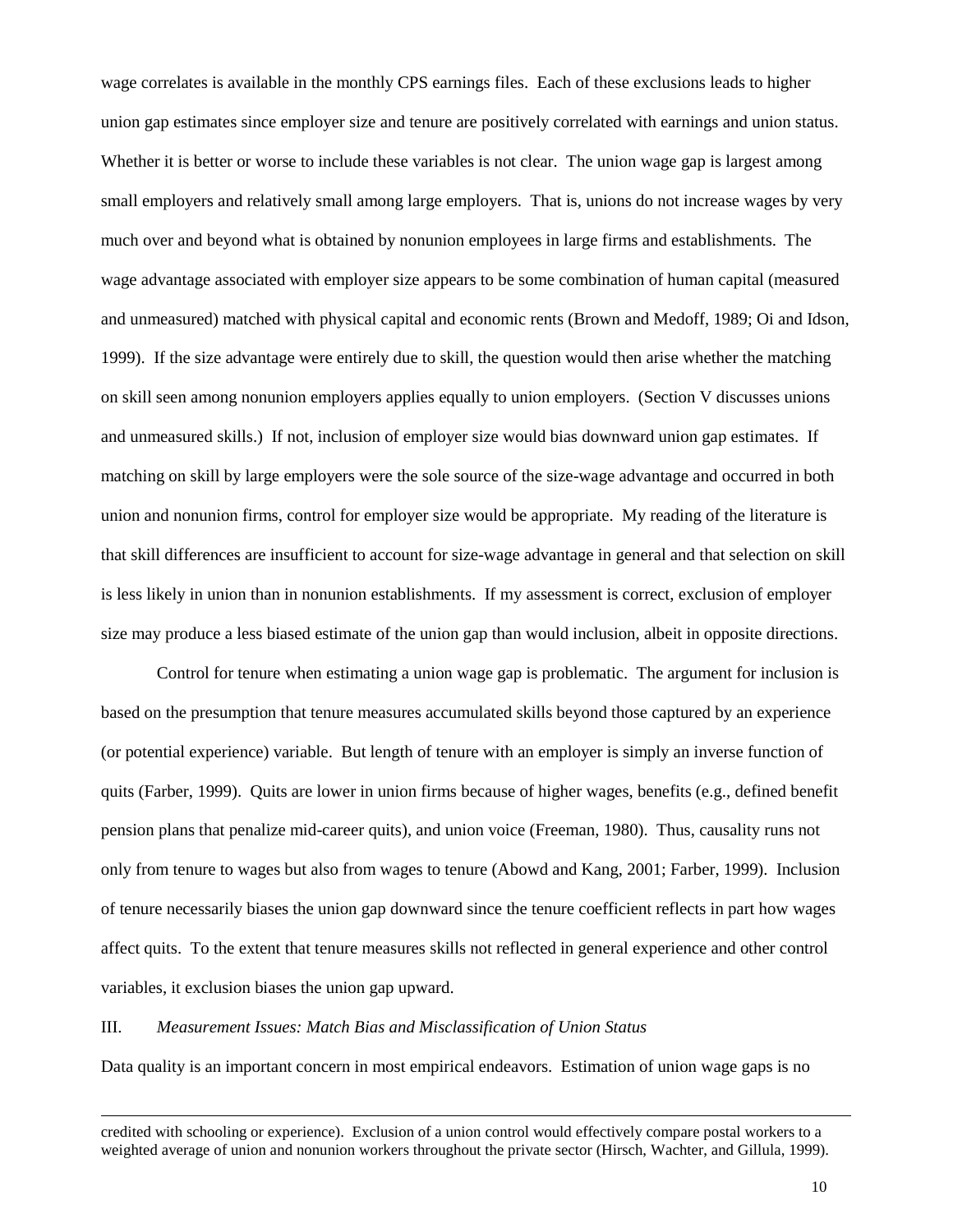wage correlates is available in the monthly CPS earnings files. Each of these exclusions leads to higher union gap estimates since employer size and tenure are positively correlated with earnings and union status. Whether it is better or worse to include these variables is not clear. The union wage gap is largest among small employers and relatively small among large employers. That is, unions do not increase wages by very much over and beyond what is obtained by nonunion employees in large firms and establishments. The wage advantage associated with employer size appears to be some combination of human capital (measured and unmeasured) matched with physical capital and economic rents (Brown and Medoff, 1989; Oi and Idson, 1999). If the size advantage were entirely due to skill, the question would then arise whether the matching on skill seen among nonunion employers applies equally to union employers. (Section V discusses unions and unmeasured skills.) If not, inclusion of employer size would bias downward union gap estimates. If matching on skill by large employers were the sole source of the size-wage advantage and occurred in both union and nonunion firms, control for employer size would be appropriate. My reading of the literature is that skill differences are insufficient to account for size-wage advantage in general and that selection on skill is less likely in union than in nonunion establishments. If my assessment is correct, exclusion of employer size may produce a less biased estimate of the union gap than would inclusion, albeit in opposite directions.

Control for tenure when estimating a union wage gap is problematic. The argument for inclusion is based on the presumption that tenure measures accumulated skills beyond those captured by an experience (or potential experience) variable. But length of tenure with an employer is simply an inverse function of quits (Farber, 1999). Quits are lower in union firms because of higher wages, benefits (e.g., defined benefit pension plans that penalize mid-career quits), and union voice (Freeman, 1980). Thus, causality runs not only from tenure to wages but also from wages to tenure (Abowd and Kang, 2001; Farber, 1999). Inclusion of tenure necessarily biases the union gap downward since the tenure coefficient reflects in part how wages affect quits. To the extent that tenure measures skills not reflected in general experience and other control variables, it exclusion biases the union gap upward.

## III. *Measurement Issues: Match Bias and Misclassification of Union Status*

Data quality is an important concern in most empirical endeavors. Estimation of union wage gaps is no

---

credited with schooling or experience). Exclusion of a union control would effectively compare postal workers to a weighted average of union and nonunion workers throughout the private sector (Hirsch, Wachter, and Gillula, 1999).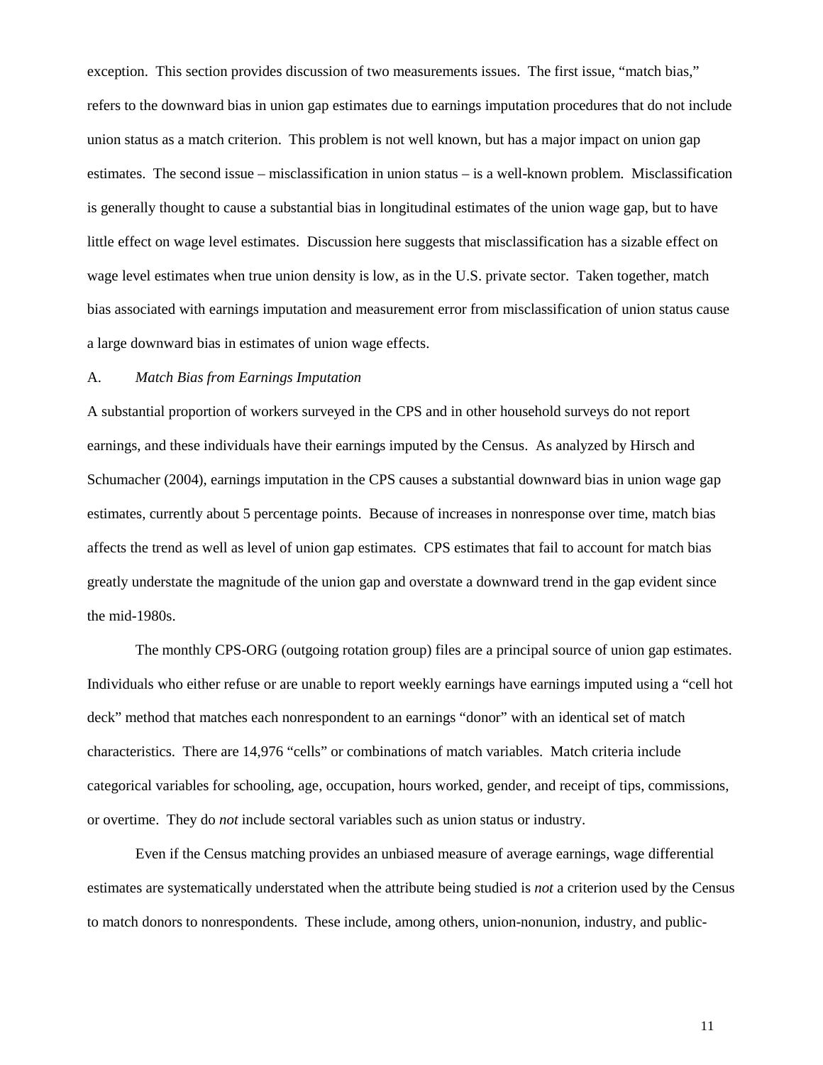exception. This section provides discussion of two measurements issues. The first issue, "match bias," refers to the downward bias in union gap estimates due to earnings imputation procedures that do not include union status as a match criterion. This problem is not well known, but has a major impact on union gap estimates. The second issue – misclassification in union status – is a well-known problem. Misclassification is generally thought to cause a substantial bias in longitudinal estimates of the union wage gap, but to have little effect on wage level estimates. Discussion here suggests that misclassification has a sizable effect on wage level estimates when true union density is low, as in the U.S. private sector. Taken together, match bias associated with earnings imputation and measurement error from misclassification of union status cause a large downward bias in estimates of union wage effects.

A. *Match Bias from Earnings Imputation*

A substantial proportion of workers surveyed in the CPS and in other household surveys do not report earnings, and these individuals have their earnings imputed by the Census. As analyzed by Hirsch and Schumacher (2004), earnings imputation in the CPS causes a substantial downward bias in union wage gap estimates, currently about 5 percentage points. Because of increases in nonresponse over time, match bias affects the trend as well as level of union gap estimates. CPS estimates that fail to account for match bias greatly understate the magnitude of the union gap and overstate a downward trend in the gap evident since the mid-1980s.

The monthly CPS-ORG (outgoing rotation group) files are a principal source of union gap estimates. Individuals who either refuse or are unable to report weekly earnings have earnings imputed using a "cell hot deck" method that matches each nonrespondent to an earnings "donor" with an identical set of match characteristics. There are 14,976 "cells" or combinations of match variables. Match criteria include categorical variables for schooling, age, occupation, hours worked, gender, and receipt of tips, commissions, or overtime. They do *not* include sectoral variables such as union status or industry.

Even if the Census matching provides an unbiased measure of average earnings, wage differential estimates are systematically understated when the attribute being studied is *not* a criterion used by the Census to match donors to nonrespondents. These include, among others, union-nonunion, industry, and public-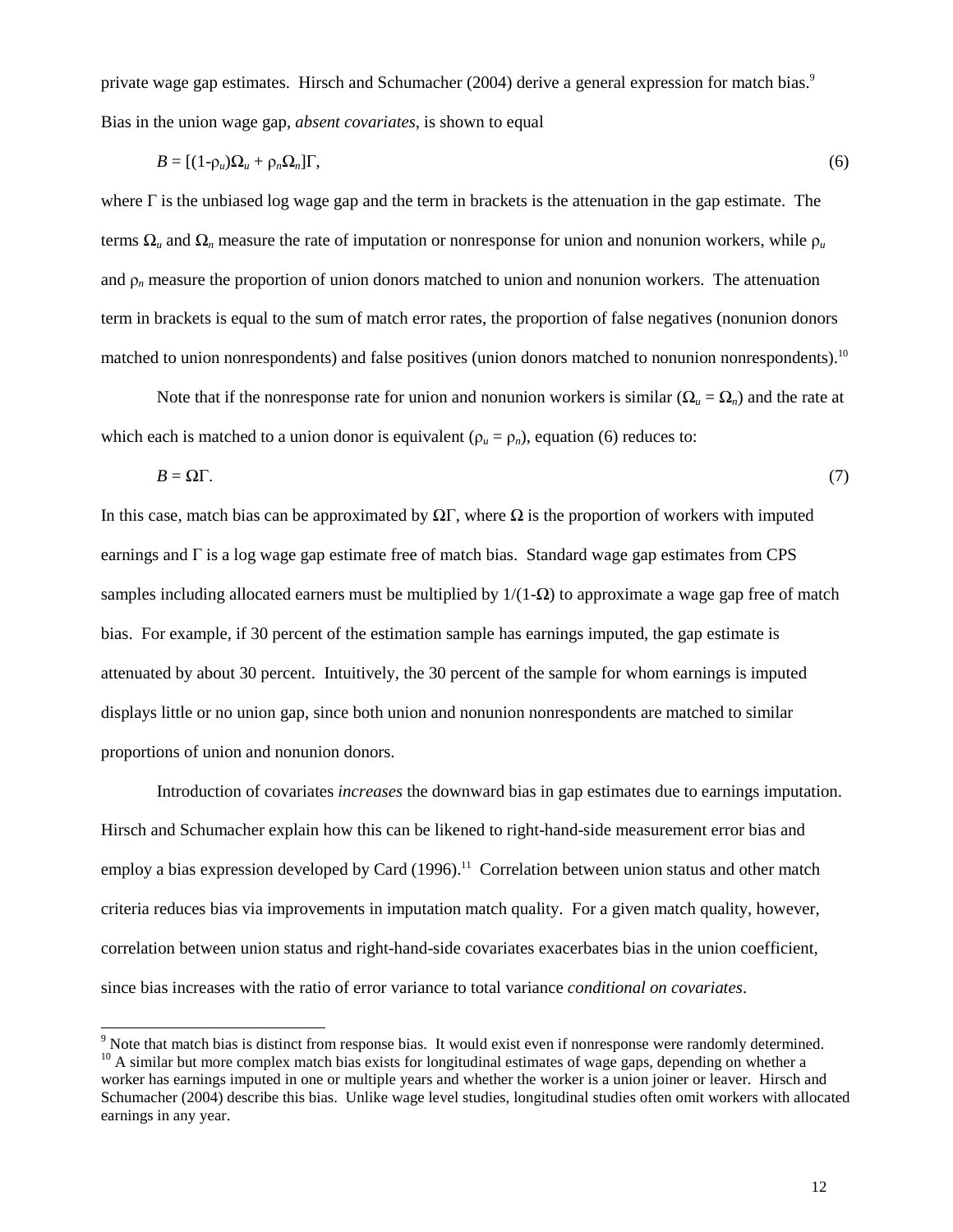private wage gap estimates. Hirsch and Schumacher (2004) derive a general expression for match bias.[9] Bias in the union wage gap, *absent covariates*, is shown to equal

$$B = [(1\text{-}\rho_u)\Omega_u + \rho_n\Omega_n]\Gamma, \tag{6}$$

where $\Gamma$ is the unbiased log wage gap and the term in brackets is the attenuation in the gap estimate. The terms $\Omega_u$ and $\Omega_n$ measure the rate of imputation or nonresponse for union and nonunion workers, while $\rho_u$ and $\rho_n$ measure the proportion of union donors matched to union and nonunion workers. The attenuation term in brackets is equal to the sum of match error rates, the proportion of false negatives (nonunion donors matched to union nonrespondents) and false positives (union donors matched to nonunion nonrespondents).[10]

Note that if the nonresponse rate for union and nonunion workers is similar ($\Omega_u = \Omega_n$) and the rate at which each is matched to a union donor is equivalent ($\rho_u = \rho_n$), equation (6) reduces to:

$$B = \Omega\Gamma. \tag{7}$$

In this case, match bias can be approximated by $\Omega\Gamma$, where $\Omega$ is the proportion of workers with imputed earnings and $\Gamma$ is a log wage gap estimate free of match bias. Standard wage gap estimates from CPS samples including allocated earners must be multiplied by $1/(1\text{-}\Omega)$ to approximate a wage gap free of match bias. For example, if 30 percent of the estimation sample has earnings imputed, the gap estimate is attenuated by about 30 percent. Intuitively, the 30 percent of the sample for whom earnings is imputed displays little or no union gap, since both union and nonunion nonrespondents are matched to similar proportions of union and nonunion donors.

Introduction of covariates *increases* the downward bias in gap estimates due to earnings imputation. Hirsch and Schumacher explain how this can be likened to right-hand-side measurement error bias and employ a bias expression developed by Card (1996).[11] Correlation between union status and other match criteria reduces bias via improvements in imputation match quality. For a given match quality, however, correlation between union status and right-hand-side covariates exacerbates bias in the union coefficient, since bias increases with the ratio of error variance to total variance *conditional on covariates*.

---

[9] Note that match bias is distinct from response bias. It would exist even if nonresponse were randomly determined.

[10] A similar but more complex match bias exists for longitudinal estimates of wage gaps, depending on whether a worker has earnings imputed in one or multiple years and whether the worker is a union joiner or leaver. Hirsch and Schumacher (2004) describe this bias. Unlike wage level studies, longitudinal studies often omit workers with allocated earnings in any year.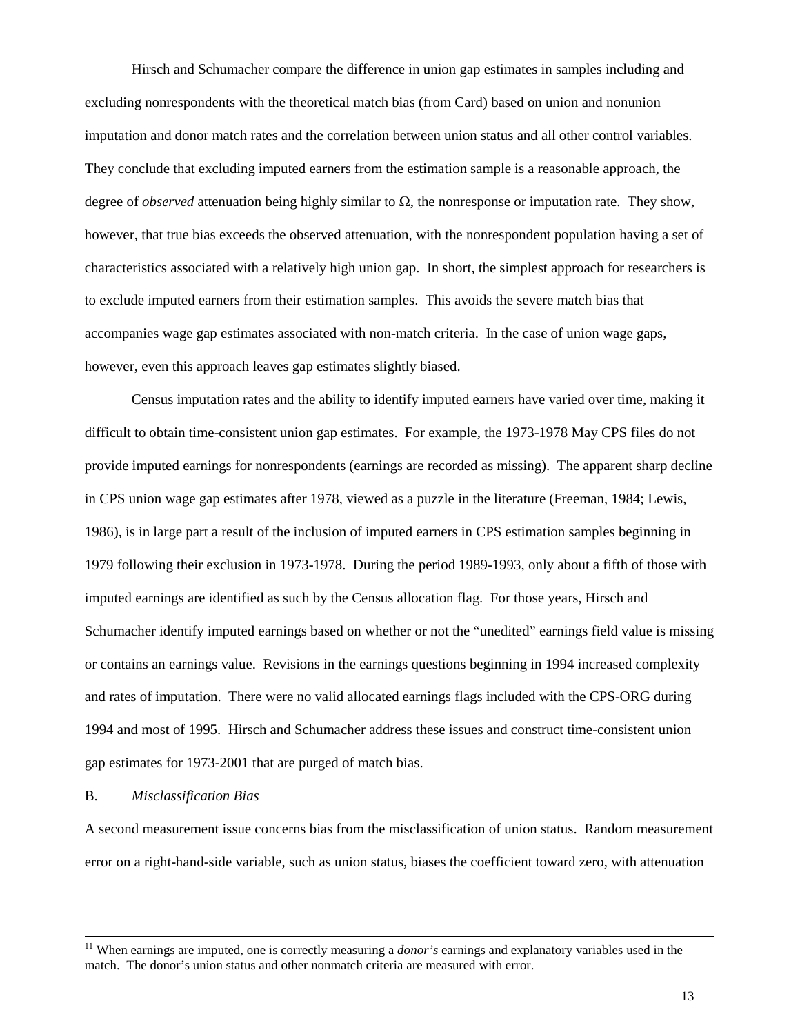Hirsch and Schumacher compare the difference in union gap estimates in samples including and excluding nonrespondents with the theoretical match bias (from Card) based on union and nonunion imputation and donor match rates and the correlation between union status and all other control variables. They conclude that excluding imputed earners from the estimation sample is a reasonable approach, the degree of *observed* attenuation being highly similar to $\Omega$, the nonresponse or imputation rate. They show, however, that true bias exceeds the observed attenuation, with the nonrespondent population having a set of characteristics associated with a relatively high union gap. In short, the simplest approach for researchers is to exclude imputed earners from their estimation samples. This avoids the severe match bias that accompanies wage gap estimates associated with non-match criteria. In the case of union wage gaps, however, even this approach leaves gap estimates slightly biased.

Census imputation rates and the ability to identify imputed earners have varied over time, making it difficult to obtain time-consistent union gap estimates. For example, the 1973-1978 May CPS files do not provide imputed earnings for nonrespondents (earnings are recorded as missing). The apparent sharp decline in CPS union wage gap estimates after 1978, viewed as a puzzle in the literature (Freeman, 1984; Lewis, 1986), is in large part a result of the inclusion of imputed earners in CPS estimation samples beginning in 1979 following their exclusion in 1973-1978. During the period 1989-1993, only about a fifth of those with imputed earnings are identified as such by the Census allocation flag. For those years, Hirsch and Schumacher identify imputed earnings based on whether or not the "unedited" earnings field value is missing or contains an earnings value. Revisions in the earnings questions beginning in 1994 increased complexity and rates of imputation. There were no valid allocated earnings flags included with the CPS-ORG during 1994 and most of 1995. Hirsch and Schumacher address these issues and construct time-consistent union gap estimates for 1973-2001 that are purged of match bias.

### B. *Misclassification Bias*

A second measurement issue concerns bias from the misclassification of union status. Random measurement error on a right-hand-side variable, such as union status, biases the coefficient toward zero, with attenuation

[11] When earnings are imputed, one is correctly measuring a *donor's* earnings and explanatory variables used in the match. The donor's union status and other nonmatch criteria are measured with error.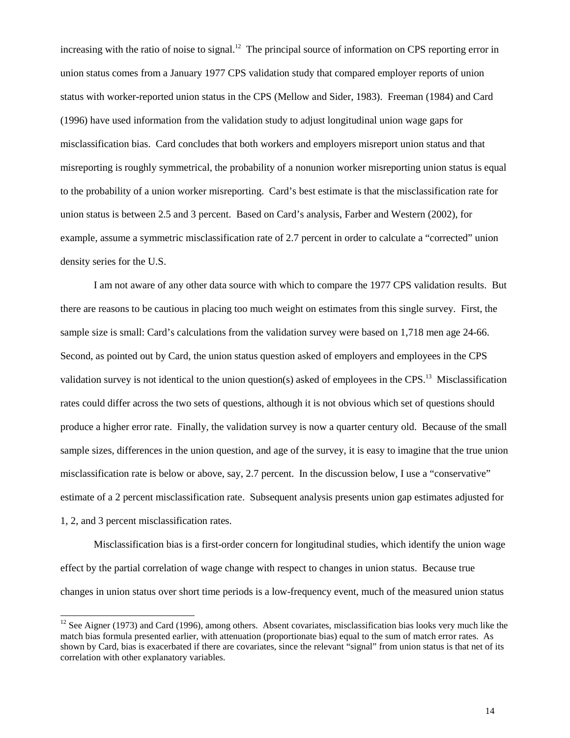increasing with the ratio of noise to signal.[12] The principal source of information on CPS reporting error in union status comes from a January 1977 CPS validation study that compared employer reports of union status with worker-reported union status in the CPS (Mellow and Sider, 1983). Freeman (1984) and Card (1996) have used information from the validation study to adjust longitudinal union wage gaps for misclassification bias. Card concludes that both workers and employers misreport union status and that misreporting is roughly symmetrical, the probability of a nonunion worker misreporting union status is equal to the probability of a union worker misreporting. Card's best estimate is that the misclassification rate for union status is between 2.5 and 3 percent. Based on Card's analysis, Farber and Western (2002), for example, assume a symmetric misclassification rate of 2.7 percent in order to calculate a "corrected" union density series for the U.S.

I am not aware of any other data source with which to compare the 1977 CPS validation results. But there are reasons to be cautious in placing too much weight on estimates from this single survey. First, the sample size is small: Card's calculations from the validation survey were based on 1,718 men age 24-66. Second, as pointed out by Card, the union status question asked of employers and employees in the CPS validation survey is not identical to the union question(s) asked of employees in the CPS.[13] Misclassification rates could differ across the two sets of questions, although it is not obvious which set of questions should produce a higher error rate. Finally, the validation survey is now a quarter century old. Because of the small sample sizes, differences in the union question, and age of the survey, it is easy to imagine that the true union misclassification rate is below or above, say, 2.7 percent. In the discussion below, I use a "conservative" estimate of a 2 percent misclassification rate. Subsequent analysis presents union gap estimates adjusted for 1, 2, and 3 percent misclassification rates.

Misclassification bias is a first-order concern for longitudinal studies, which identify the union wage effect by the partial correlation of wage change with respect to changes in union status. Because true changes in union status over short time periods is a low-frequency event, much of the measured union status

[12] See Aigner (1973) and Card (1996), among others. Absent covariates, misclassification bias looks very much like the match bias formula presented earlier, with attenuation (proportionate bias) equal to the sum of match error rates. As shown by Card, bias is exacerbated if there are covariates, since the relevant "signal" from union status is that net of its correlation with other explanatory variables.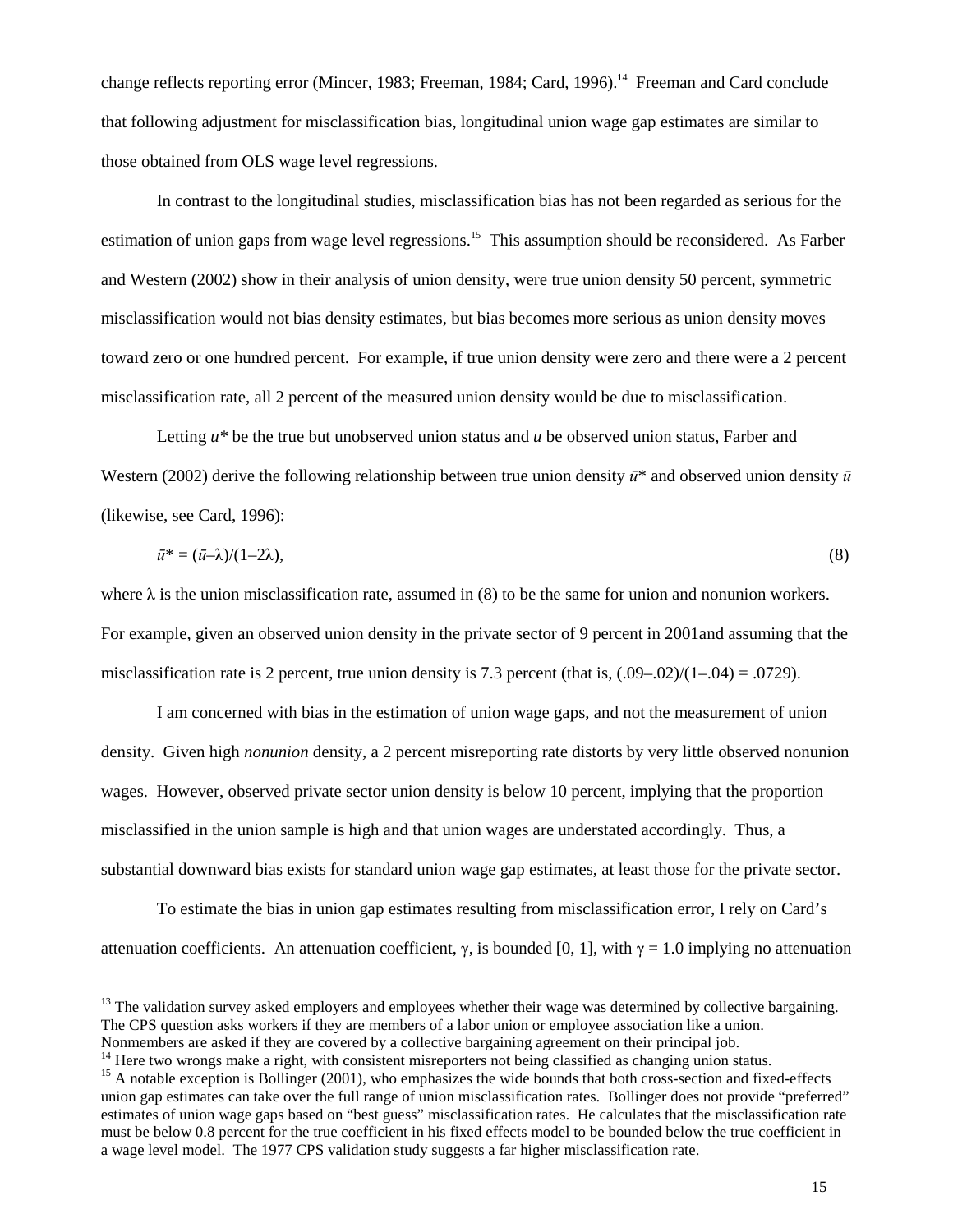change reflects reporting error (Mincer, 1983; Freeman, 1984; Card, 1996).[14] Freeman and Card conclude that following adjustment for misclassification bias, longitudinal union wage gap estimates are similar to those obtained from OLS wage level regressions.

In contrast to the longitudinal studies, misclassification bias has not been regarded as serious for the estimation of union gaps from wage level regressions.[15] This assumption should be reconsidered. As Farber and Western (2002) show in their analysis of union density, were true union density 50 percent, symmetric misclassification would not bias density estimates, but bias becomes more serious as union density moves toward zero or one hundred percent. For example, if true union density were zero and there were a 2 percent misclassification rate, all 2 percent of the measured union density would be due to misclassification.

Letting $u^*$ be the true but unobserved union status and $u$ be observed union status, Farber and Western (2002) derive the following relationship between true union density $\bar{u}^*$ and observed union density $\bar{u}$ (likewise, see Card, 1996):

$$\bar{u}^* = (\bar{u}-\lambda)/(1-2\lambda), \tag{8}$$

where $\lambda$ is the union misclassification rate, assumed in (8) to be the same for union and nonunion workers. For example, given an observed union density in the private sector of 9 percent in 2001and assuming that the misclassification rate is 2 percent, true union density is 7.3 percent (that is, $(.09-.02)/(1-.04) = .0729$).

I am concerned with bias in the estimation of union wage gaps, and not the measurement of union density. Given high *nonunion* density, a 2 percent misreporting rate distorts by very little observed nonunion wages. However, observed private sector union density is below 10 percent, implying that the proportion misclassified in the union sample is high and that union wages are understated accordingly. Thus, a substantial downward bias exists for standard union wage gap estimates, at least those for the private sector.

To estimate the bias in union gap estimates resulting from misclassification error, I rely on Card's attenuation coefficients. An attenuation coefficient, $\gamma$, is bounded [0, 1], with $\gamma = 1.0$ implying no attenuation

---

[13] The validation survey asked employers and employees whether their wage was determined by collective bargaining. The CPS question asks workers if they are members of a labor union or employee association like a union. Nonmembers are asked if they are covered by a collective bargaining agreement on their principal job.

[14] Here two wrongs make a right, with consistent misreporters not being classified as changing union status.

[15] A notable exception is Bollinger (2001), who emphasizes the wide bounds that both cross-section and fixed-effects union gap estimates can take over the full range of union misclassification rates. Bollinger does not provide "preferred" estimates of union wage gaps based on "best guess" misclassification rates. He calculates that the misclassification rate must be below 0.8 percent for the true coefficient in his fixed effects model to be bounded below the true coefficient in a wage level model. The 1977 CPS validation study suggests a far higher misclassification rate.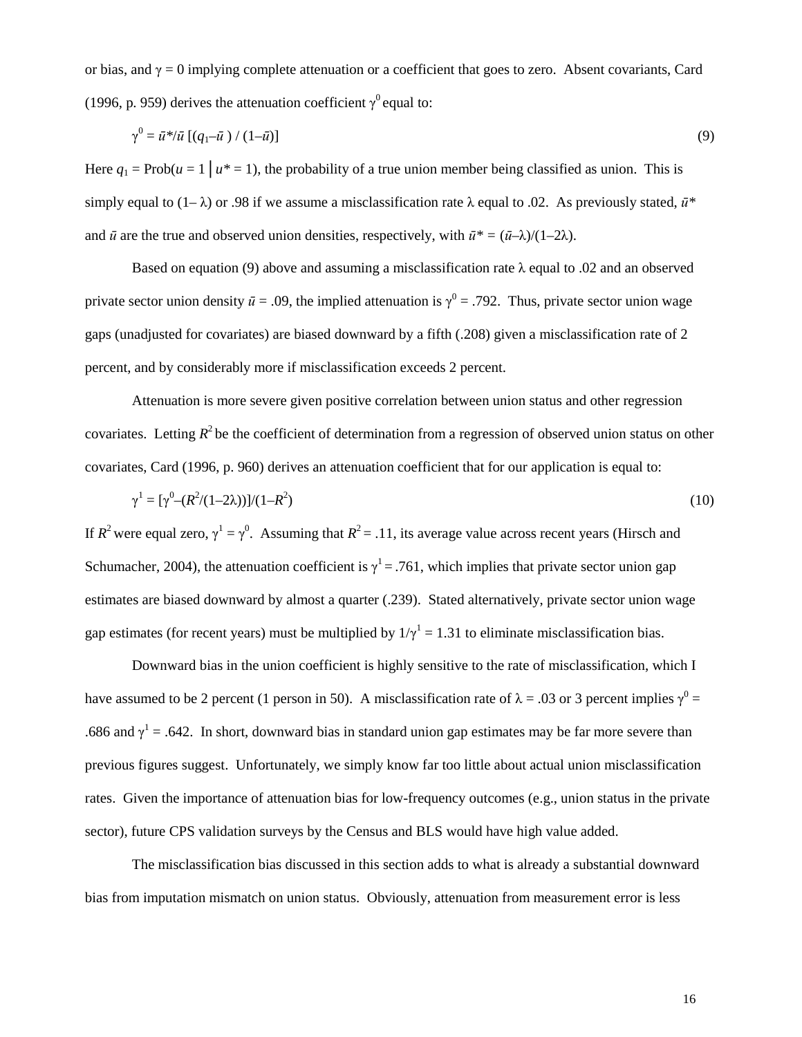or bias, and $\gamma = 0$ implying complete attenuation or a coefficient that goes to zero. Absent covariants, Card (1996, p. 959) derives the attenuation coefficient $\gamma^0$ equal to:

$$\gamma^0 = \bar{u}^*/\bar{u}\ [(q_1 - \bar{u}) / (1 - \bar{u})] \tag{9}$$

Here $q_1 = \text{Prob}(u = 1 \mid u^* = 1)$, the probability of a true union member being classified as union. This is simply equal to $(1 - \lambda)$ or .98 if we assume a misclassification rate $\lambda$ equal to .02. As previously stated, $\bar{u}^*$ and $\bar{u}$ are the true and observed union densities, respectively, with $\bar{u}^* = (\bar{u} - \lambda)/(1 - 2\lambda)$.

Based on equation (9) above and assuming a misclassification rate $\lambda$ equal to .02 and an observed private sector union density $\bar{u} = .09$, the implied attenuation is $\gamma^0 = .792$. Thus, private sector union wage gaps (unadjusted for covariates) are biased downward by a fifth (.208) given a misclassification rate of 2 percent, and by considerably more if misclassification exceeds 2 percent.

Attenuation is more severe given positive correlation between union status and other regression covariates. Letting $R^2$ be the coefficient of determination from a regression of observed union status on other covariates, Card (1996, p. 960) derives an attenuation coefficient that for our application is equal to:

$$\gamma^1 = [\gamma^0 - (R^2/(1 - 2\lambda))]/(1 - R^2) \tag{10}$$

If $R^2$ were equal zero, $\gamma^1 = \gamma^0$. Assuming that $R^2 = .11$, its average value across recent years (Hirsch and Schumacher, 2004), the attenuation coefficient is $\gamma^1 = .761$, which implies that private sector union gap estimates are biased downward by almost a quarter (.239). Stated alternatively, private sector union wage gap estimates (for recent years) must be multiplied by $1/\gamma^1 = 1.31$ to eliminate misclassification bias.

Downward bias in the union coefficient is highly sensitive to the rate of misclassification, which I have assumed to be 2 percent (1 person in 50). A misclassification rate of $\lambda = .03$ or 3 percent implies $\gamma^0 = .686$ and $\gamma^1 = .642$. In short, downward bias in standard union gap estimates may be far more severe than previous figures suggest. Unfortunately, we simply know far too little about actual union misclassification rates. Given the importance of attenuation bias for low-frequency outcomes (e.g., union status in the private sector), future CPS validation surveys by the Census and BLS would have high value added.

The misclassification bias discussed in this section adds to what is already a substantial downward bias from imputation mismatch on union status. Obviously, attenuation from measurement error is less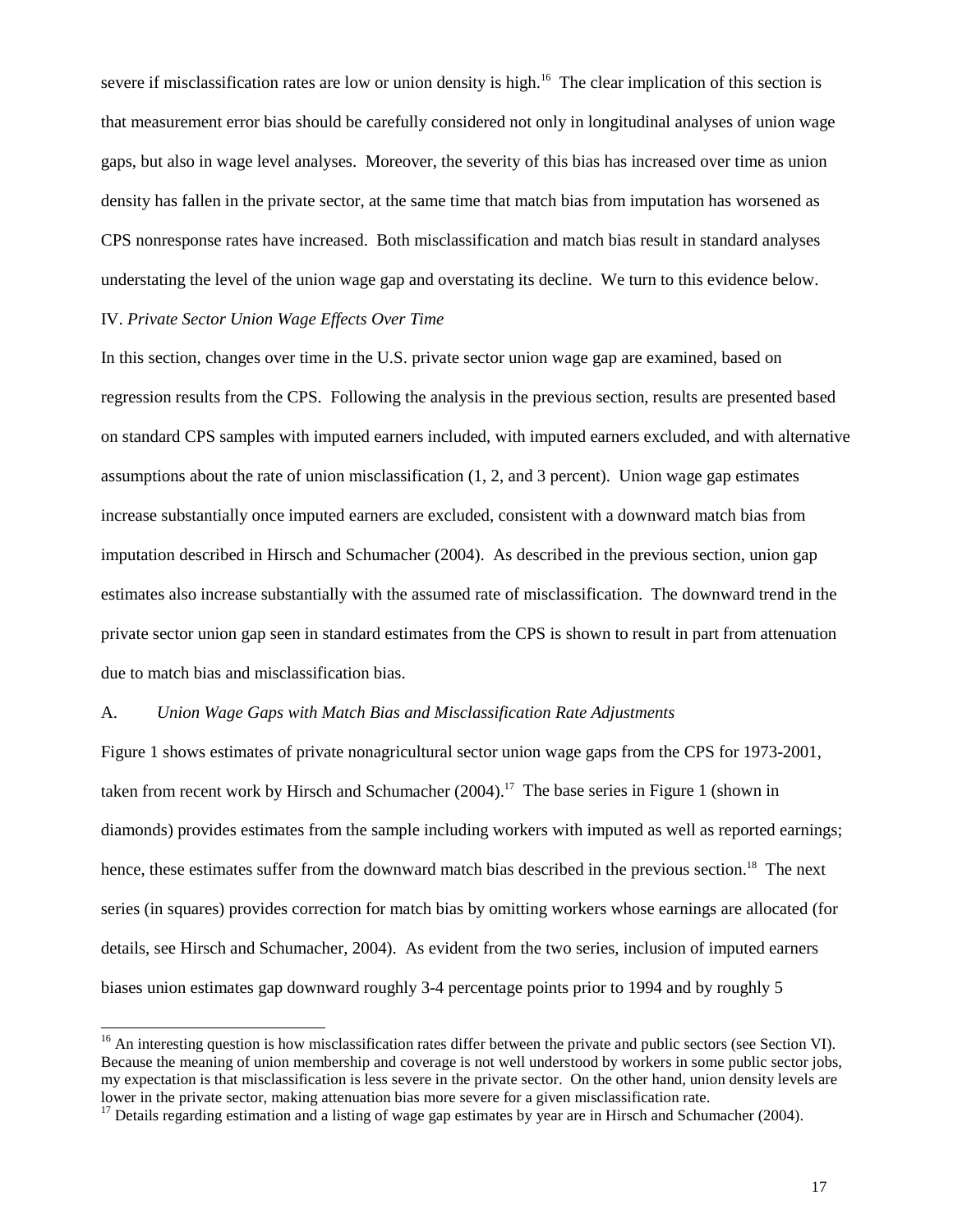severe if misclassification rates are low or union density is high.[16] The clear implication of this section is that measurement error bias should be carefully considered not only in longitudinal analyses of union wage gaps, but also in wage level analyses. Moreover, the severity of this bias has increased over time as union density has fallen in the private sector, at the same time that match bias from imputation has worsened as CPS nonresponse rates have increased. Both misclassification and match bias result in standard analyses understating the level of the union wage gap and overstating its decline. We turn to this evidence below.

## IV. *Private Sector Union Wage Effects Over Time*

In this section, changes over time in the U.S. private sector union wage gap are examined, based on regression results from the CPS. Following the analysis in the previous section, results are presented based on standard CPS samples with imputed earners included, with imputed earners excluded, and with alternative assumptions about the rate of union misclassification (1, 2, and 3 percent). Union wage gap estimates increase substantially once imputed earners are excluded, consistent with a downward match bias from imputation described in Hirsch and Schumacher (2004). As described in the previous section, union gap estimates also increase substantially with the assumed rate of misclassification. The downward trend in the private sector union gap seen in standard estimates from the CPS is shown to result in part from attenuation due to match bias and misclassification bias.

### A. *Union Wage Gaps with Match Bias and Misclassification Rate Adjustments*

Figure 1 shows estimates of private nonagricultural sector union wage gaps from the CPS for 1973-2001, taken from recent work by Hirsch and Schumacher (2004).[17] The base series in Figure 1 (shown in diamonds) provides estimates from the sample including workers with imputed as well as reported earnings; hence, these estimates suffer from the downward match bias described in the previous section.[18] The next series (in squares) provides correction for match bias by omitting workers whose earnings are allocated (for details, see Hirsch and Schumacher, 2004). As evident from the two series, inclusion of imputed earners biases union estimates gap downward roughly 3-4 percentage points prior to 1994 and by roughly 5

---

[16] An interesting question is how misclassification rates differ between the private and public sectors (see Section VI). Because the meaning of union membership and coverage is not well understood by workers in some public sector jobs, my expectation is that misclassification is less severe in the private sector. On the other hand, union density levels are lower in the private sector, making attenuation bias more severe for a given misclassification rate.

[17] Details regarding estimation and a listing of wage gap estimates by year are in Hirsch and Schumacher (2004).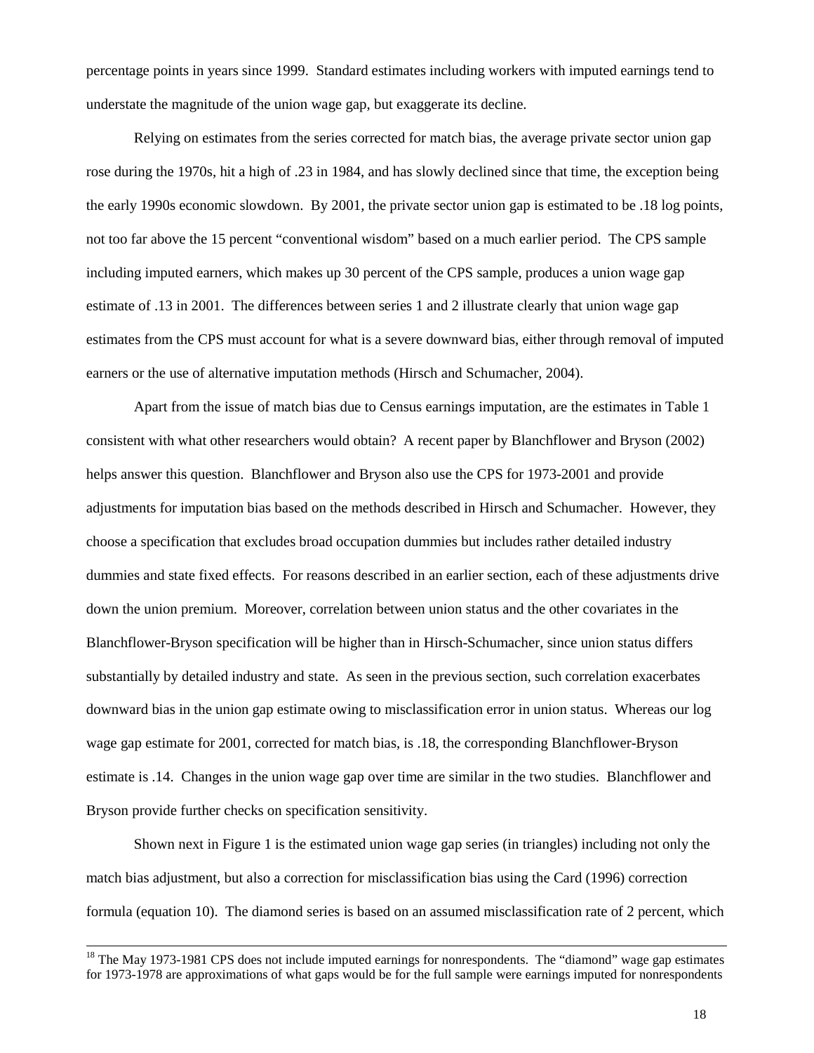percentage points in years since 1999. Standard estimates including workers with imputed earnings tend to understate the magnitude of the union wage gap, but exaggerate its decline.

Relying on estimates from the series corrected for match bias, the average private sector union gap rose during the 1970s, hit a high of .23 in 1984, and has slowly declined since that time, the exception being the early 1990s economic slowdown. By 2001, the private sector union gap is estimated to be .18 log points, not too far above the 15 percent "conventional wisdom" based on a much earlier period. The CPS sample including imputed earners, which makes up 30 percent of the CPS sample, produces a union wage gap estimate of .13 in 2001. The differences between series 1 and 2 illustrate clearly that union wage gap estimates from the CPS must account for what is a severe downward bias, either through removal of imputed earners or the use of alternative imputation methods (Hirsch and Schumacher, 2004).

Apart from the issue of match bias due to Census earnings imputation, are the estimates in Table 1 consistent with what other researchers would obtain? A recent paper by Blanchflower and Bryson (2002) helps answer this question. Blanchflower and Bryson also use the CPS for 1973-2001 and provide adjustments for imputation bias based on the methods described in Hirsch and Schumacher. However, they choose a specification that excludes broad occupation dummies but includes rather detailed industry dummies and state fixed effects. For reasons described in an earlier section, each of these adjustments drive down the union premium. Moreover, correlation between union status and the other covariates in the Blanchflower-Bryson specification will be higher than in Hirsch-Schumacher, since union status differs substantially by detailed industry and state. As seen in the previous section, such correlation exacerbates downward bias in the union gap estimate owing to misclassification error in union status. Whereas our log wage gap estimate for 2001, corrected for match bias, is .18, the corresponding Blanchflower-Bryson estimate is .14. Changes in the union wage gap over time are similar in the two studies. Blanchflower and Bryson provide further checks on specification sensitivity.

Shown next in Figure 1 is the estimated union wage gap series (in triangles) including not only the match bias adjustment, but also a correction for misclassification bias using the Card (1996) correction formula (equation 10). The diamond series is based on an assumed misclassification rate of 2 percent, which

---

[18] The May 1973-1981 CPS does not include imputed earnings for nonrespondents. The "diamond" wage gap estimates for 1973-1978 are approximations of what gaps would be for the full sample were earnings imputed for nonrespondents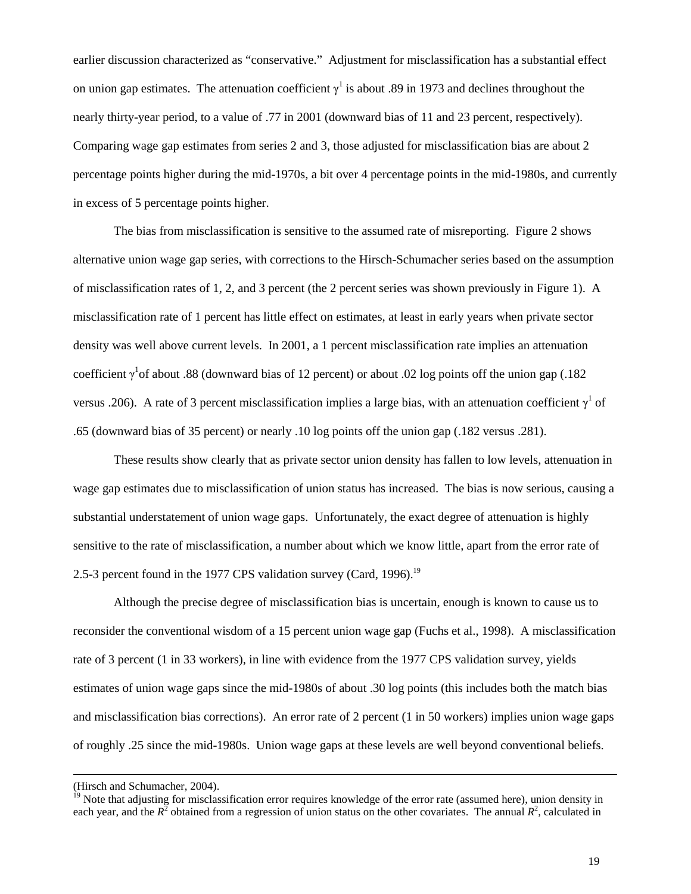earlier discussion characterized as "conservative." Adjustment for misclassification has a substantial effect on union gap estimates. The attenuation coefficient $\gamma^1$ is about .89 in 1973 and declines throughout the nearly thirty-year period, to a value of .77 in 2001 (downward bias of 11 and 23 percent, respectively). Comparing wage gap estimates from series 2 and 3, those adjusted for misclassification bias are about 2 percentage points higher during the mid-1970s, a bit over 4 percentage points in the mid-1980s, and currently in excess of 5 percentage points higher.

The bias from misclassification is sensitive to the assumed rate of misreporting. Figure 2 shows alternative union wage gap series, with corrections to the Hirsch-Schumacher series based on the assumption of misclassification rates of 1, 2, and 3 percent (the 2 percent series was shown previously in Figure 1). A misclassification rate of 1 percent has little effect on estimates, at least in early years when private sector density was well above current levels. In 2001, a 1 percent misclassification rate implies an attenuation coefficient $\gamma^1$of about .88 (downward bias of 12 percent) or about .02 log points off the union gap (.182 versus .206). A rate of 3 percent misclassification implies a large bias, with an attenuation coefficient $\gamma^1$ of .65 (downward bias of 35 percent) or nearly .10 log points off the union gap (.182 versus .281).

These results show clearly that as private sector union density has fallen to low levels, attenuation in wage gap estimates due to misclassification of union status has increased. The bias is now serious, causing a substantial understatement of union wage gaps. Unfortunately, the exact degree of attenuation is highly sensitive to the rate of misclassification, a number about which we know little, apart from the error rate of 2.5-3 percent found in the 1977 CPS validation survey (Card, 1996).[19]

Although the precise degree of misclassification bias is uncertain, enough is known to cause us to reconsider the conventional wisdom of a 15 percent union wage gap (Fuchs et al., 1998). A misclassification rate of 3 percent (1 in 33 workers), in line with evidence from the 1977 CPS validation survey, yields estimates of union wage gaps since the mid-1980s of about .30 log points (this includes both the match bias and misclassification bias corrections). An error rate of 2 percent (1 in 50 workers) implies union wage gaps of roughly .25 since the mid-1980s. Union wage gaps at these levels are well beyond conventional beliefs.

---

(Hirsch and Schumacher, 2004).

[19] Note that adjusting for misclassification error requires knowledge of the error rate (assumed here), union density in each year, and the $R^2$ obtained from a regression of union status on the other covariates. The annual $R^2$, calculated in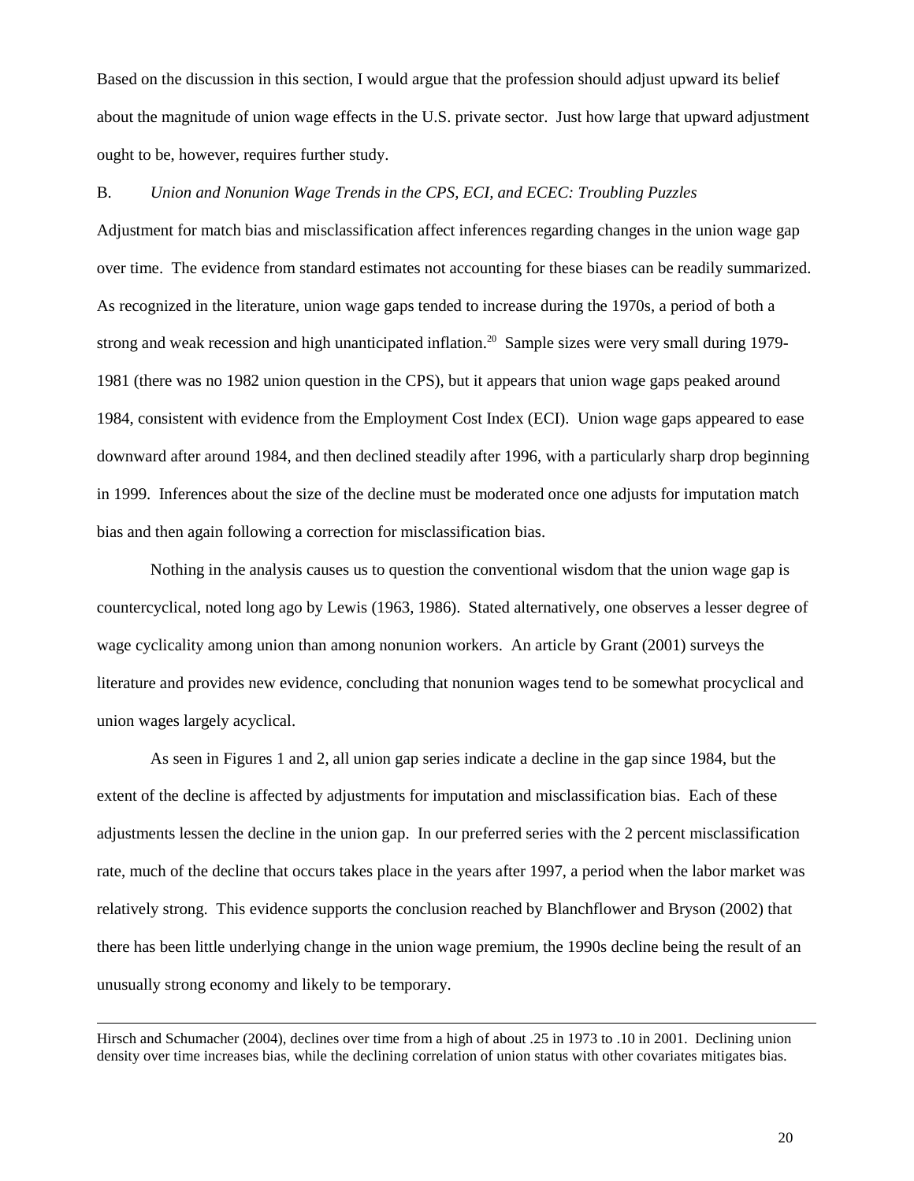Based on the discussion in this section, I would argue that the profession should adjust upward its belief about the magnitude of union wage effects in the U.S. private sector. Just how large that upward adjustment ought to be, however, requires further study.

### B. *Union and Nonunion Wage Trends in the CPS, ECI, and ECEC: Troubling Puzzles*

Adjustment for match bias and misclassification affect inferences regarding changes in the union wage gap over time. The evidence from standard estimates not accounting for these biases can be readily summarized. As recognized in the literature, union wage gaps tended to increase during the 1970s, a period of both a strong and weak recession and high unanticipated inflation.[20] Sample sizes were very small during 1979-1981 (there was no 1982 union question in the CPS), but it appears that union wage gaps peaked around 1984, consistent with evidence from the Employment Cost Index (ECI). Union wage gaps appeared to ease downward after around 1984, and then declined steadily after 1996, with a particularly sharp drop beginning in 1999. Inferences about the size of the decline must be moderated once one adjusts for imputation match bias and then again following a correction for misclassification bias.

Nothing in the analysis causes us to question the conventional wisdom that the union wage gap is countercyclical, noted long ago by Lewis (1963, 1986). Stated alternatively, one observes a lesser degree of wage cyclicality among union than among nonunion workers. An article by Grant (2001) surveys the literature and provides new evidence, concluding that nonunion wages tend to be somewhat procyclical and union wages largely acyclical.

As seen in Figures 1 and 2, all union gap series indicate a decline in the gap since 1984, but the extent of the decline is affected by adjustments for imputation and misclassification bias. Each of these adjustments lessen the decline in the union gap. In our preferred series with the 2 percent misclassification rate, much of the decline that occurs takes place in the years after 1997, a period when the labor market was relatively strong. This evidence supports the conclusion reached by Blanchflower and Bryson (2002) that there has been little underlying change in the union wage premium, the 1990s decline being the result of an unusually strong economy and likely to be temporary.

---

Hirsch and Schumacher (2004), declines over time from a high of about .25 in 1973 to .10 in 2001. Declining union density over time increases bias, while the declining correlation of union status with other covariates mitigates bias.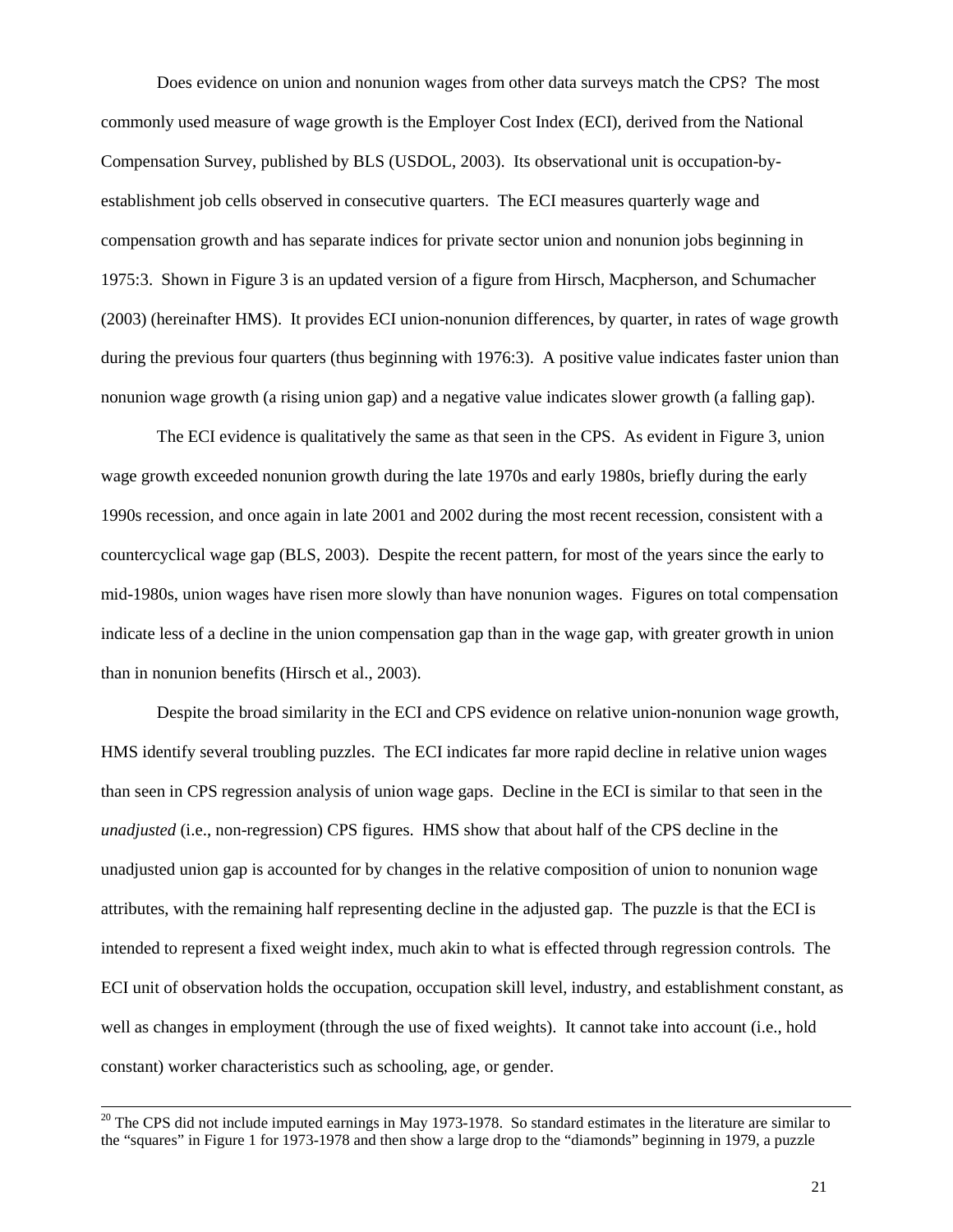Does evidence on union and nonunion wages from other data surveys match the CPS? The most commonly used measure of wage growth is the Employer Cost Index (ECI), derived from the National Compensation Survey, published by BLS (USDOL, 2003). Its observational unit is occupation-by-establishment job cells observed in consecutive quarters. The ECI measures quarterly wage and compensation growth and has separate indices for private sector union and nonunion jobs beginning in 1975:3. Shown in Figure 3 is an updated version of a figure from Hirsch, Macpherson, and Schumacher (2003) (hereinafter HMS). It provides ECI union-nonunion differences, by quarter, in rates of wage growth during the previous four quarters (thus beginning with 1976:3). A positive value indicates faster union than nonunion wage growth (a rising union gap) and a negative value indicates slower growth (a falling gap).

The ECI evidence is qualitatively the same as that seen in the CPS. As evident in Figure 3, union wage growth exceeded nonunion growth during the late 1970s and early 1980s, briefly during the early 1990s recession, and once again in late 2001 and 2002 during the most recent recession, consistent with a countercyclical wage gap (BLS, 2003). Despite the recent pattern, for most of the years since the early to mid-1980s, union wages have risen more slowly than have nonunion wages. Figures on total compensation indicate less of a decline in the union compensation gap than in the wage gap, with greater growth in union than in nonunion benefits (Hirsch et al., 2003).

Despite the broad similarity in the ECI and CPS evidence on relative union-nonunion wage growth, HMS identify several troubling puzzles. The ECI indicates far more rapid decline in relative union wages than seen in CPS regression analysis of union wage gaps. Decline in the ECI is similar to that seen in the *unadjusted* (i.e., non-regression) CPS figures. HMS show that about half of the CPS decline in the unadjusted union gap is accounted for by changes in the relative composition of union to nonunion wage attributes, with the remaining half representing decline in the adjusted gap. The puzzle is that the ECI is intended to represent a fixed weight index, much akin to what is effected through regression controls. The ECI unit of observation holds the occupation, occupation skill level, industry, and establishment constant, as well as changes in employment (through the use of fixed weights). It cannot take into account (i.e., hold constant) worker characteristics such as schooling, age, or gender.

---

[20] The CPS did not include imputed earnings in May 1973-1978. So standard estimates in the literature are similar to the "squares" in Figure 1 for 1973-1978 and then show a large drop to the "diamonds" beginning in 1979, a puzzle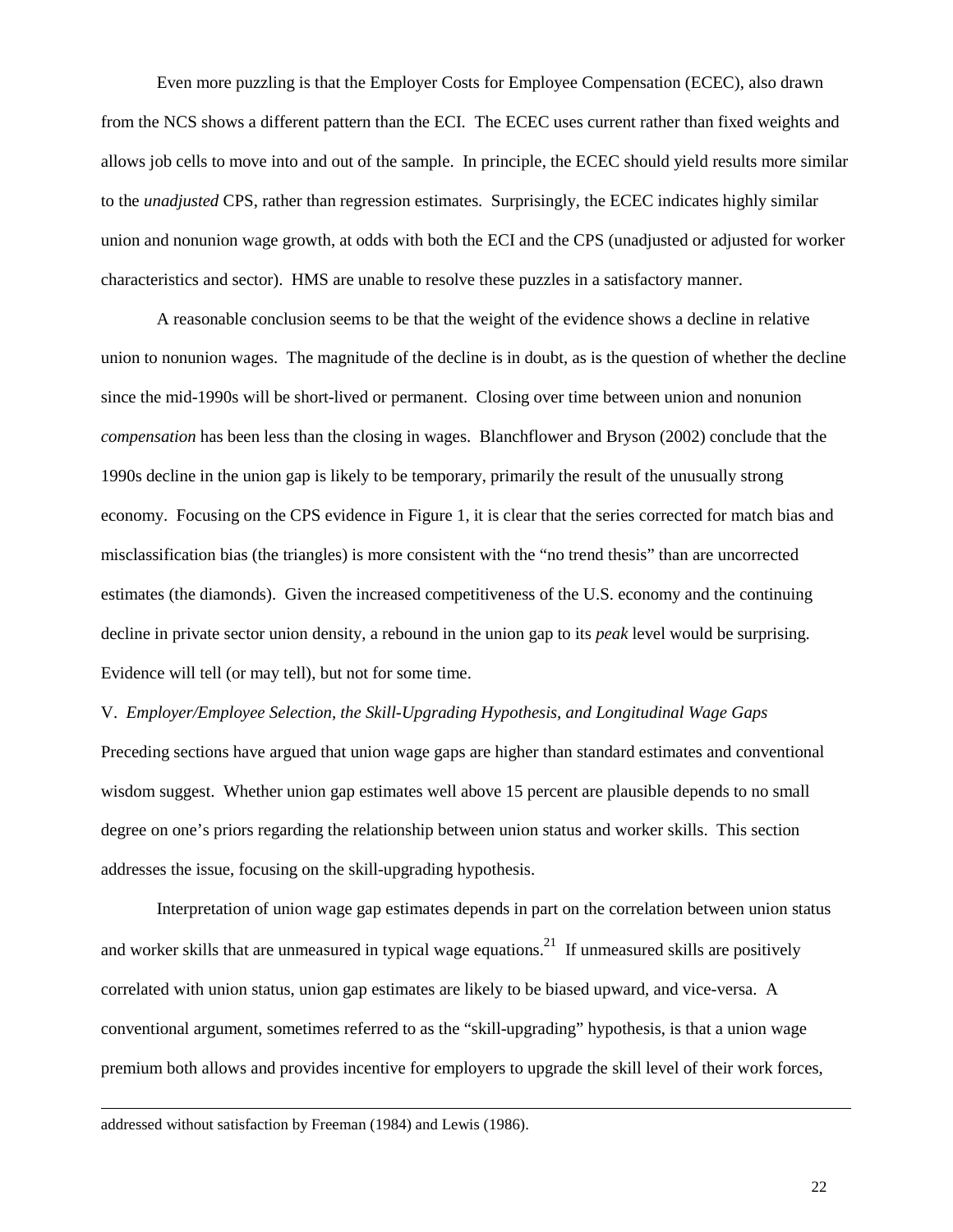Even more puzzling is that the Employer Costs for Employee Compensation (ECEC), also drawn from the NCS shows a different pattern than the ECI. The ECEC uses current rather than fixed weights and allows job cells to move into and out of the sample. In principle, the ECEC should yield results more similar to the *unadjusted* CPS, rather than regression estimates. Surprisingly, the ECEC indicates highly similar union and nonunion wage growth, at odds with both the ECI and the CPS (unadjusted or adjusted for worker characteristics and sector). HMS are unable to resolve these puzzles in a satisfactory manner.

A reasonable conclusion seems to be that the weight of the evidence shows a decline in relative union to nonunion wages. The magnitude of the decline is in doubt, as is the question of whether the decline since the mid-1990s will be short-lived or permanent. Closing over time between union and nonunion *compensation* has been less than the closing in wages. Blanchflower and Bryson (2002) conclude that the 1990s decline in the union gap is likely to be temporary, primarily the result of the unusually strong economy. Focusing on the CPS evidence in Figure 1, it is clear that the series corrected for match bias and misclassification bias (the triangles) is more consistent with the "no trend thesis" than are uncorrected estimates (the diamonds). Given the increased competitiveness of the U.S. economy and the continuing decline in private sector union density, a rebound in the union gap to its *peak* level would be surprising. Evidence will tell (or may tell), but not for some time.

V. *Employer/Employee Selection, the Skill-Upgrading Hypothesis, and Longitudinal Wage Gaps*

Preceding sections have argued that union wage gaps are higher than standard estimates and conventional wisdom suggest. Whether union gap estimates well above 15 percent are plausible depends to no small degree on one's priors regarding the relationship between union status and worker skills. This section addresses the issue, focusing on the skill-upgrading hypothesis.

Interpretation of union wage gap estimates depends in part on the correlation between union status and worker skills that are unmeasured in typical wage equations.[21] If unmeasured skills are positively correlated with union status, union gap estimates are likely to be biased upward, and vice-versa. A conventional argument, sometimes referred to as the "skill-upgrading" hypothesis, is that a union wage premium both allows and provides incentive for employers to upgrade the skill level of their work forces,

addressed without satisfaction by Freeman (1984) and Lewis (1986).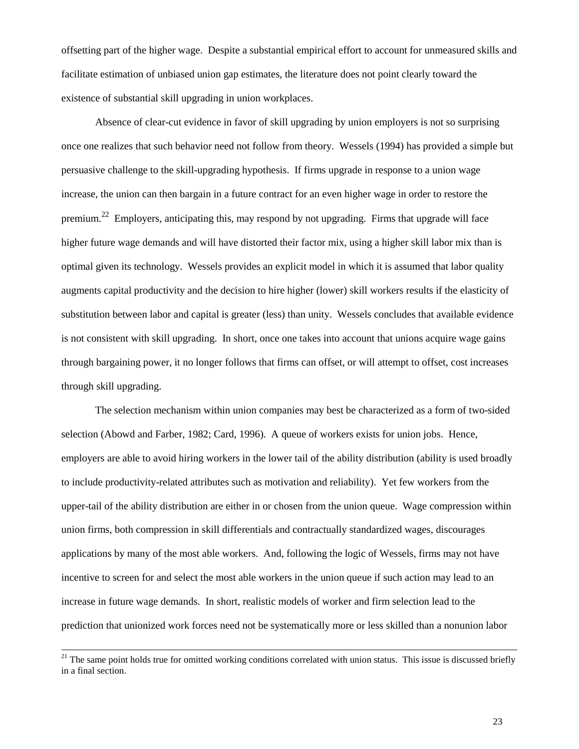offsetting part of the higher wage. Despite a substantial empirical effort to account for unmeasured skills and facilitate estimation of unbiased union gap estimates, the literature does not point clearly toward the existence of substantial skill upgrading in union workplaces.

Absence of clear-cut evidence in favor of skill upgrading by union employers is not so surprising once one realizes that such behavior need not follow from theory. Wessels (1994) has provided a simple but persuasive challenge to the skill-upgrading hypothesis. If firms upgrade in response to a union wage increase, the union can then bargain in a future contract for an even higher wage in order to restore the premium.[22] Employers, anticipating this, may respond by not upgrading. Firms that upgrade will face higher future wage demands and will have distorted their factor mix, using a higher skill labor mix than is optimal given its technology. Wessels provides an explicit model in which it is assumed that labor quality augments capital productivity and the decision to hire higher (lower) skill workers results if the elasticity of substitution between labor and capital is greater (less) than unity. Wessels concludes that available evidence is not consistent with skill upgrading. In short, once one takes into account that unions acquire wage gains through bargaining power, it no longer follows that firms can offset, or will attempt to offset, cost increases through skill upgrading.

The selection mechanism within union companies may best be characterized as a form of two-sided selection (Abowd and Farber, 1982; Card, 1996). A queue of workers exists for union jobs. Hence, employers are able to avoid hiring workers in the lower tail of the ability distribution (ability is used broadly to include productivity-related attributes such as motivation and reliability). Yet few workers from the upper-tail of the ability distribution are either in or chosen from the union queue. Wage compression within union firms, both compression in skill differentials and contractually standardized wages, discourages applications by many of the most able workers. And, following the logic of Wessels, firms may not have incentive to screen for and select the most able workers in the union queue if such action may lead to an increase in future wage demands. In short, realistic models of worker and firm selection lead to the prediction that unionized work forces need not be systematically more or less skilled than a nonunion labor

[21] The same point holds true for omitted working conditions correlated with union status. This issue is discussed briefly in a final section.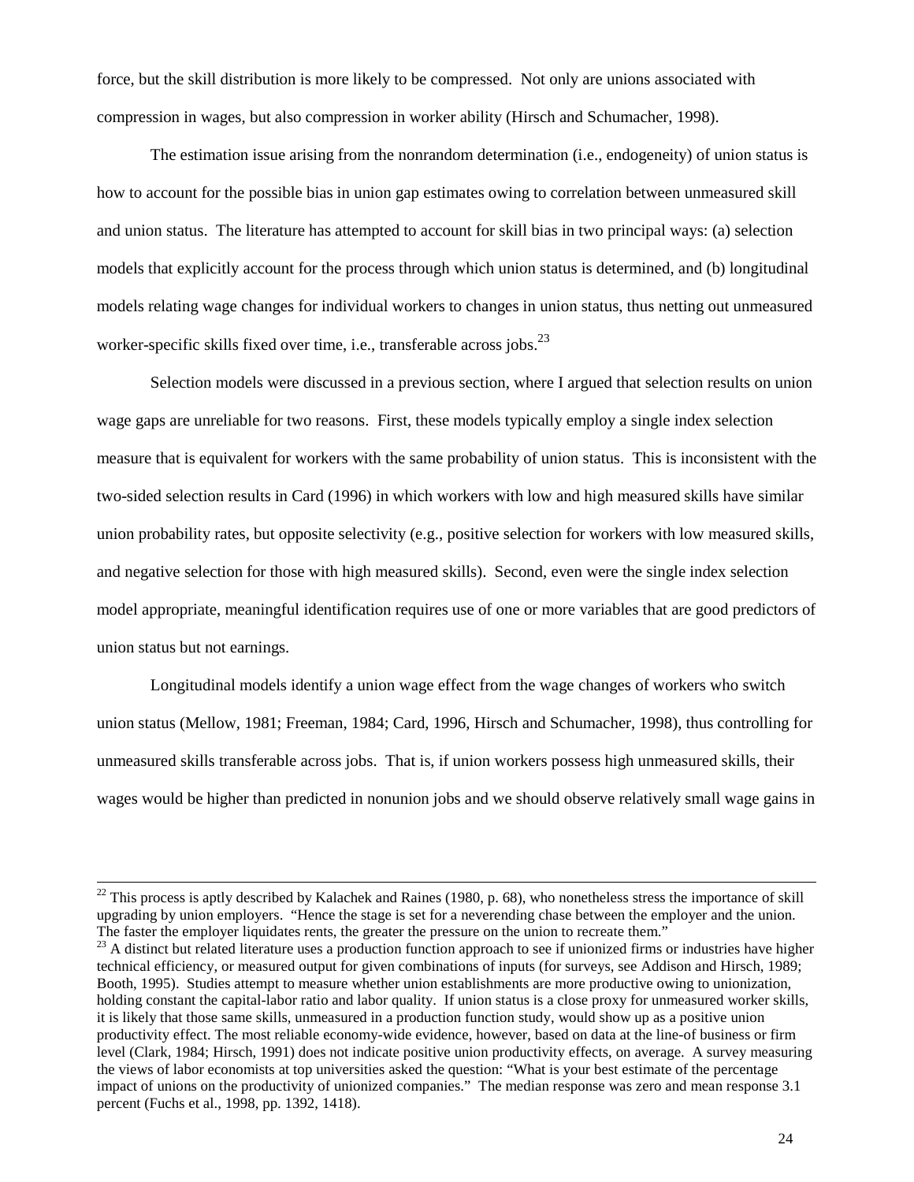force, but the skill distribution is more likely to be compressed. Not only are unions associated with compression in wages, but also compression in worker ability (Hirsch and Schumacher, 1998).

The estimation issue arising from the nonrandom determination (i.e., endogeneity) of union status is how to account for the possible bias in union gap estimates owing to correlation between unmeasured skill and union status. The literature has attempted to account for skill bias in two principal ways: (a) selection models that explicitly account for the process through which union status is determined, and (b) longitudinal models relating wage changes for individual workers to changes in union status, thus netting out unmeasured worker-specific skills fixed over time, i.e., transferable across jobs.[23]

Selection models were discussed in a previous section, where I argued that selection results on union wage gaps are unreliable for two reasons. First, these models typically employ a single index selection measure that is equivalent for workers with the same probability of union status. This is inconsistent with the two-sided selection results in Card (1996) in which workers with low and high measured skills have similar union probability rates, but opposite selectivity (e.g., positive selection for workers with low measured skills, and negative selection for those with high measured skills). Second, even were the single index selection model appropriate, meaningful identification requires use of one or more variables that are good predictors of union status but not earnings.

Longitudinal models identify a union wage effect from the wage changes of workers who switch union status (Mellow, 1981; Freeman, 1984; Card, 1996, Hirsch and Schumacher, 1998), thus controlling for unmeasured skills transferable across jobs. That is, if union workers possess high unmeasured skills, their wages would be higher than predicted in nonunion jobs and we should observe relatively small wage gains in

---

[22] This process is aptly described by Kalachek and Raines (1980, p. 68), who nonetheless stress the importance of skill upgrading by union employers. "Hence the stage is set for a neverending chase between the employer and the union. The faster the employer liquidates rents, the greater the pressure on the union to recreate them."

[23] A distinct but related literature uses a production function approach to see if unionized firms or industries have higher technical efficiency, or measured output for given combinations of inputs (for surveys, see Addison and Hirsch, 1989; Booth, 1995). Studies attempt to measure whether union establishments are more productive owing to unionization, holding constant the capital-labor ratio and labor quality. If union status is a close proxy for unmeasured worker skills, it is likely that those same skills, unmeasured in a production function study, would show up as a positive union productivity effect. The most reliable economy-wide evidence, however, based on data at the line-of business or firm level (Clark, 1984; Hirsch, 1991) does not indicate positive union productivity effects, on average. A survey measuring the views of labor economists at top universities asked the question: "What is your best estimate of the percentage impact of unions on the productivity of unionized companies." The median response was zero and mean response 3.1 percent (Fuchs et al., 1998, pp. 1392, 1418).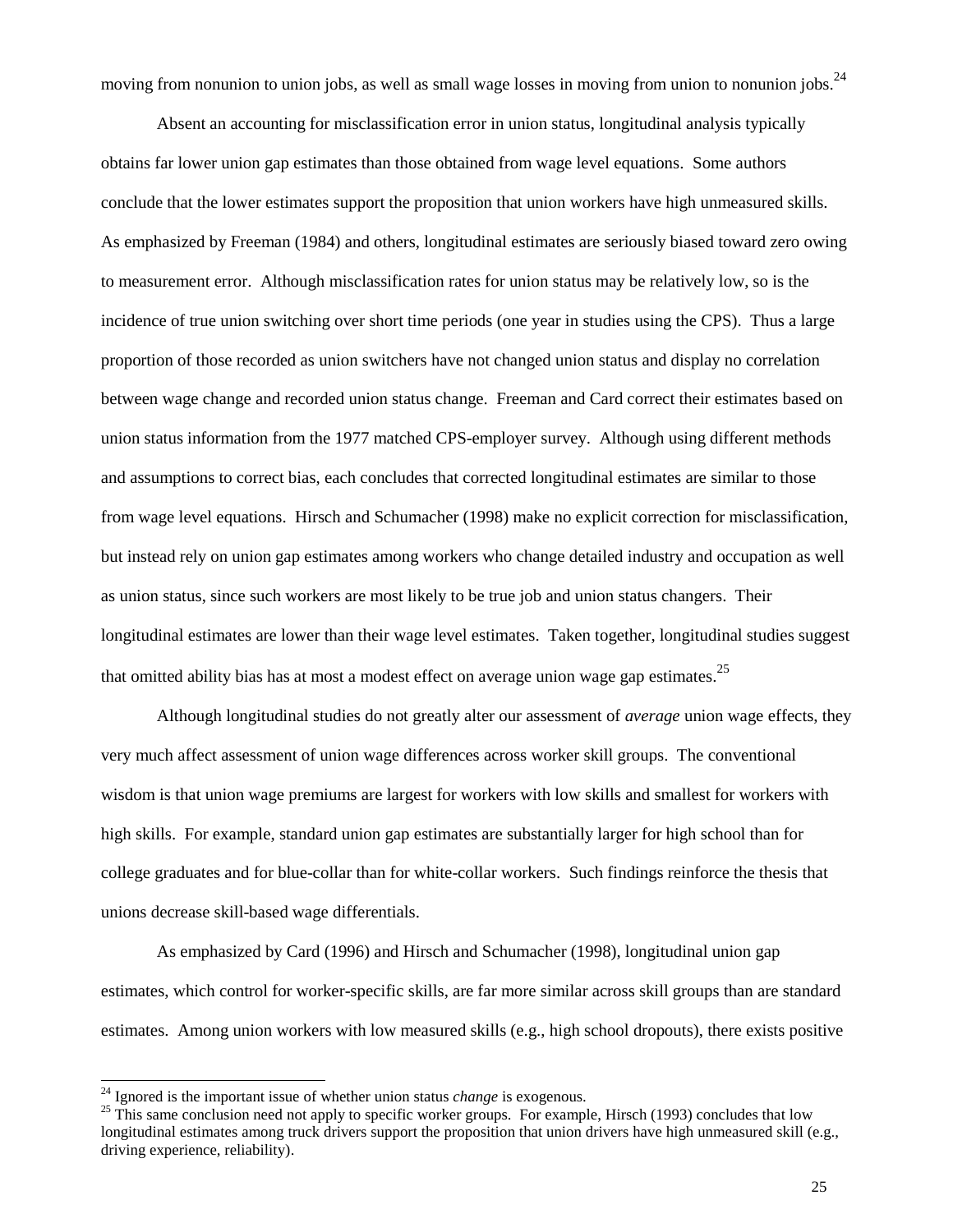moving from nonunion to union jobs, as well as small wage losses in moving from union to nonunion jobs.[24]

Absent an accounting for misclassification error in union status, longitudinal analysis typically obtains far lower union gap estimates than those obtained from wage level equations. Some authors conclude that the lower estimates support the proposition that union workers have high unmeasured skills. As emphasized by Freeman (1984) and others, longitudinal estimates are seriously biased toward zero owing to measurement error. Although misclassification rates for union status may be relatively low, so is the incidence of true union switching over short time periods (one year in studies using the CPS). Thus a large proportion of those recorded as union switchers have not changed union status and display no correlation between wage change and recorded union status change. Freeman and Card correct their estimates based on union status information from the 1977 matched CPS-employer survey. Although using different methods and assumptions to correct bias, each concludes that corrected longitudinal estimates are similar to those from wage level equations. Hirsch and Schumacher (1998) make no explicit correction for misclassification, but instead rely on union gap estimates among workers who change detailed industry and occupation as well as union status, since such workers are most likely to be true job and union status changers. Their longitudinal estimates are lower than their wage level estimates. Taken together, longitudinal studies suggest that omitted ability bias has at most a modest effect on average union wage gap estimates.[25]

Although longitudinal studies do not greatly alter our assessment of *average* union wage effects, they very much affect assessment of union wage differences across worker skill groups. The conventional wisdom is that union wage premiums are largest for workers with low skills and smallest for workers with high skills. For example, standard union gap estimates are substantially larger for high school than for college graduates and for blue-collar than for white-collar workers. Such findings reinforce the thesis that unions decrease skill-based wage differentials.

As emphasized by Card (1996) and Hirsch and Schumacher (1998), longitudinal union gap estimates, which control for worker-specific skills, are far more similar across skill groups than are standard estimates. Among union workers with low measured skills (e.g., high school dropouts), there exists positive

[24] Ignored is the important issue of whether union status *change* is exogenous.

[25] This same conclusion need not apply to specific worker groups. For example, Hirsch (1993) concludes that low longitudinal estimates among truck drivers support the proposition that union drivers have high unmeasured skill (e.g., driving experience, reliability).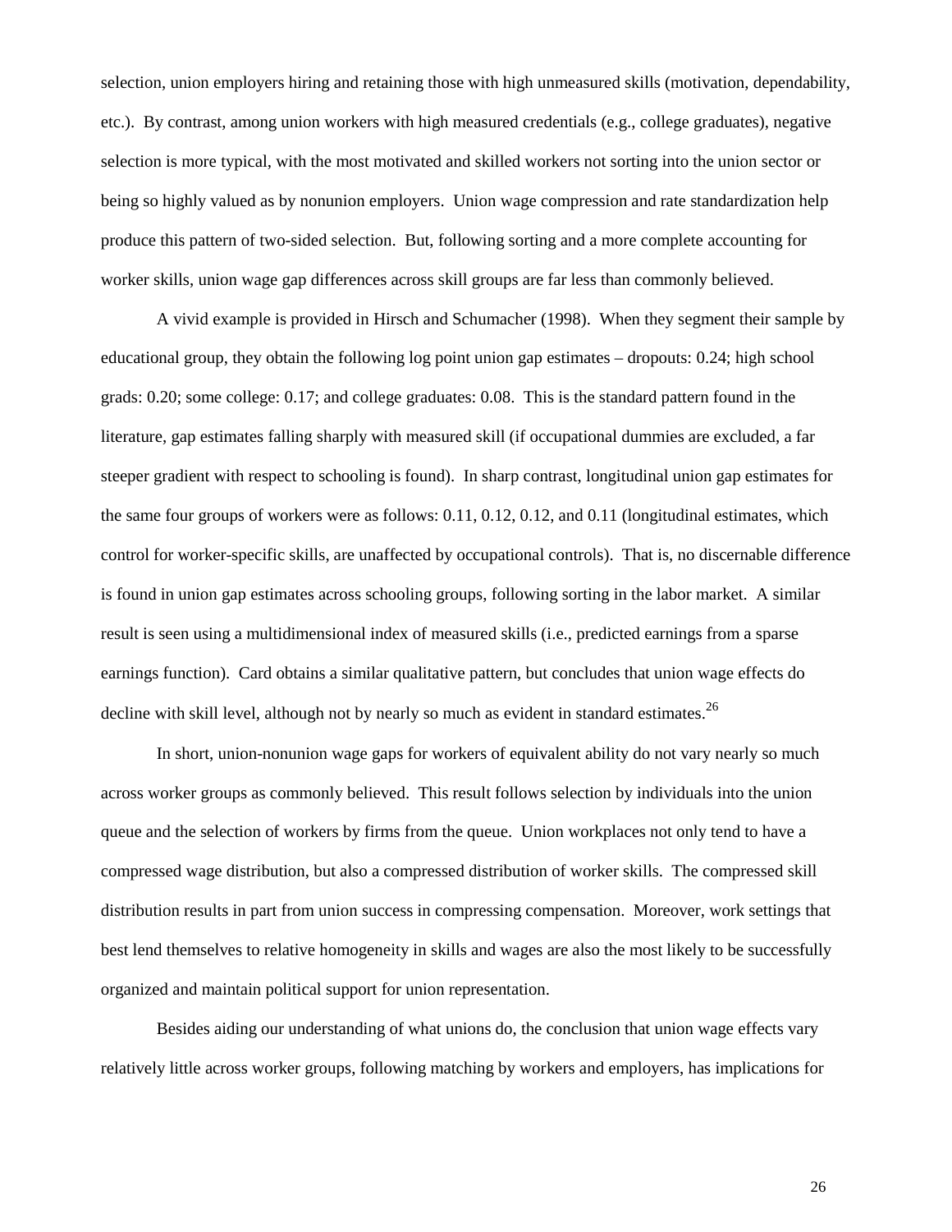selection, union employers hiring and retaining those with high unmeasured skills (motivation, dependability, etc.). By contrast, among union workers with high measured credentials (e.g., college graduates), negative selection is more typical, with the most motivated and skilled workers not sorting into the union sector or being so highly valued as by nonunion employers. Union wage compression and rate standardization help produce this pattern of two-sided selection. But, following sorting and a more complete accounting for worker skills, union wage gap differences across skill groups are far less than commonly believed.

A vivid example is provided in Hirsch and Schumacher (1998). When they segment their sample by educational group, they obtain the following log point union gap estimates – dropouts: 0.24; high school grads: 0.20; some college: 0.17; and college graduates: 0.08. This is the standard pattern found in the literature, gap estimates falling sharply with measured skill (if occupational dummies are excluded, a far steeper gradient with respect to schooling is found). In sharp contrast, longitudinal union gap estimates for the same four groups of workers were as follows: 0.11, 0.12, 0.12, and 0.11 (longitudinal estimates, which control for worker-specific skills, are unaffected by occupational controls). That is, no discernable difference is found in union gap estimates across schooling groups, following sorting in the labor market. A similar result is seen using a multidimensional index of measured skills (i.e., predicted earnings from a sparse earnings function). Card obtains a similar qualitative pattern, but concludes that union wage effects do decline with skill level, although not by nearly so much as evident in standard estimates.[26]

In short, union-nonunion wage gaps for workers of equivalent ability do not vary nearly so much across worker groups as commonly believed. This result follows selection by individuals into the union queue and the selection of workers by firms from the queue. Union workplaces not only tend to have a compressed wage distribution, but also a compressed distribution of worker skills. The compressed skill distribution results in part from union success in compressing compensation. Moreover, work settings that best lend themselves to relative homogeneity in skills and wages are also the most likely to be successfully organized and maintain political support for union representation.

Besides aiding our understanding of what unions do, the conclusion that union wage effects vary relatively little across worker groups, following matching by workers and employers, has implications for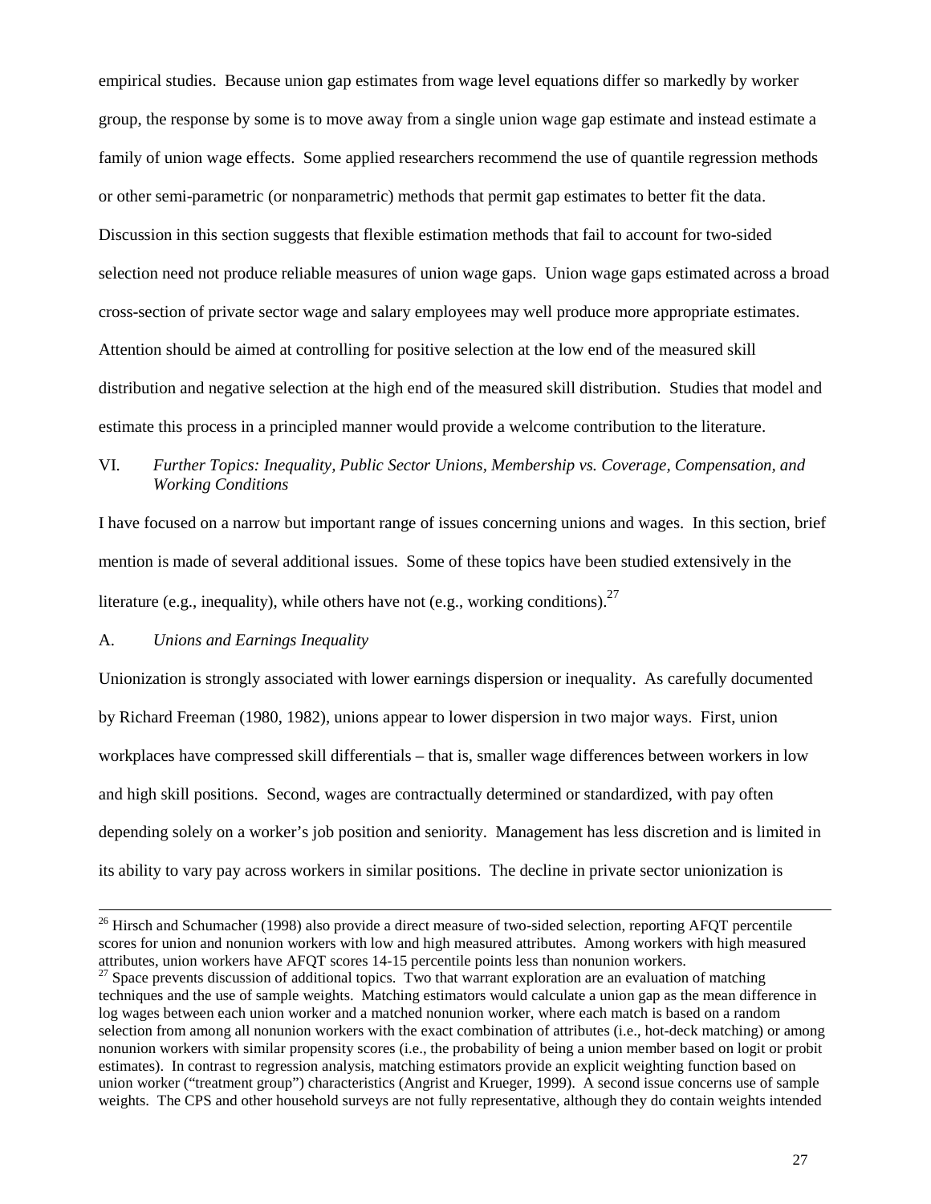empirical studies. Because union gap estimates from wage level equations differ so markedly by worker group, the response by some is to move away from a single union wage gap estimate and instead estimate a family of union wage effects. Some applied researchers recommend the use of quantile regression methods or other semi-parametric (or nonparametric) methods that permit gap estimates to better fit the data. Discussion in this section suggests that flexible estimation methods that fail to account for two-sided selection need not produce reliable measures of union wage gaps. Union wage gaps estimated across a broad cross-section of private sector wage and salary employees may well produce more appropriate estimates. Attention should be aimed at controlling for positive selection at the low end of the measured skill distribution and negative selection at the high end of the measured skill distribution. Studies that model and estimate this process in a principled manner would provide a welcome contribution to the literature.

## VI. *Further Topics: Inequality, Public Sector Unions, Membership vs. Coverage, Compensation, and Working Conditions*

I have focused on a narrow but important range of issues concerning unions and wages. In this section, brief mention is made of several additional issues. Some of these topics have been studied extensively in the literature (e.g., inequality), while others have not (e.g., working conditions).[27]

### A. *Unions and Earnings Inequality*

Unionization is strongly associated with lower earnings dispersion or inequality. As carefully documented by Richard Freeman (1980, 1982), unions appear to lower dispersion in two major ways. First, union workplaces have compressed skill differentials – that is, smaller wage differences between workers in low and high skill positions. Second, wages are contractually determined or standardized, with pay often depending solely on a worker's job position and seniority. Management has less discretion and is limited in its ability to vary pay across workers in similar positions. The decline in private sector unionization is

---

[26] Hirsch and Schumacher (1998) also provide a direct measure of two-sided selection, reporting AFQT percentile scores for union and nonunion workers with low and high measured attributes. Among workers with high measured attributes, union workers have AFQT scores 14-15 percentile points less than nonunion workers.

[27] Space prevents discussion of additional topics. Two that warrant exploration are an evaluation of matching techniques and the use of sample weights. Matching estimators would calculate a union gap as the mean difference in log wages between each union worker and a matched nonunion worker, where each match is based on a random selection from among all nonunion workers with the exact combination of attributes (i.e., hot-deck matching) or among nonunion workers with similar propensity scores (i.e., the probability of being a union member based on logit or probit estimates). In contrast to regression analysis, matching estimators provide an explicit weighting function based on union worker ("treatment group") characteristics (Angrist and Krueger, 1999). A second issue concerns use of sample weights. The CPS and other household surveys are not fully representative, although they do contain weights intended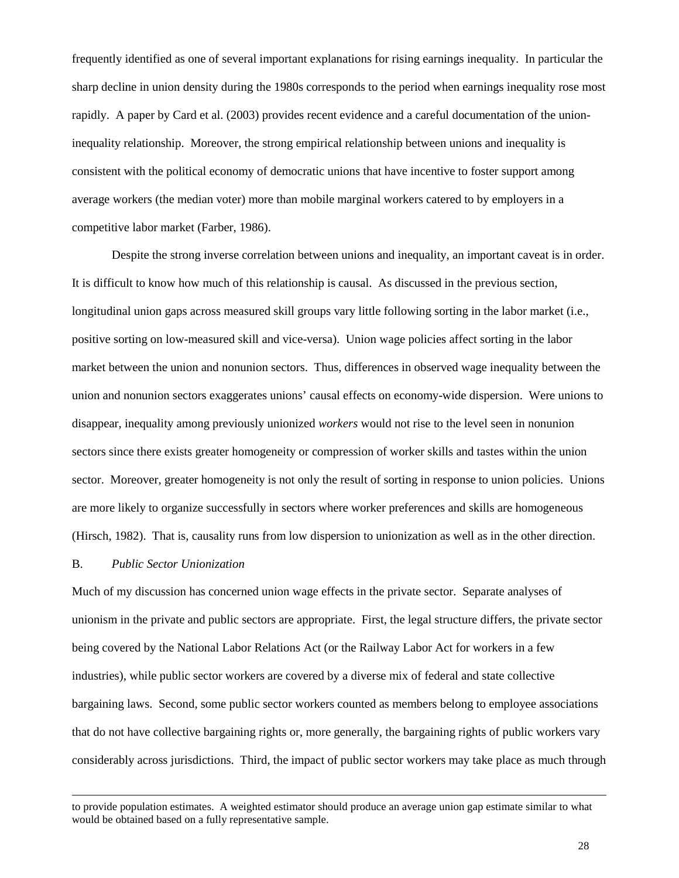frequently identified as one of several important explanations for rising earnings inequality. In particular the sharp decline in union density during the 1980s corresponds to the period when earnings inequality rose most rapidly. A paper by Card et al. (2003) provides recent evidence and a careful documentation of the union-inequality relationship. Moreover, the strong empirical relationship between unions and inequality is consistent with the political economy of democratic unions that have incentive to foster support among average workers (the median voter) more than mobile marginal workers catered to by employers in a competitive labor market (Farber, 1986).

Despite the strong inverse correlation between unions and inequality, an important caveat is in order. It is difficult to know how much of this relationship is causal. As discussed in the previous section, longitudinal union gaps across measured skill groups vary little following sorting in the labor market (i.e., positive sorting on low-measured skill and vice-versa). Union wage policies affect sorting in the labor market between the union and nonunion sectors. Thus, differences in observed wage inequality between the union and nonunion sectors exaggerates unions' causal effects on economy-wide dispersion. Were unions to disappear, inequality among previously unionized *workers* would not rise to the level seen in nonunion sectors since there exists greater homogeneity or compression of worker skills and tastes within the union sector. Moreover, greater homogeneity is not only the result of sorting in response to union policies. Unions are more likely to organize successfully in sectors where worker preferences and skills are homogeneous (Hirsch, 1982). That is, causality runs from low dispersion to unionization as well as in the other direction.

### B. *Public Sector Unionization*

Much of my discussion has concerned union wage effects in the private sector. Separate analyses of unionism in the private and public sectors are appropriate. First, the legal structure differs, the private sector being covered by the National Labor Relations Act (or the Railway Labor Act for workers in a few industries), while public sector workers are covered by a diverse mix of federal and state collective bargaining laws. Second, some public sector workers counted as members belong to employee associations that do not have collective bargaining rights or, more generally, the bargaining rights of public workers vary considerably across jurisdictions. Third, the impact of public sector workers may take place as much through

---

to provide population estimates. A weighted estimator should produce an average union gap estimate similar to what would be obtained based on a fully representative sample.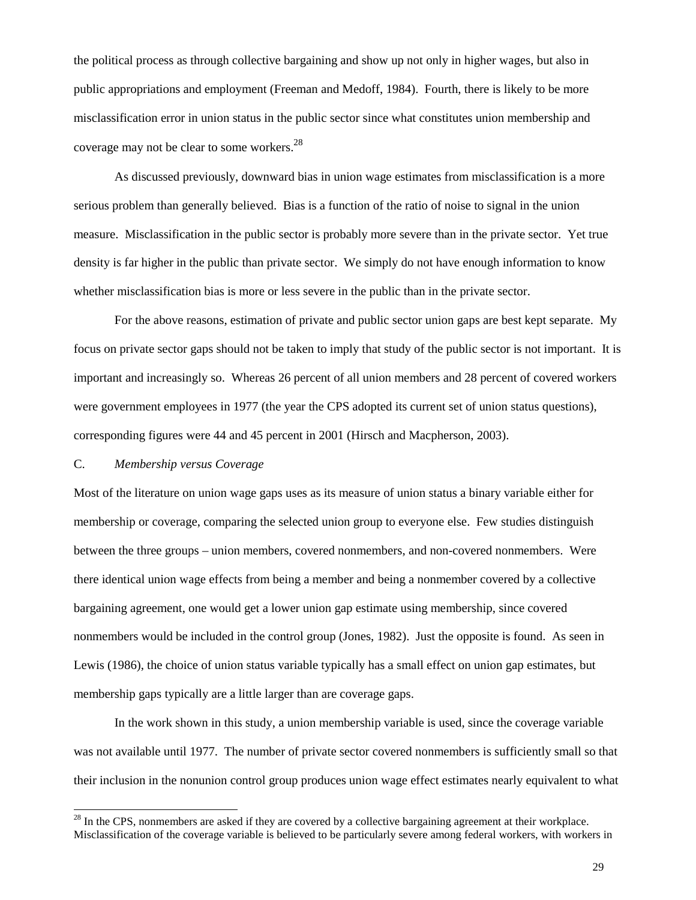the political process as through collective bargaining and show up not only in higher wages, but also in public appropriations and employment (Freeman and Medoff, 1984). Fourth, there is likely to be more misclassification error in union status in the public sector since what constitutes union membership and coverage may not be clear to some workers.[28]

As discussed previously, downward bias in union wage estimates from misclassification is a more serious problem than generally believed. Bias is a function of the ratio of noise to signal in the union measure. Misclassification in the public sector is probably more severe than in the private sector. Yet true density is far higher in the public than private sector. We simply do not have enough information to know whether misclassification bias is more or less severe in the public than in the private sector.

For the above reasons, estimation of private and public sector union gaps are best kept separate. My focus on private sector gaps should not be taken to imply that study of the public sector is not important. It is important and increasingly so. Whereas 26 percent of all union members and 28 percent of covered workers were government employees in 1977 (the year the CPS adopted its current set of union status questions), corresponding figures were 44 and 45 percent in 2001 (Hirsch and Macpherson, 2003).

### C. *Membership versus Coverage*

Most of the literature on union wage gaps uses as its measure of union status a binary variable either for membership or coverage, comparing the selected union group to everyone else. Few studies distinguish between the three groups – union members, covered nonmembers, and non-covered nonmembers. Were there identical union wage effects from being a member and being a nonmember covered by a collective bargaining agreement, one would get a lower union gap estimate using membership, since covered nonmembers would be included in the control group (Jones, 1982). Just the opposite is found. As seen in Lewis (1986), the choice of union status variable typically has a small effect on union gap estimates, but membership gaps typically are a little larger than are coverage gaps.

In the work shown in this study, a union membership variable is used, since the coverage variable was not available until 1977. The number of private sector covered nonmembers is sufficiently small so that their inclusion in the nonunion control group produces union wage effect estimates nearly equivalent to what

[28] In the CPS, nonmembers are asked if they are covered by a collective bargaining agreement at their workplace. Misclassification of the coverage variable is believed to be particularly severe among federal workers, with workers in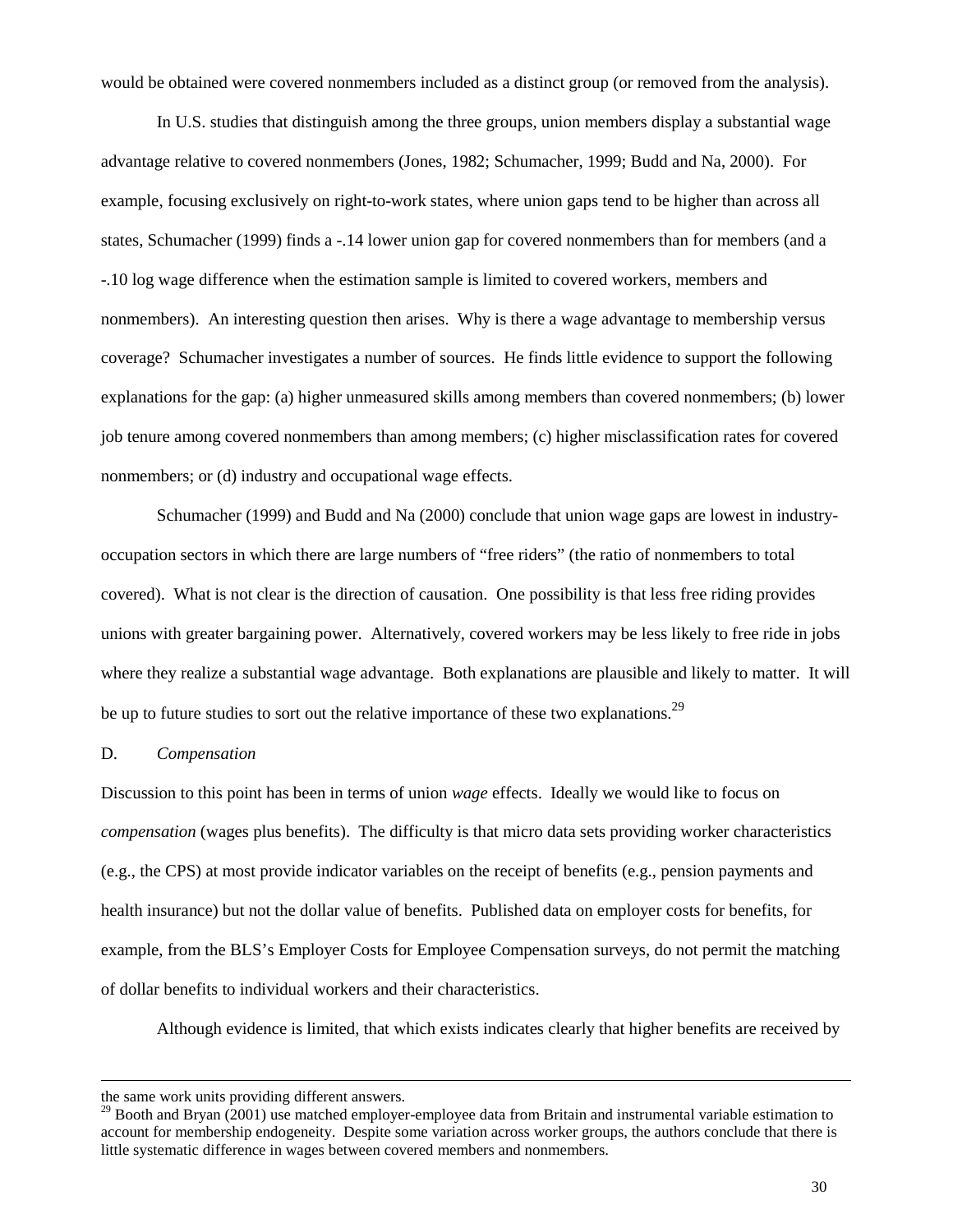would be obtained were covered nonmembers included as a distinct group (or removed from the analysis).

In U.S. studies that distinguish among the three groups, union members display a substantial wage advantage relative to covered nonmembers (Jones, 1982; Schumacher, 1999; Budd and Na, 2000). For example, focusing exclusively on right-to-work states, where union gaps tend to be higher than across all states, Schumacher (1999) finds a -.14 lower union gap for covered nonmembers than for members (and a -.10 log wage difference when the estimation sample is limited to covered workers, members and nonmembers). An interesting question then arises. Why is there a wage advantage to membership versus coverage? Schumacher investigates a number of sources. He finds little evidence to support the following explanations for the gap: (a) higher unmeasured skills among members than covered nonmembers; (b) lower job tenure among covered nonmembers than among members; (c) higher misclassification rates for covered nonmembers; or (d) industry and occupational wage effects.

Schumacher (1999) and Budd and Na (2000) conclude that union wage gaps are lowest in industry-occupation sectors in which there are large numbers of "free riders" (the ratio of nonmembers to total covered). What is not clear is the direction of causation. One possibility is that less free riding provides unions with greater bargaining power. Alternatively, covered workers may be less likely to free ride in jobs where they realize a substantial wage advantage. Both explanations are plausible and likely to matter. It will be up to future studies to sort out the relative importance of these two explanations.[29]

D. *Compensation*

Discussion to this point has been in terms of union *wage* effects. Ideally we would like to focus on *compensation* (wages plus benefits). The difficulty is that micro data sets providing worker characteristics (e.g., the CPS) at most provide indicator variables on the receipt of benefits (e.g., pension payments and health insurance) but not the dollar value of benefits. Published data on employer costs for benefits, for example, from the BLS's Employer Costs for Employee Compensation surveys, do not permit the matching of dollar benefits to individual workers and their characteristics.

Although evidence is limited, that which exists indicates clearly that higher benefits are received by

---

the same work units providing different answers.

[29] Booth and Bryan (2001) use matched employer-employee data from Britain and instrumental variable estimation to account for membership endogeneity. Despite some variation across worker groups, the authors conclude that there is little systematic difference in wages between covered members and nonmembers.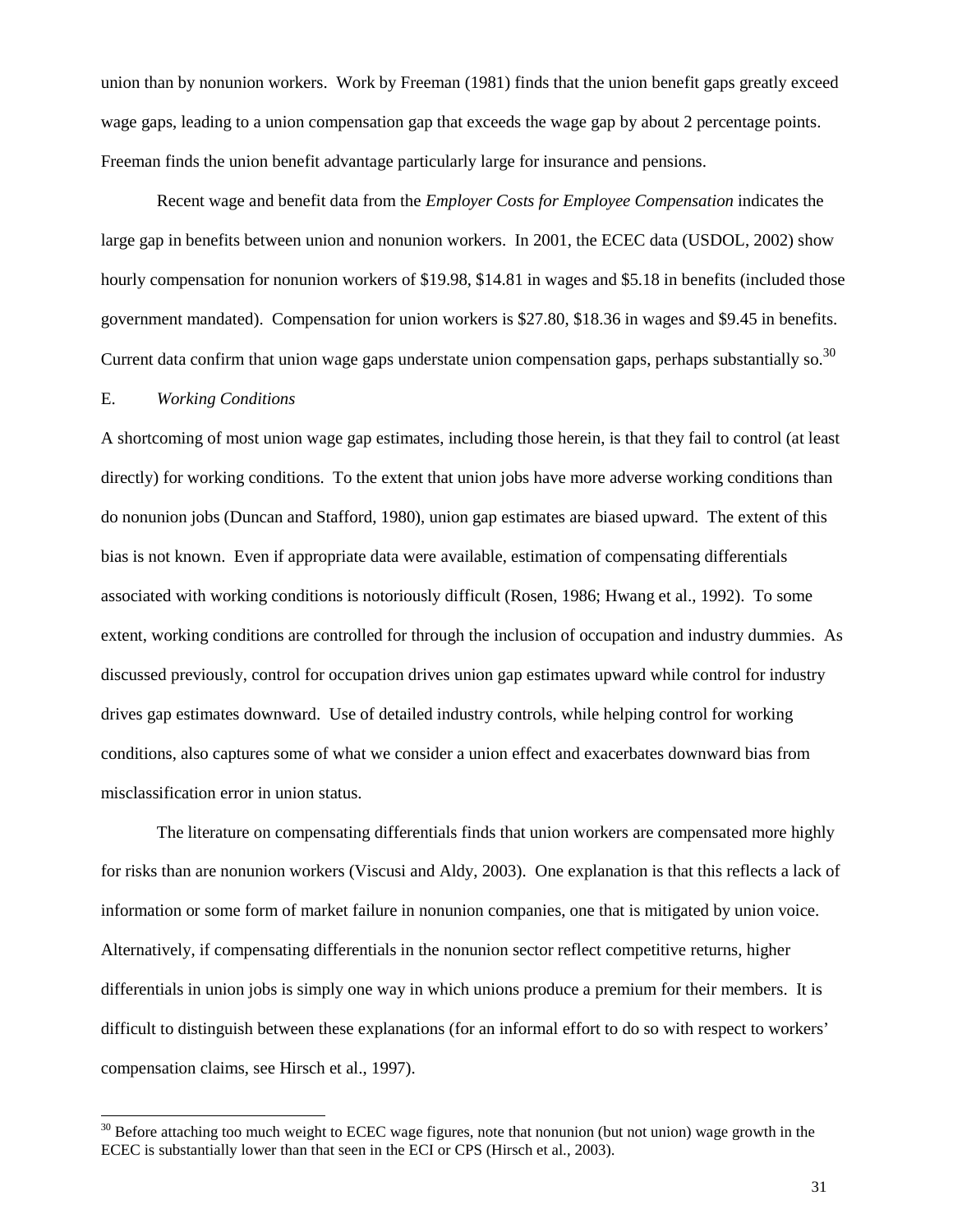union than by nonunion workers. Work by Freeman (1981) finds that the union benefit gaps greatly exceed wage gaps, leading to a union compensation gap that exceeds the wage gap by about 2 percentage points. Freeman finds the union benefit advantage particularly large for insurance and pensions.

Recent wage and benefit data from the *Employer Costs for Employee Compensation* indicates the large gap in benefits between union and nonunion workers. In 2001, the ECEC data (USDOL, 2002) show hourly compensation for nonunion workers of $19.98, $14.81 in wages and $5.18 in benefits (included those government mandated). Compensation for union workers is $27.80, $18.36 in wages and $9.45 in benefits. Current data confirm that union wage gaps understate union compensation gaps, perhaps substantially so.[30]

## E. *Working Conditions*

A shortcoming of most union wage gap estimates, including those herein, is that they fail to control (at least directly) for working conditions. To the extent that union jobs have more adverse working conditions than do nonunion jobs (Duncan and Stafford, 1980), union gap estimates are biased upward. The extent of this bias is not known. Even if appropriate data were available, estimation of compensating differentials associated with working conditions is notoriously difficult (Rosen, 1986; Hwang et al., 1992). To some extent, working conditions are controlled for through the inclusion of occupation and industry dummies. As discussed previously, control for occupation drives union gap estimates upward while control for industry drives gap estimates downward. Use of detailed industry controls, while helping control for working conditions, also captures some of what we consider a union effect and exacerbates downward bias from misclassification error in union status.

The literature on compensating differentials finds that union workers are compensated more highly for risks than are nonunion workers (Viscusi and Aldy, 2003). One explanation is that this reflects a lack of information or some form of market failure in nonunion companies, one that is mitigated by union voice. Alternatively, if compensating differentials in the nonunion sector reflect competitive returns, higher differentials in union jobs is simply one way in which unions produce a premium for their members. It is difficult to distinguish between these explanations (for an informal effort to do so with respect to workers' compensation claims, see Hirsch et al., 1997).

[30] Before attaching too much weight to ECEC wage figures, note that nonunion (but not union) wage growth in the ECEC is substantially lower than that seen in the ECI or CPS (Hirsch et al., 2003).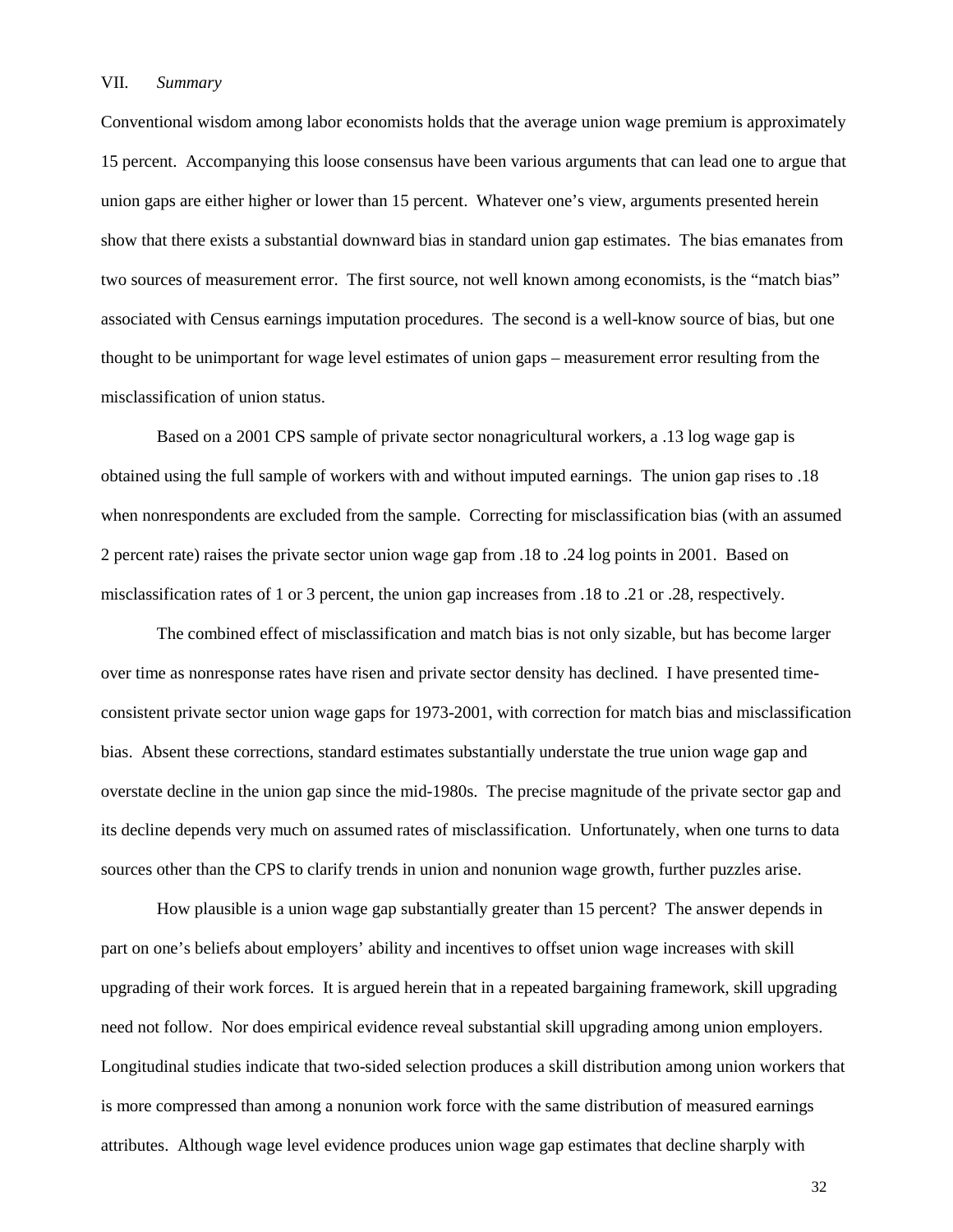## VII. *Summary*

Conventional wisdom among labor economists holds that the average union wage premium is approximately 15 percent. Accompanying this loose consensus have been various arguments that can lead one to argue that union gaps are either higher or lower than 15 percent. Whatever one's view, arguments presented herein show that there exists a substantial downward bias in standard union gap estimates. The bias emanates from two sources of measurement error. The first source, not well known among economists, is the "match bias" associated with Census earnings imputation procedures. The second is a well-know source of bias, but one thought to be unimportant for wage level estimates of union gaps – measurement error resulting from the misclassification of union status.

Based on a 2001 CPS sample of private sector nonagricultural workers, a .13 log wage gap is obtained using the full sample of workers with and without imputed earnings. The union gap rises to .18 when nonrespondents are excluded from the sample. Correcting for misclassification bias (with an assumed 2 percent rate) raises the private sector union wage gap from .18 to .24 log points in 2001. Based on misclassification rates of 1 or 3 percent, the union gap increases from .18 to .21 or .28, respectively.

The combined effect of misclassification and match bias is not only sizable, but has become larger over time as nonresponse rates have risen and private sector density has declined. I have presented time-consistent private sector union wage gaps for 1973-2001, with correction for match bias and misclassification bias. Absent these corrections, standard estimates substantially understate the true union wage gap and overstate decline in the union gap since the mid-1980s. The precise magnitude of the private sector gap and its decline depends very much on assumed rates of misclassification. Unfortunately, when one turns to data sources other than the CPS to clarify trends in union and nonunion wage growth, further puzzles arise.

How plausible is a union wage gap substantially greater than 15 percent? The answer depends in part on one's beliefs about employers' ability and incentives to offset union wage increases with skill upgrading of their work forces. It is argued herein that in a repeated bargaining framework, skill upgrading need not follow. Nor does empirical evidence reveal substantial skill upgrading among union employers. Longitudinal studies indicate that two-sided selection produces a skill distribution among union workers that is more compressed than among a nonunion work force with the same distribution of measured earnings attributes. Although wage level evidence produces union wage gap estimates that decline sharply with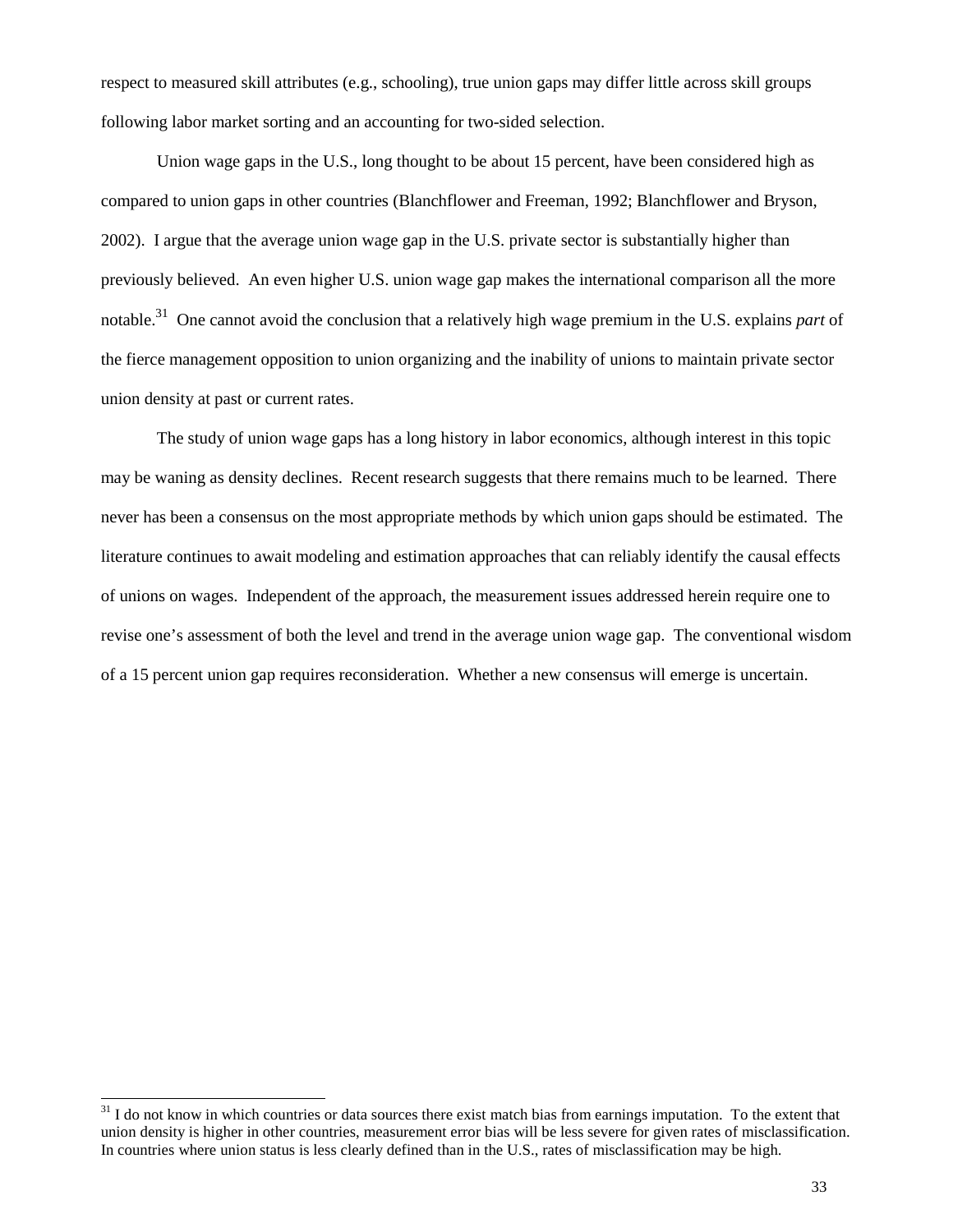respect to measured skill attributes (e.g., schooling), true union gaps may differ little across skill groups following labor market sorting and an accounting for two-sided selection.

Union wage gaps in the U.S., long thought to be about 15 percent, have been considered high as compared to union gaps in other countries (Blanchflower and Freeman, 1992; Blanchflower and Bryson, 2002). I argue that the average union wage gap in the U.S. private sector is substantially higher than previously believed. An even higher U.S. union wage gap makes the international comparison all the more notable.[31] One cannot avoid the conclusion that a relatively high wage premium in the U.S. explains *part* of the fierce management opposition to union organizing and the inability of unions to maintain private sector union density at past or current rates.

The study of union wage gaps has a long history in labor economics, although interest in this topic may be waning as density declines. Recent research suggests that there remains much to be learned. There never has been a consensus on the most appropriate methods by which union gaps should be estimated. The literature continues to await modeling and estimation approaches that can reliably identify the causal effects of unions on wages. Independent of the approach, the measurement issues addressed herein require one to revise one's assessment of both the level and trend in the average union wage gap. The conventional wisdom of a 15 percent union gap requires reconsideration. Whether a new consensus will emerge is uncertain.

---

[31] I do not know in which countries or data sources there exist match bias from earnings imputation. To the extent that union density is higher in other countries, measurement error bias will be less severe for given rates of misclassification. In countries where union status is less clearly defined than in the U.S., rates of misclassification may be high.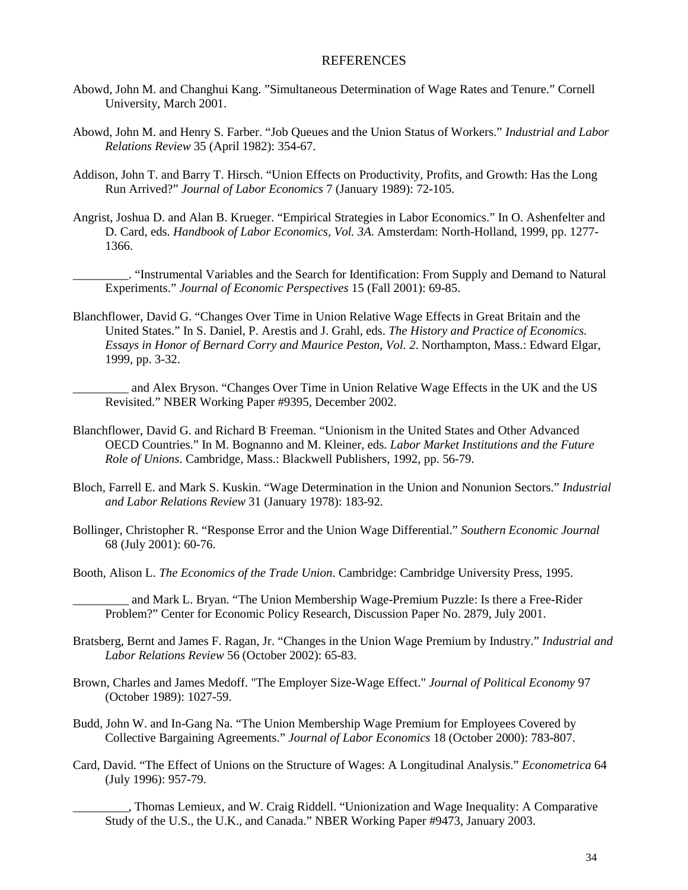## REFERENCES

Abowd, John M. and Changhui Kang. "Simultaneous Determination of Wage Rates and Tenure." Cornell University, March 2001.

Abowd, John M. and Henry S. Farber. "Job Queues and the Union Status of Workers." *Industrial and Labor Relations Review* 35 (April 1982): 354-67.

Addison, John T. and Barry T. Hirsch. "Union Effects on Productivity, Profits, and Growth: Has the Long Run Arrived?" *Journal of Labor Economics* 7 (January 1989): 72-105.

Angrist, Joshua D. and Alan B. Krueger. "Empirical Strategies in Labor Economics." In O. Ashenfelter and D. Card, eds. *Handbook of Labor Economics, Vol. 3A*. Amsterdam: North-Holland, 1999, pp. 1277-1366.

_________. "Instrumental Variables and the Search for Identification: From Supply and Demand to Natural Experiments." *Journal of Economic Perspectives* 15 (Fall 2001): 69-85.

Blanchflower, David G. "Changes Over Time in Union Relative Wage Effects in Great Britain and the United States." In S. Daniel, P. Arestis and J. Grahl, eds. *The History and Practice of Economics. Essays in Honor of Bernard Corry and Maurice Peston, Vol. 2*. Northampton, Mass.: Edward Elgar, 1999, pp. 3-32.

_________ and Alex Bryson. "Changes Over Time in Union Relative Wage Effects in the UK and the US Revisited." NBER Working Paper #9395, December 2002.

Blanchflower, David G. and Richard B. Freeman. "Unionism in the United States and Other Advanced OECD Countries." In M. Bognanno and M. Kleiner, eds. *Labor Market Institutions and the Future Role of Unions*. Cambridge, Mass.: Blackwell Publishers, 1992, pp. 56-79.

Bloch, Farrell E. and Mark S. Kuskin. "Wage Determination in the Union and Nonunion Sectors." *Industrial and Labor Relations Review* 31 (January 1978): 183-92.

Bollinger, Christopher R. "Response Error and the Union Wage Differential." *Southern Economic Journal* 68 (July 2001): 60-76.

Booth, Alison L. *The Economics of the Trade Union*. Cambridge: Cambridge University Press, 1995.

_________ and Mark L. Bryan. "The Union Membership Wage-Premium Puzzle: Is there a Free-Rider Problem?" Center for Economic Policy Research, Discussion Paper No. 2879, July 2001.

Bratsberg, Bernt and James F. Ragan, Jr. "Changes in the Union Wage Premium by Industry." *Industrial and Labor Relations Review* 56 (October 2002): 65-83.

Brown, Charles and James Medoff. "The Employer Size-Wage Effect." *Journal of Political Economy* 97 (October 1989): 1027-59.

Budd, John W. and In-Gang Na. "The Union Membership Wage Premium for Employees Covered by Collective Bargaining Agreements." *Journal of Labor Economics* 18 (October 2000): 783-807.

Card, David. "The Effect of Unions on the Structure of Wages: A Longitudinal Analysis." *Econometrica* 64 (July 1996): 957-79.

_________, Thomas Lemieux, and W. Craig Riddell. "Unionization and Wage Inequality: A Comparative Study of the U.S., the U.K., and Canada." NBER Working Paper #9473, January 2003.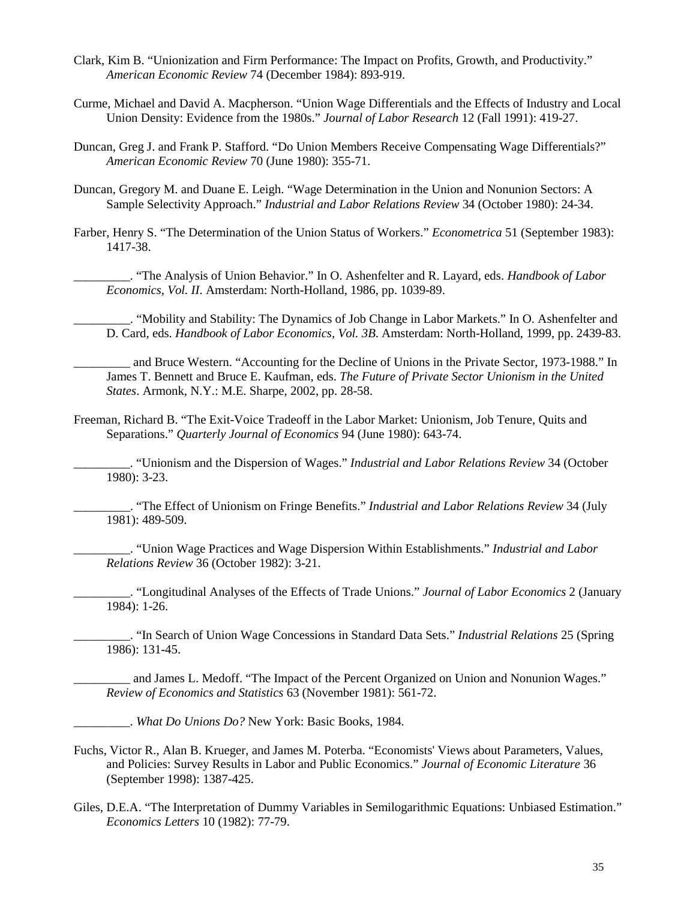Clark, Kim B. “Unionization and Firm Performance: The Impact on Profits, Growth, and Productivity.” *American Economic Review* 74 (December 1984): 893-919.

Curme, Michael and David A. Macpherson. “Union Wage Differentials and the Effects of Industry and Local Union Density: Evidence from the 1980s.” *Journal of Labor Research* 12 (Fall 1991): 419-27.

Duncan, Greg J. and Frank P. Stafford. “Do Union Members Receive Compensating Wage Differentials?” *American Economic Review* 70 (June 1980): 355-71.

Duncan, Gregory M. and Duane E. Leigh. “Wage Determination in the Union and Nonunion Sectors: A Sample Selectivity Approach.” *Industrial and Labor Relations Review* 34 (October 1980): 24-34.

Farber, Henry S. “The Determination of the Union Status of Workers.” *Econometrica* 51 (September 1983): 1417-38.

_________. “The Analysis of Union Behavior.” In O. Ashenfelter and R. Layard, eds. *Handbook of Labor Economics, Vol. II*. Amsterdam: North-Holland, 1986, pp. 1039-89.

_________. “Mobility and Stability: The Dynamics of Job Change in Labor Markets.” In O. Ashenfelter and D. Card, eds. *Handbook of Labor Economics, Vol. 3B.* Amsterdam: North-Holland, 1999, pp. 2439-83.

_________ and Bruce Western. “Accounting for the Decline of Unions in the Private Sector, 1973-1988.” In James T. Bennett and Bruce E. Kaufman, eds. *The Future of Private Sector Unionism in the United States*. Armonk, N.Y.: M.E. Sharpe, 2002, pp. 28-58.

Freeman, Richard B. “The Exit-Voice Tradeoff in the Labor Market: Unionism, Job Tenure, Quits and Separations.” *Quarterly Journal of Economics* 94 (June 1980): 643-74.

_________. “Unionism and the Dispersion of Wages.” *Industrial and Labor Relations Review* 34 (October 1980): 3-23.

_________. “The Effect of Unionism on Fringe Benefits.” *Industrial and Labor Relations Review* 34 (July 1981): 489-509.

_________. “Union Wage Practices and Wage Dispersion Within Establishments.” *Industrial and Labor Relations Review* 36 (October 1982): 3-21.

_________. “Longitudinal Analyses of the Effects of Trade Unions.” *Journal of Labor Economics* 2 (January 1984): 1-26.

_________. “In Search of Union Wage Concessions in Standard Data Sets.” *Industrial Relations* 25 (Spring 1986): 131-45.

_________ and James L. Medoff. “The Impact of the Percent Organized on Union and Nonunion Wages.” *Review of Economics and Statistics* 63 (November 1981): 561-72.

_________. *What Do Unions Do?* New York: Basic Books, 1984.

Fuchs, Victor R., Alan B. Krueger, and James M. Poterba. “Economists' Views about Parameters, Values, and Policies: Survey Results in Labor and Public Economics.” *Journal of Economic Literature* 36 (September 1998): 1387-425.

Giles, D.E.A. “The Interpretation of Dummy Variables in Semilogarithmic Equations: Unbiased Estimation.” *Economics Letters* 10 (1982): 77-79.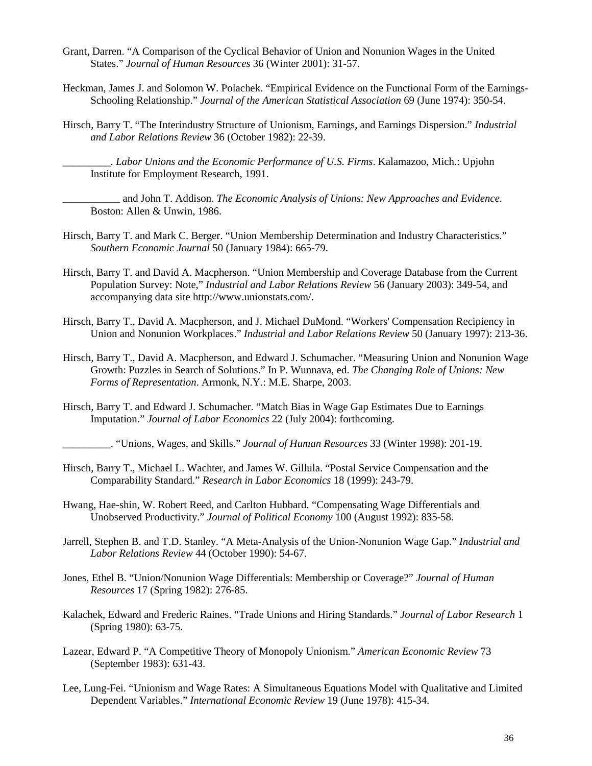Grant, Darren. "A Comparison of the Cyclical Behavior of Union and Nonunion Wages in the United States." *Journal of Human Resources* 36 (Winter 2001): 31-57.

Heckman, James J. and Solomon W. Polachek. "Empirical Evidence on the Functional Form of the Earnings-Schooling Relationship." *Journal of the American Statistical Association* 69 (June 1974): 350-54.

Hirsch, Barry T. "The Interindustry Structure of Unionism, Earnings, and Earnings Dispersion." *Industrial and Labor Relations Review* 36 (October 1982): 22-39.

_________. *Labor Unions and the Economic Performance of U.S. Firms*. Kalamazoo, Mich.: Upjohn Institute for Employment Research, 1991.

___________ and John T. Addison. *The Economic Analysis of Unions: New Approaches and Evidence.* Boston: Allen & Unwin, 1986.

Hirsch, Barry T. and Mark C. Berger. "Union Membership Determination and Industry Characteristics." *Southern Economic Journal* 50 (January 1984): 665-79.

Hirsch, Barry T. and David A. Macpherson. "Union Membership and Coverage Database from the Current Population Survey: Note," *Industrial and Labor Relations Review* 56 (January 2003): 349-54, and accompanying data site http://www.unionstats.com/.

Hirsch, Barry T., David A. Macpherson, and J. Michael DuMond. "Workers' Compensation Recipiency in Union and Nonunion Workplaces." *Industrial and Labor Relations Review* 50 (January 1997): 213-36.

Hirsch, Barry T., David A. Macpherson, and Edward J. Schumacher. "Measuring Union and Nonunion Wage Growth: Puzzles in Search of Solutions." In P. Wunnava, ed. *The Changing Role of Unions: New Forms of Representation*. Armonk, N.Y.: M.E. Sharpe, 2003.

Hirsch, Barry T. and Edward J. Schumacher. "Match Bias in Wage Gap Estimates Due to Earnings Imputation." *Journal of Labor Economics* 22 (July 2004): forthcoming.

_________. "Unions, Wages, and Skills." *Journal of Human Resources* 33 (Winter 1998): 201-19.

Hirsch, Barry T., Michael L. Wachter, and James W. Gillula. "Postal Service Compensation and the Comparability Standard." *Research in Labor Economics* 18 (1999): 243-79.

Hwang, Hae-shin, W. Robert Reed, and Carlton Hubbard. "Compensating Wage Differentials and Unobserved Productivity." *Journal of Political Economy* 100 (August 1992): 835-58.

Jarrell, Stephen B. and T.D. Stanley. "A Meta-Analysis of the Union-Nonunion Wage Gap." *Industrial and Labor Relations Review* 44 (October 1990): 54-67.

Jones, Ethel B. "Union/Nonunion Wage Differentials: Membership or Coverage?" *Journal of Human Resources* 17 (Spring 1982): 276-85.

Kalachek, Edward and Frederic Raines. "Trade Unions and Hiring Standards." *Journal of Labor Research* 1 (Spring 1980): 63-75.

Lazear, Edward P. "A Competitive Theory of Monopoly Unionism." *American Economic Review* 73 (September 1983): 631-43.

Lee, Lung-Fei. "Unionism and Wage Rates: A Simultaneous Equations Model with Qualitative and Limited Dependent Variables." *International Economic Review* 19 (June 1978): 415-34.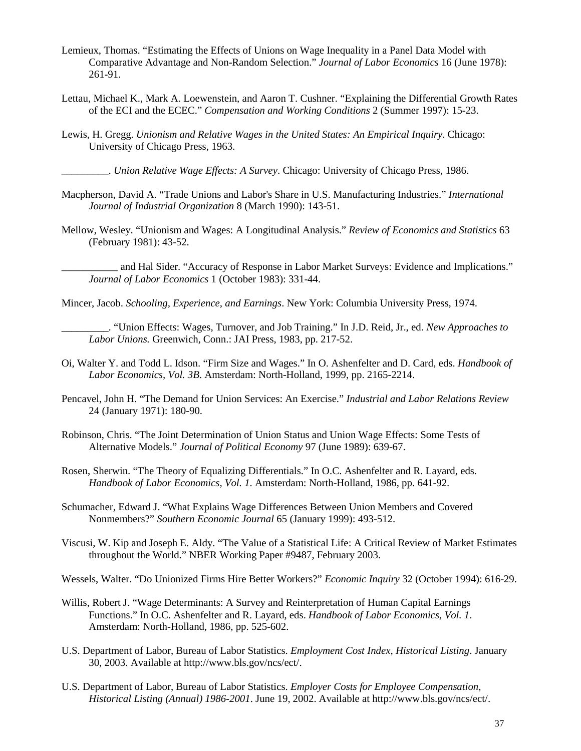Lemieux, Thomas. “Estimating the Effects of Unions on Wage Inequality in a Panel Data Model with Comparative Advantage and Non-Random Selection.” *Journal of Labor Economics* 16 (June 1978): 261-91.

Lettau, Michael K., Mark A. Loewenstein, and Aaron T. Cushner. “Explaining the Differential Growth Rates of the ECI and the ECEC.” *Compensation and Working Conditions* 2 (Summer 1997): 15-23.

Lewis, H. Gregg. *Unionism and Relative Wages in the United States: An Empirical Inquiry*. Chicago: University of Chicago Press, 1963.

_________. *Union Relative Wage Effects: A Survey*. Chicago: University of Chicago Press, 1986.

Macpherson, David A. “Trade Unions and Labor's Share in U.S. Manufacturing Industries.” *International Journal of Industrial Organization* 8 (March 1990): 143-51.

Mellow, Wesley. “Unionism and Wages: A Longitudinal Analysis.” *Review of Economics and Statistics* 63 (February 1981): 43-52.

___________ and Hal Sider. “Accuracy of Response in Labor Market Surveys: Evidence and Implications.” *Journal of Labor Economics* 1 (October 1983): 331-44.

Mincer, Jacob. *Schooling, Experience, and Earnings*. New York: Columbia University Press, 1974.

_________. “Union Effects: Wages, Turnover, and Job Training.” In J.D. Reid, Jr., ed. *New Approaches to Labor Unions.* Greenwich, Conn.: JAI Press, 1983, pp. 217-52.

Oi, Walter Y. and Todd L. Idson. “Firm Size and Wages.” In O. Ashenfelter and D. Card, eds. *Handbook of Labor Economics, Vol. 3B*. Amsterdam: North-Holland, 1999, pp. 2165-2214.

Pencavel, John H. “The Demand for Union Services: An Exercise.” *Industrial and Labor Relations Review* 24 (January 1971): 180-90.

Robinson, Chris. “The Joint Determination of Union Status and Union Wage Effects: Some Tests of Alternative Models.” *Journal of Political Economy* 97 (June 1989): 639-67.

Rosen, Sherwin. “The Theory of Equalizing Differentials.” In O.C. Ashenfelter and R. Layard, eds. *Handbook of Labor Economics, Vol. 1*. Amsterdam: North-Holland, 1986, pp. 641-92.

Schumacher, Edward J. “What Explains Wage Differences Between Union Members and Covered Nonmembers?” *Southern Economic Journal* 65 (January 1999): 493-512.

Viscusi, W. Kip and Joseph E. Aldy. “The Value of a Statistical Life: A Critical Review of Market Estimates throughout the World.” NBER Working Paper #9487, February 2003.

Wessels, Walter. “Do Unionized Firms Hire Better Workers?” *Economic Inquiry* 32 (October 1994): 616-29.

Willis, Robert J. “Wage Determinants: A Survey and Reinterpretation of Human Capital Earnings Functions.” In O.C. Ashenfelter and R. Layard, eds. *Handbook of Labor Economics, Vol. 1*. Amsterdam: North-Holland, 1986, pp. 525-602.

U.S. Department of Labor, Bureau of Labor Statistics. *Employment Cost Index, Historical Listing*. January 30, 2003. Available at http://www.bls.gov/ncs/ect/.

U.S. Department of Labor, Bureau of Labor Statistics. *Employer Costs for Employee Compensation, Historical Listing (Annual) 1986-2001*. June 19, 2002. Available at http://www.bls.gov/ncs/ect/.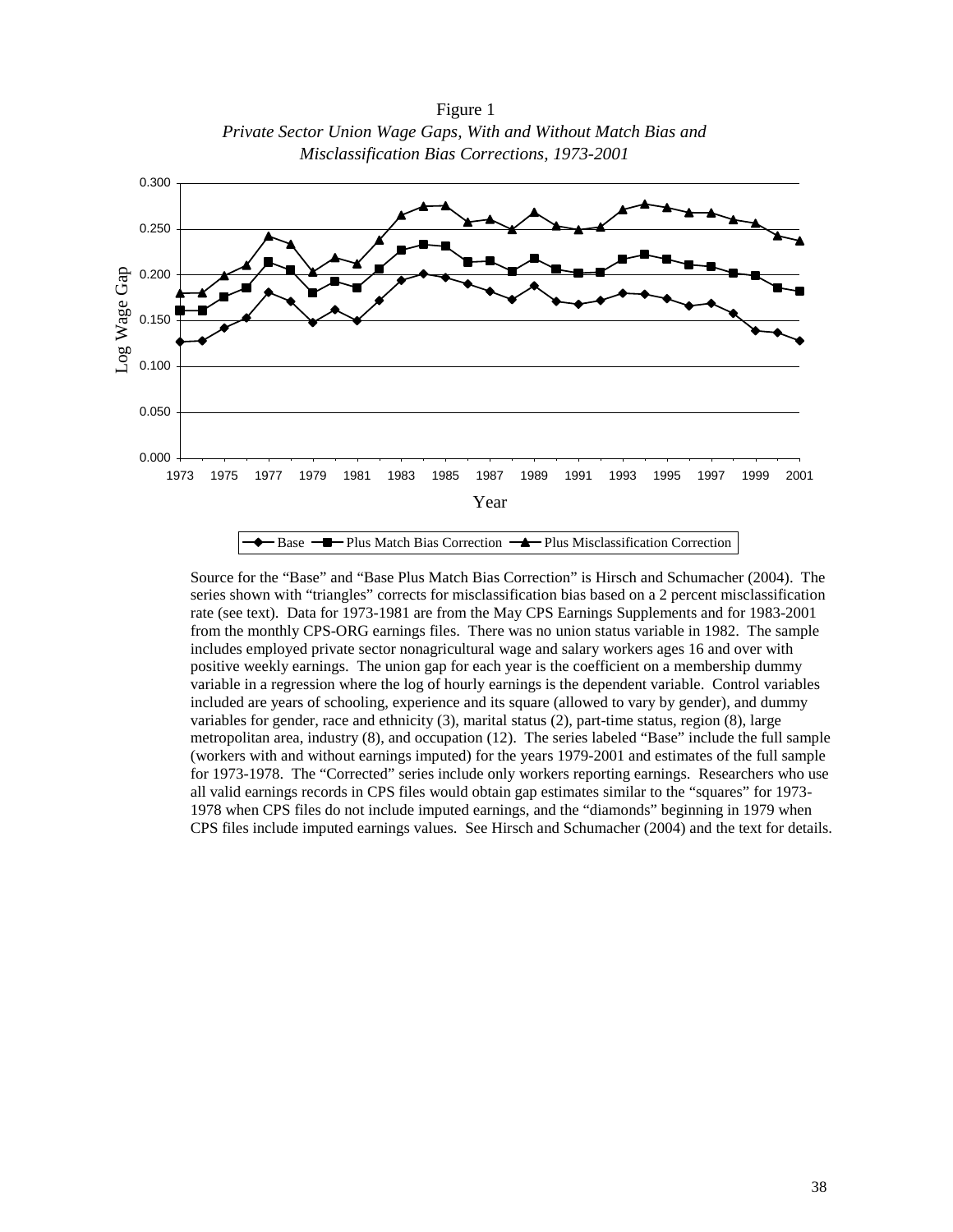Figure 1

*Private Sector Union Wage Gaps, With and Without Match Bias and Misclassification Bias Corrections, 1973-2001*

Source for the "Base" and "Base Plus Match Bias Correction" is Hirsch and Schumacher (2004). The series shown with "triangles" corrects for misclassification bias based on a 2 percent misclassification rate (see text). Data for 1973-1981 are from the May CPS Earnings Supplements and for 1983-2001 from the monthly CPS-ORG earnings files. There was no union status variable in 1982. The sample includes employed private sector nonagricultural wage and salary workers ages 16 and over with positive weekly earnings. The union gap for each year is the coefficient on a membership dummy variable in a regression where the log of hourly earnings is the dependent variable. Control variables included are years of schooling, experience and its square (allowed to vary by gender), and dummy variables for gender, race and ethnicity (3), marital status (2), part-time status, region (8), large metropolitan area, industry (8), and occupation (12). The series labeled "Base" include the full sample (workers with and without earnings imputed) for the years 1979-2001 and estimates of the full sample for 1973-1978. The "Corrected" series include only workers reporting earnings. Researchers who use all valid earnings records in CPS files would obtain gap estimates similar to the "squares" for 1973-1978 when CPS files do not include imputed earnings, and the "diamonds" beginning in 1979 when CPS files include imputed earnings values. See Hirsch and Schumacher (2004) and the text for details.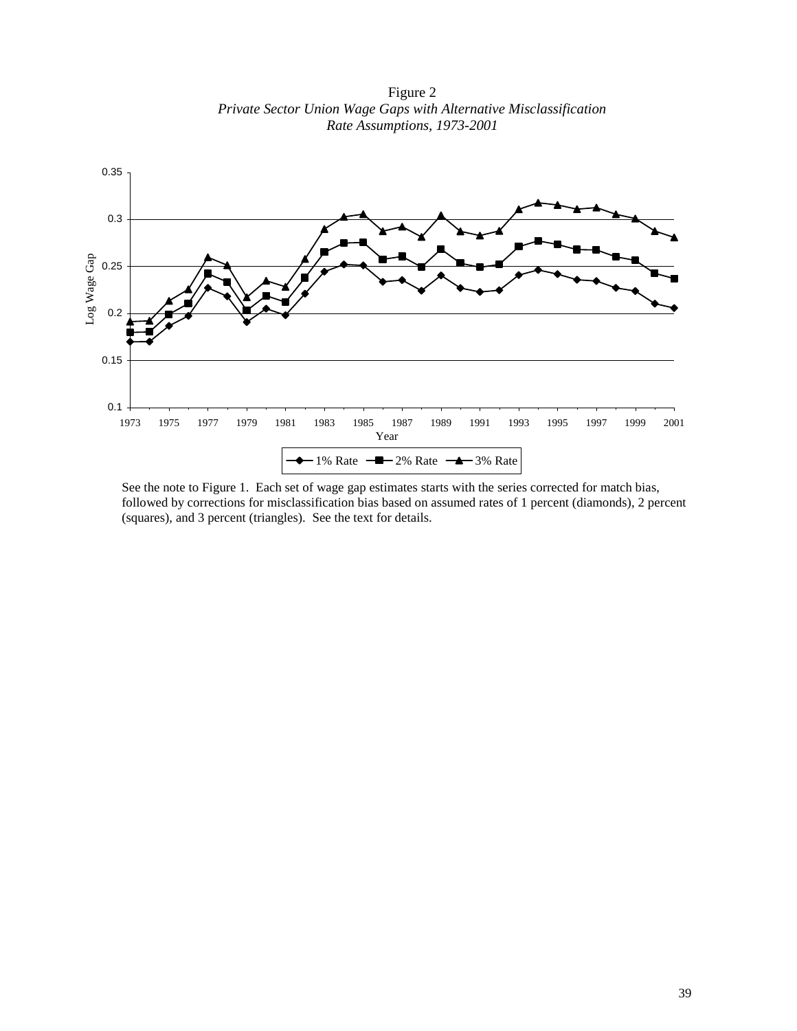Figure 2

*Private Sector Union Wage Gaps with Alternative Misclassification Rate Assumptions, 1973-2001*

See the note to Figure 1. Each set of wage gap estimates starts with the series corrected for match bias, followed by corrections for misclassification bias based on assumed rates of 1 percent (diamonds), 2 percent (squares), and 3 percent (triangles). See the text for details.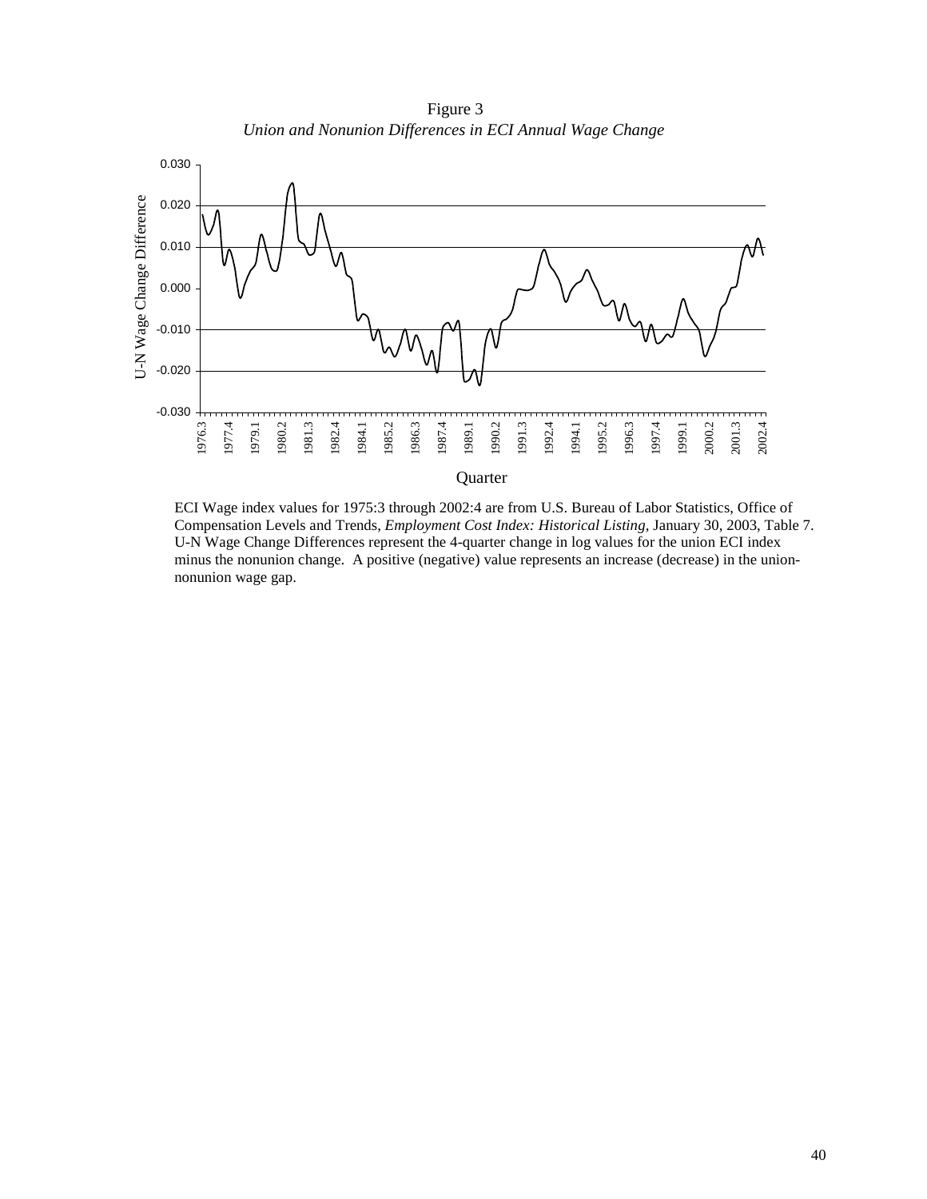Figure 3

*Union and Nonunion Differences in ECI Annual Wage Change*

ECI Wage index values for 1975:3 through 2002:4 are from U.S. Bureau of Labor Statistics, Office of Compensation Levels and Trends, *Employment Cost Index: Historical Listing*, January 30, 2003, Table 7. U-N Wage Change Differences represent the 4-quarter change in log values for the union ECI index minus the nonunion change. A positive (negative) value represents an increase (decrease) in the union-nonunion wage gap.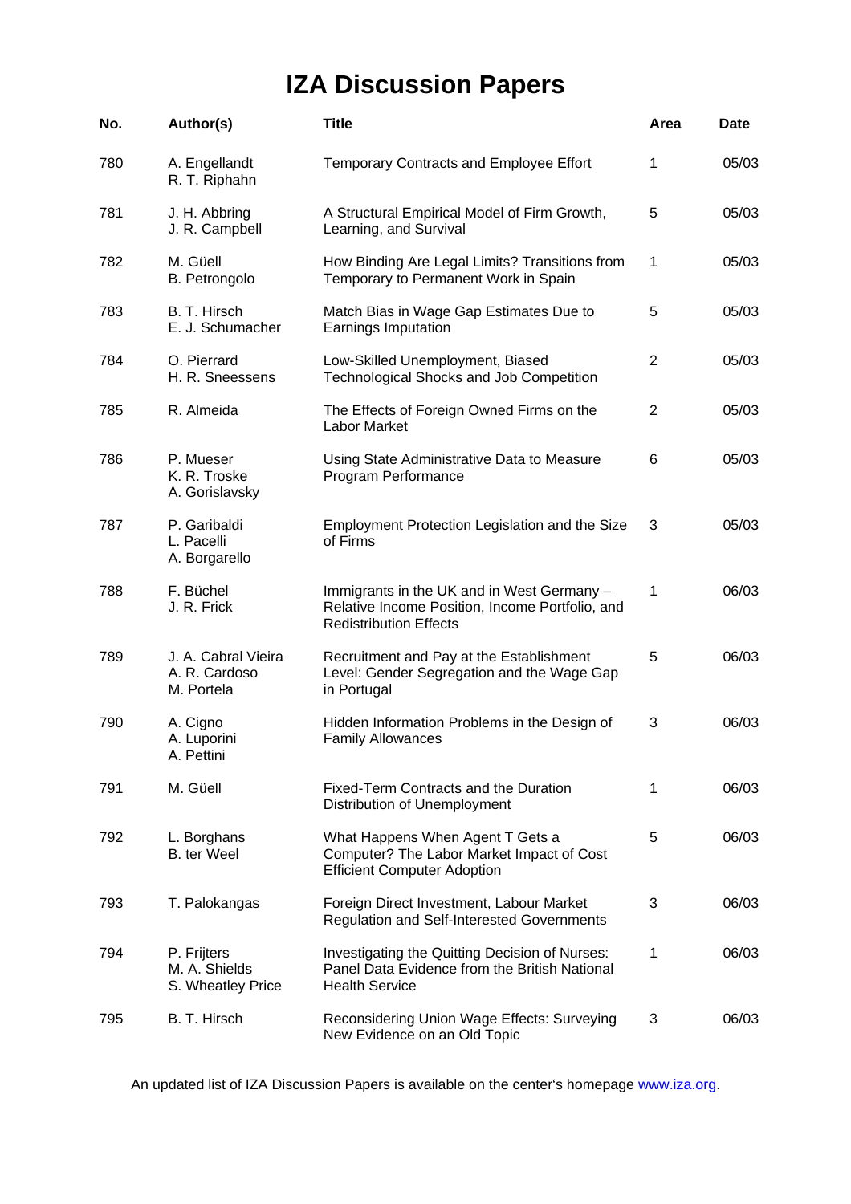# IZA Discussion Papers

| No. | Author(s) | Title | Area | Date |
|---|---|---|---|---|
| 780 | A. Engellandt<br>R. T. Riphahn | Temporary Contracts and Employee Effort | 1 | 05/03 |
| 781 | J. H. Abbring<br>J. R. Campbell | A Structural Empirical Model of Firm Growth, Learning, and Survival | 5 | 05/03 |
| 782 | M. Güell<br>B. Petrongolo | How Binding Are Legal Limits? Transitions from Temporary to Permanent Work in Spain | 1 | 05/03 |
| 783 | B. T. Hirsch<br>E. J. Schumacher | Match Bias in Wage Gap Estimates Due to Earnings Imputation | 5 | 05/03 |
| 784 | O. Pierrard<br>H. R. Sneessens | Low-Skilled Unemployment, Biased Technological Shocks and Job Competition | 2 | 05/03 |
| 785 | R. Almeida | The Effects of Foreign Owned Firms on the Labor Market | 2 | 05/03 |
| 786 | P. Mueser<br>K. R. Troske<br>A. Gorislavsky | Using State Administrative Data to Measure Program Performance | 6 | 05/03 |
| 787 | P. Garibaldi<br>L. Pacelli<br>A. Borgarello | Employment Protection Legislation and the Size of Firms | 3 | 05/03 |
| 788 | F. Büchel<br>J. R. Frick | Immigrants in the UK and in West Germany – Relative Income Position, Income Portfolio, and Redistribution Effects | 1 | 06/03 |
| 789 | J. A. Cabral Vieira<br>A. R. Cardoso<br>M. Portela | Recruitment and Pay at the Establishment Level: Gender Segregation and the Wage Gap in Portugal | 5 | 06/03 |
| 790 | A. Cigno<br>A. Luporini<br>A. Pettini | Hidden Information Problems in the Design of Family Allowances | 3 | 06/03 |
| 791 | M. Güell | Fixed-Term Contracts and the Duration Distribution of Unemployment | 1 | 06/03 |
| 792 | L. Borghans<br>B. ter Weel | What Happens When Agent T Gets a Computer? The Labor Market Impact of Cost Efficient Computer Adoption | 5 | 06/03 |
| 793 | T. Palokangas | Foreign Direct Investment, Labour Market Regulation and Self-Interested Governments | 3 | 06/03 |
| 794 | P. Frijters<br>M. A. Shields<br>S. Wheatley Price | Investigating the Quitting Decision of Nurses: Panel Data Evidence from the British National Health Service | 1 | 06/03 |
| 795 | B. T. Hirsch | Reconsidering Union Wage Effects: Surveying New Evidence on an Old Topic | 3 | 06/03 |

An updated list of IZA Discussion Papers is available on the center's homepage www.iza.org.